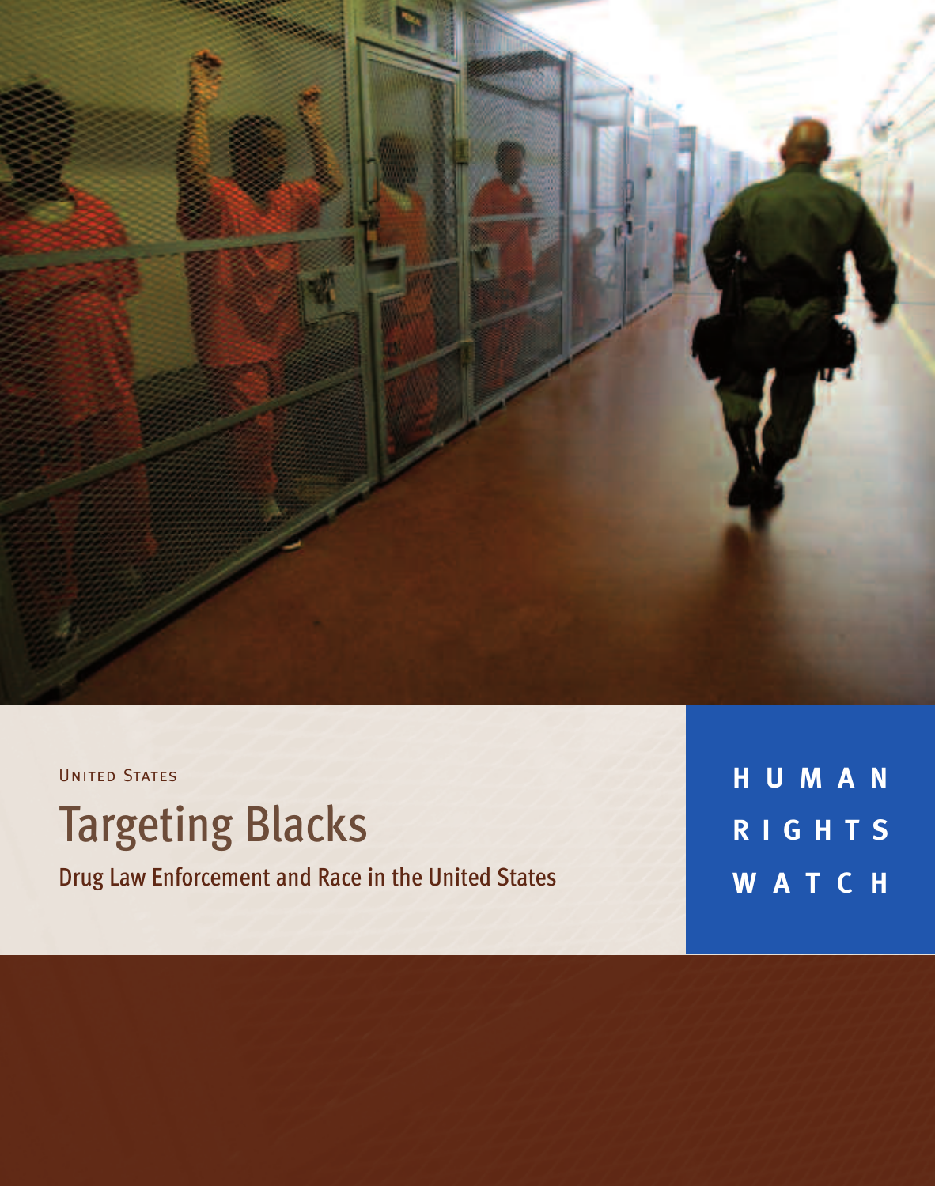United States

# Targeting Blacks

## Drug Law Enforcement and Race in the United States

**HUMAN RIGHTS WATCH**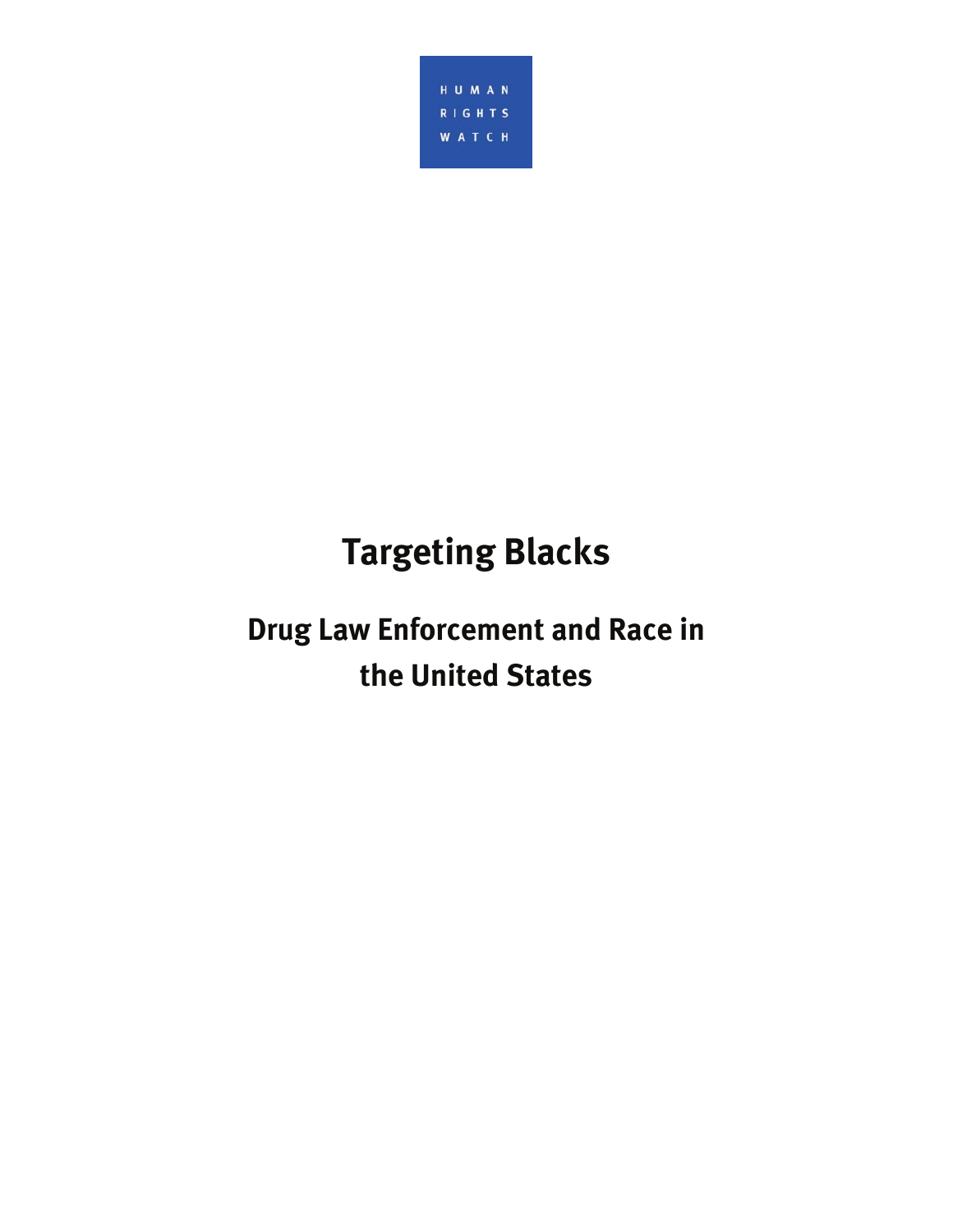HUMAN RIGHTS WATCH

# Targeting Blacks

## Drug Law Enforcement and Race in the United States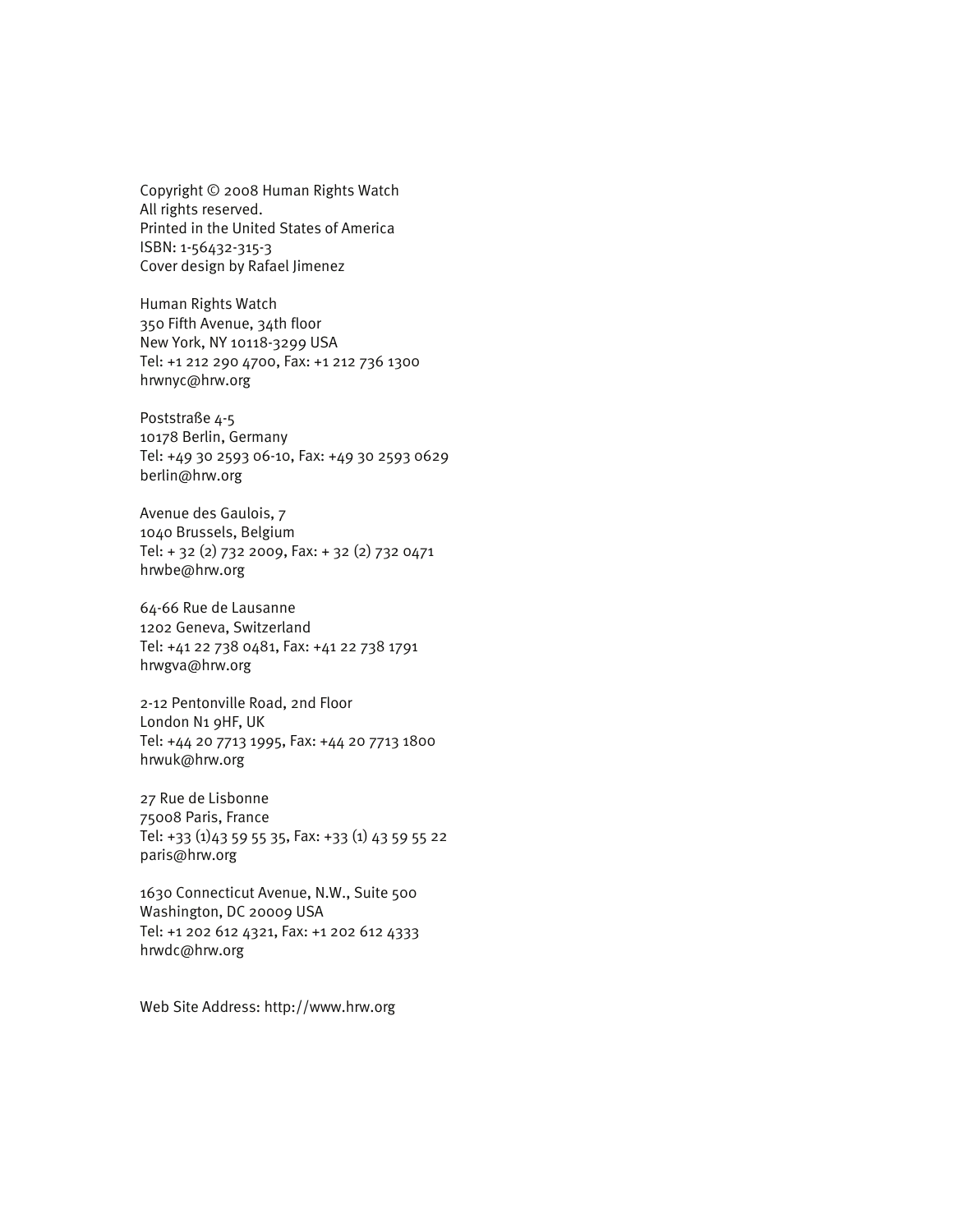Copyright © 2008 Human Rights Watch
All rights reserved.
Printed in the United States of America
ISBN: 1-56432-315-3
Cover design by Rafael Jimenez

Human Rights Watch
350 Fifth Avenue, 34th floor
New York, NY 10118-3299 USA
Tel: +1 212 290 4700, Fax: +1 212 736 1300
hrwnyc@hrw.org

Poststraße 4-5
10178 Berlin, Germany
Tel: +49 30 2593 06-10, Fax: +49 30 2593 0629
berlin@hrw.org

Avenue des Gaulois, 7
1040 Brussels, Belgium
Tel: + 32 (2) 732 2009, Fax: + 32 (2) 732 0471
hrwbe@hrw.org

64-66 Rue de Lausanne
1202 Geneva, Switzerland
Tel: +41 22 738 0481, Fax: +41 22 738 1791
hrwgva@hrw.org

2-12 Pentonville Road, 2nd Floor
London N1 9HF, UK
Tel: +44 20 7713 1995, Fax: +44 20 7713 1800
hrwuk@hrw.org

27 Rue de Lisbonne
75008 Paris, France
Tel: +33 (1)43 59 55 35, Fax: +33 (1) 43 59 55 22
paris@hrw.org

1630 Connecticut Avenue, N.W., Suite 500
Washington, DC 20009 USA
Tel: +1 202 612 4321, Fax: +1 202 612 4333
hrwdc@hrw.org

Web Site Address: http://www.hrw.org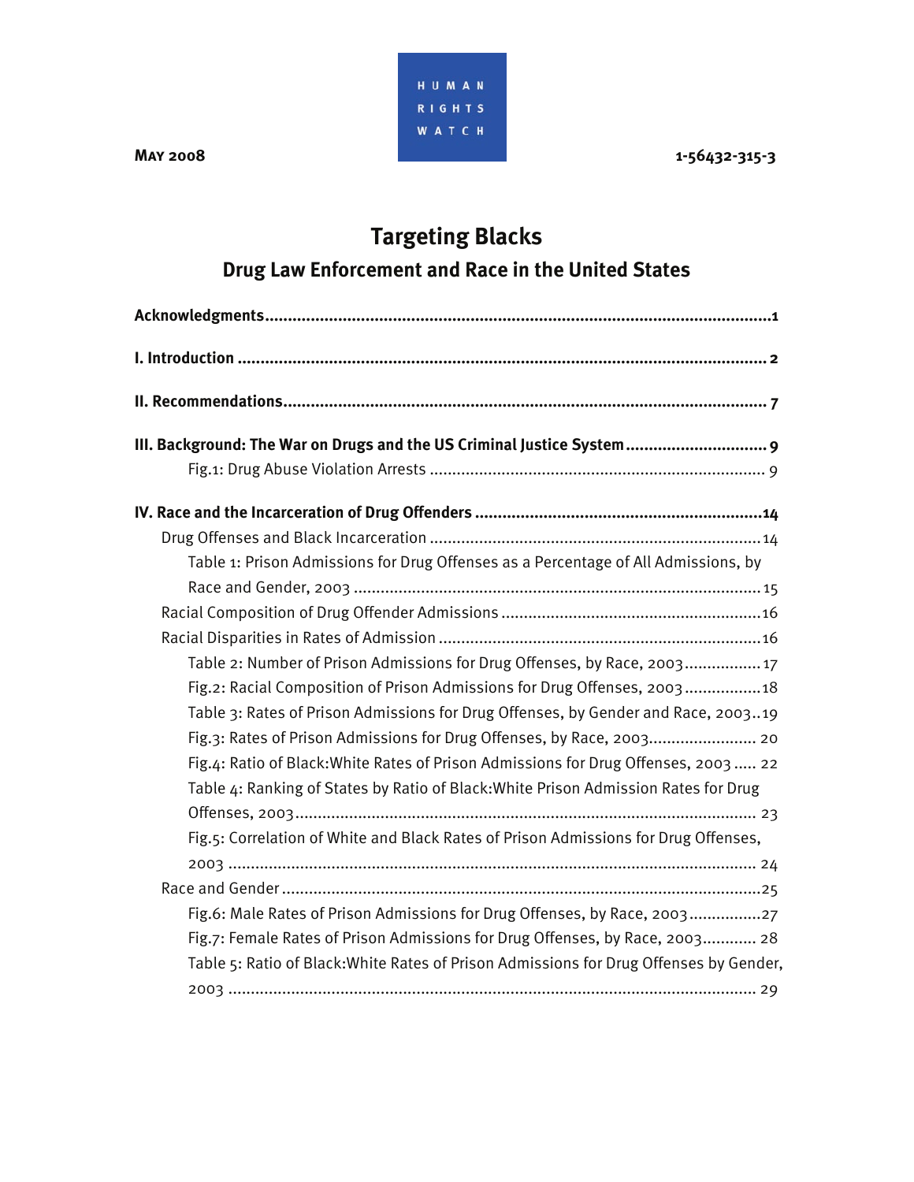HUMAN RIGHTS WATCH

**May 2008** **1-56432-315-3**

# Targeting Blacks

## Drug Law Enforcement and Race in the United States

**Acknowledgments**......1

**I. Introduction** ...... 2

**II. Recommendations**...... 7

**III. Background: The War on Drugs and the US Criminal Justice System**...... 9

Fig.1: Drug Abuse Violation Arrests ...... 9

**IV. Race and the Incarceration of Drug Offenders** ......14

Drug Offenses and Black Incarceration ......14

Table 1: Prison Admissions for Drug Offenses as a Percentage of All Admissions, by Race and Gender, 2003 ......15

Racial Composition of Drug Offender Admissions ......16

Racial Disparities in Rates of Admission ......16

Table 2: Number of Prison Admissions for Drug Offenses, by Race, 2003......17

Fig.2: Racial Composition of Prison Admissions for Drug Offenses, 2003......18

Table 3: Rates of Prison Admissions for Drug Offenses, by Gender and Race, 2003..19

Fig.3: Rates of Prison Admissions for Drug Offenses, by Race, 2003...... 20

Fig.4: Ratio of Black:White Rates of Prison Admissions for Drug Offenses, 2003 ..... 22

Table 4: Ranking of States by Ratio of Black:White Prison Admission Rates for Drug Offenses, 2003...... 23

Fig.5: Correlation of White and Black Rates of Prison Admissions for Drug Offenses, 2003 ...... 24

Race and Gender......25

Fig.6: Male Rates of Prison Admissions for Drug Offenses, by Race, 2003......27

Fig.7: Female Rates of Prison Admissions for Drug Offenses, by Race, 2003...... 28

Table 5: Ratio of Black:White Rates of Prison Admissions for Drug Offenses by Gender, 2003 ...... 29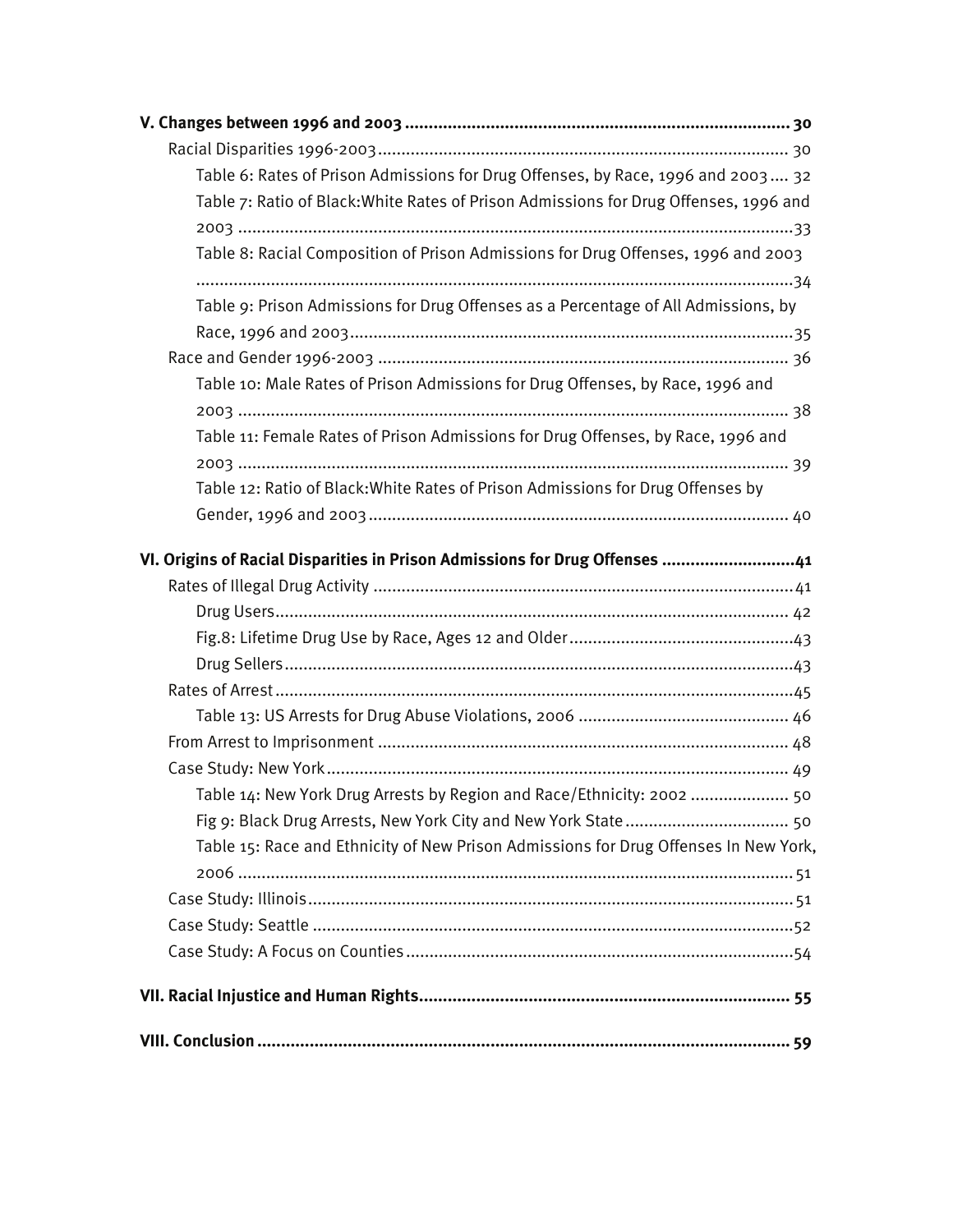**V. Changes between 1996 and 2003 ................................................................................ 30**

- Racial Disparities 1996-2003 ...................................................................................... 30
    - Table 6: Rates of Prison Admissions for Drug Offenses, by Race, 1996 and 2003 .... 32
    - Table 7: Ratio of Black:White Rates of Prison Admissions for Drug Offenses, 1996 and 2003 ....................................................................................................................33
    - Table 8: Racial Composition of Prison Admissions for Drug Offenses, 1996 and 2003 ............................................................................................................................34
    - Table 9: Prison Admissions for Drug Offenses as a Percentage of All Admissions, by Race, 1996 and 2003 ............................................................................................35
- Race and Gender 1996-2003 ...................................................................................... 36
    - Table 10: Male Rates of Prison Admissions for Drug Offenses, by Race, 1996 and 2003 ................................................................................................................... 38
    - Table 11: Female Rates of Prison Admissions for Drug Offenses, by Race, 1996 and 2003 ................................................................................................................... 39
    - Table 12: Ratio of Black:White Rates of Prison Admissions for Drug Offenses by Gender, 1996 and 2003 ........................................................................................ 40

**VI. Origins of Racial Disparities in Prison Admissions for Drug Offenses ............................41**

- Rates of Illegal Drug Activity .......................................................................................41
    - Drug Users ............................................................................................................ 42
    - Fig.8: Lifetime Drug Use by Race, Ages 12 and Older ................................................43
    - Drug Sellers ...........................................................................................................43
- Rates of Arrest ............................................................................................................45
    - Table 13: US Arrests for Drug Abuse Violations, 2006 ............................................ 46
- From Arrest to Imprisonment ...................................................................................... 48
- Case Study: New York ................................................................................................. 49
    - Table 14: New York Drug Arrests by Region and Race/Ethnicity: 2002 .................... 50
    - Fig 9: Black Drug Arrests, New York City and New York State .................................. 50
    - Table 15: Race and Ethnicity of New Prison Admissions for Drug Offenses In New York, 2006 .................................................................................................................... 51
- Case Study: Illinois ...................................................................................................... 51
- Case Study: Seattle .....................................................................................................52
- Case Study: A Focus on Counties .................................................................................54

**VII. Racial Injustice and Human Rights ............................................................................ 55**

**VIII. Conclusion ............................................................................................................... 59**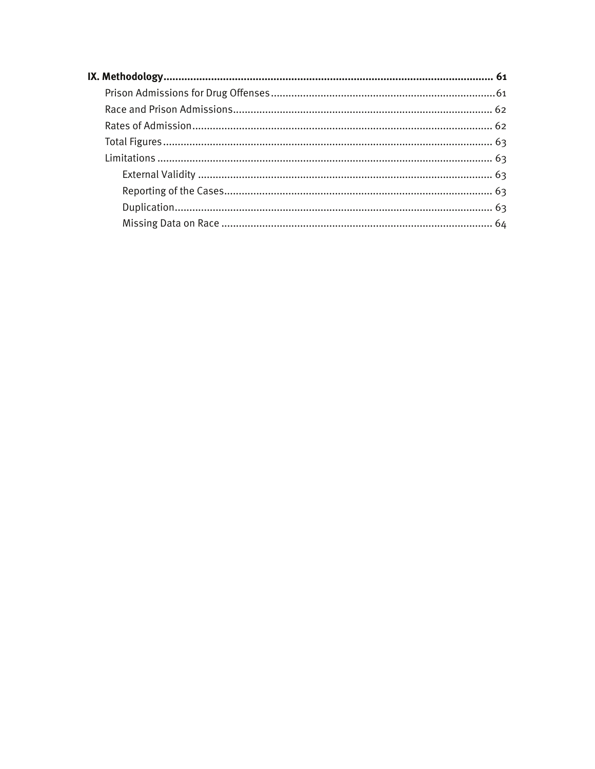**IX. Methodology** .......... **61**

- Prison Admissions for Drug Offenses .......... 61
- Race and Prison Admissions .......... 62
- Rates of Admission .......... 62
- Total Figures .......... 63
- Limitations .......... 63
  - External Validity .......... 63
  - Reporting of the Cases .......... 63
  - Duplication .......... 63
  - Missing Data on Race .......... 64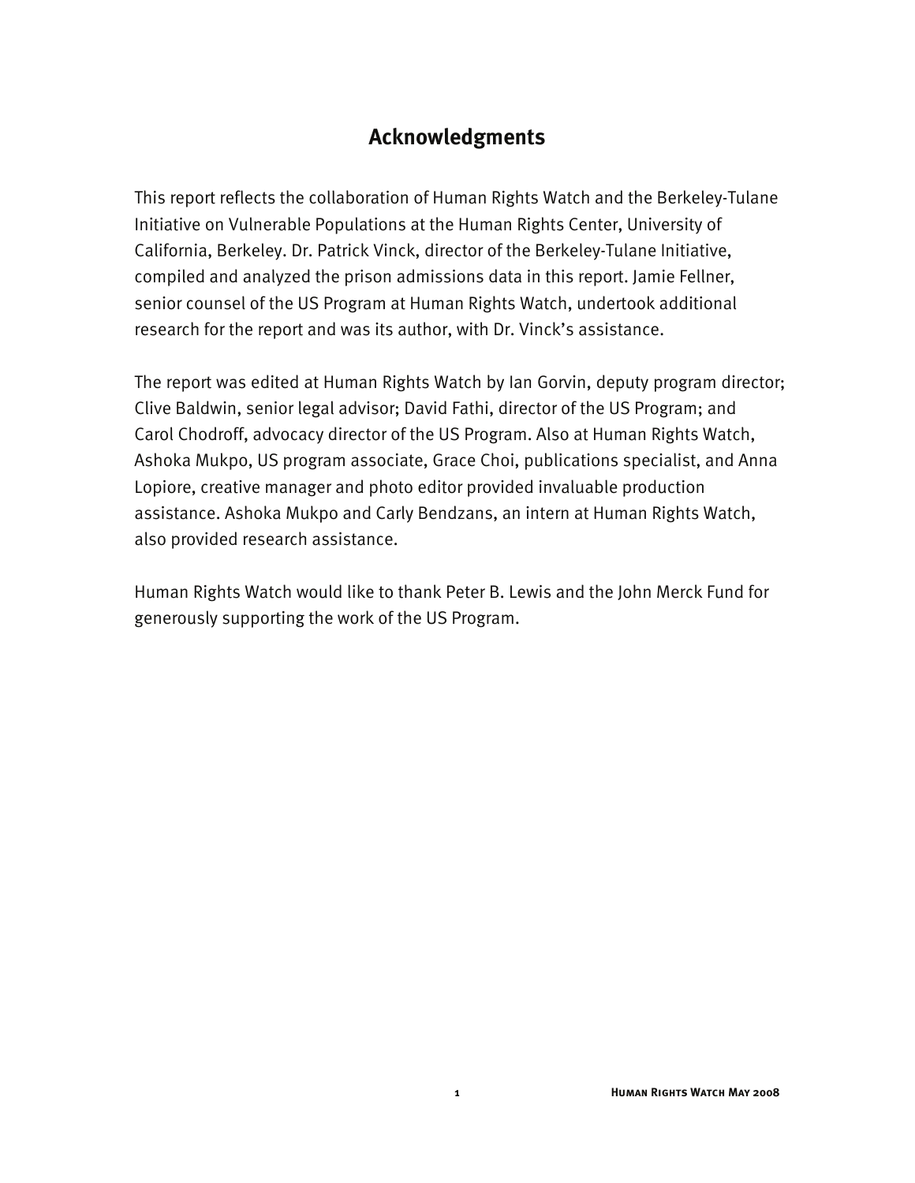## Acknowledgments

This report reflects the collaboration of Human Rights Watch and the Berkeley-Tulane Initiative on Vulnerable Populations at the Human Rights Center, University of California, Berkeley. Dr. Patrick Vinck, director of the Berkeley-Tulane Initiative, compiled and analyzed the prison admissions data in this report. Jamie Fellner, senior counsel of the US Program at Human Rights Watch, undertook additional research for the report and was its author, with Dr. Vinck's assistance.

The report was edited at Human Rights Watch by Ian Gorvin, deputy program director; Clive Baldwin, senior legal advisor; David Fathi, director of the US Program; and Carol Chodroff, advocacy director of the US Program. Also at Human Rights Watch, Ashoka Mukpo, US program associate, Grace Choi, publications specialist, and Anna Lopiore, creative manager and photo editor provided invaluable production assistance. Ashoka Mukpo and Carly Bendzans, an intern at Human Rights Watch, also provided research assistance.

Human Rights Watch would like to thank Peter B. Lewis and the John Merck Fund for generously supporting the work of the US Program.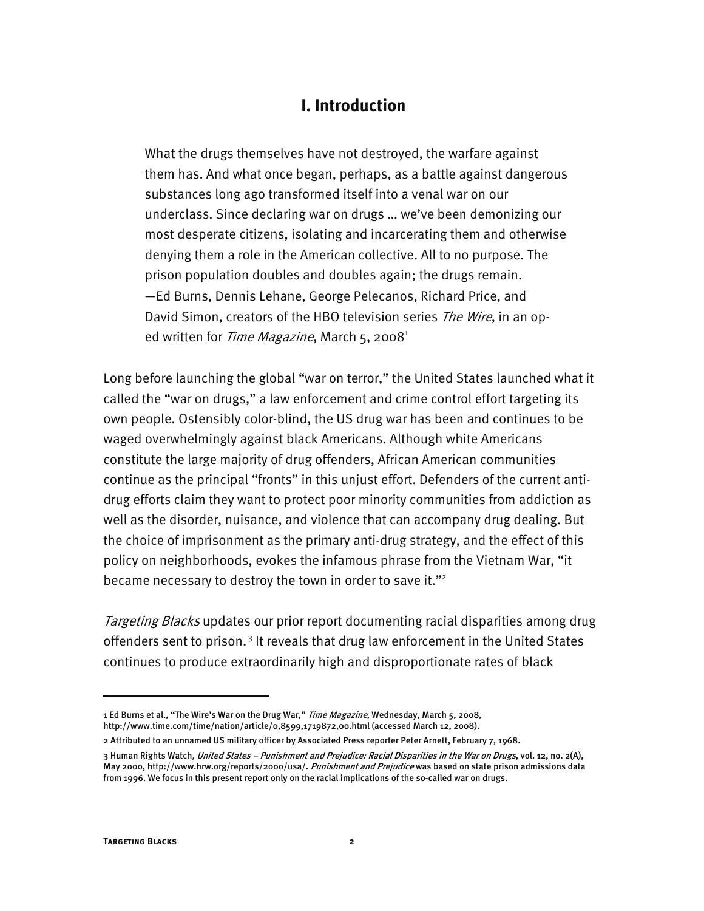## I. Introduction

> What the drugs themselves have not destroyed, the warfare against them has. And what once began, perhaps, as a battle against dangerous substances long ago transformed itself into a venal war on our underclass. Since declaring war on drugs … we've been demonizing our most desperate citizens, isolating and incarcerating them and otherwise denying them a role in the American collective. All to no purpose. The prison population doubles and doubles again; the drugs remain.
> —Ed Burns, Dennis Lehane, George Pelecanos, Richard Price, and David Simon, creators of the HBO television series *The Wire*, in an op-ed written for *Time Magazine*, March 5, 2008[1]

Long before launching the global "war on terror," the United States launched what it called the "war on drugs," a law enforcement and crime control effort targeting its own people. Ostensibly color-blind, the US drug war has been and continues to be waged overwhelmingly against black Americans. Although white Americans constitute the large majority of drug offenders, African American communities continue as the principal "fronts" in this unjust effort. Defenders of the current anti-drug efforts claim they want to protect poor minority communities from addiction as well as the disorder, nuisance, and violence that can accompany drug dealing. But the choice of imprisonment as the primary anti-drug strategy, and the effect of this policy on neighborhoods, evokes the infamous phrase from the Vietnam War, "it became necessary to destroy the town in order to save it."[2]

*Targeting Blacks* updates our prior report documenting racial disparities among drug offenders sent to prison.[3] It reveals that drug law enforcement in the United States continues to produce extraordinarily high and disproportionate rates of black

---

1 Ed Burns et al., "The Wire's War on the Drug War," *Time Magazine*, Wednesday, March 5, 2008, http://www.time.com/time/nation/article/0,8599,1719872,00.html (accessed March 12, 2008).

2 Attributed to an unnamed US military officer by Associated Press reporter Peter Arnett, February 7, 1968.

3 Human Rights Watch, *United States – Punishment and Prejudice: Racial Disparities in the War on Drugs*, vol. 12, no. 2(A), May 2000, http://www.hrw.org/reports/2000/usa/. *Punishment and Prejudice* was based on state prison admissions data from 1996. We focus in this present report only on the racial implications of the so-called war on drugs.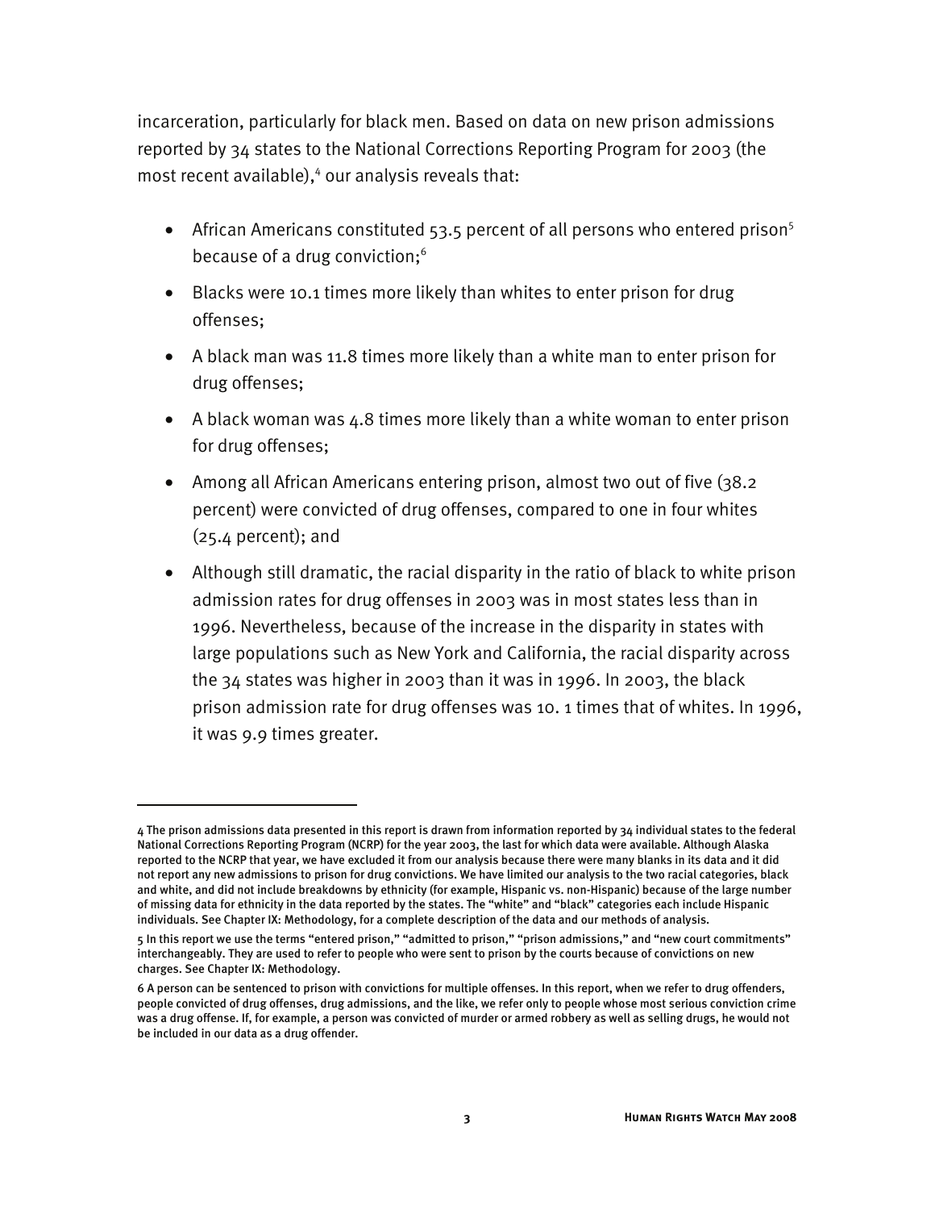incarceration, particularly for black men. Based on data on new prison admissions reported by 34 states to the National Corrections Reporting Program for 2003 (the most recent available),[4] our analysis reveals that:

- African Americans constituted 53.5 percent of all persons who entered prison[5] because of a drug conviction;[6]
- Blacks were 10.1 times more likely than whites to enter prison for drug offenses;
- A black man was 11.8 times more likely than a white man to enter prison for drug offenses;
- A black woman was 4.8 times more likely than a white woman to enter prison for drug offenses;
- Among all African Americans entering prison, almost two out of five (38.2 percent) were convicted of drug offenses, compared to one in four whites (25.4 percent); and
- Although still dramatic, the racial disparity in the ratio of black to white prison admission rates for drug offenses in 2003 was in most states less than in 1996. Nevertheless, because of the increase in the disparity in states with large populations such as New York and California, the racial disparity across the 34 states was higher in 2003 than it was in 1996. In 2003, the black prison admission rate for drug offenses was 10. 1 times that of whites. In 1996, it was 9.9 times greater.

---

4 The prison admissions data presented in this report is drawn from information reported by 34 individual states to the federal National Corrections Reporting Program (NCRP) for the year 2003, the last for which data were available. Although Alaska reported to the NCRP that year, we have excluded it from our analysis because there were many blanks in its data and it did not report any new admissions to prison for drug convictions. We have limited our analysis to the two racial categories, black and white, and did not include breakdowns by ethnicity (for example, Hispanic vs. non-Hispanic) because of the large number of missing data for ethnicity in the data reported by the states. The "white" and "black" categories each include Hispanic individuals. See Chapter IX: Methodology, for a complete description of the data and our methods of analysis.

5 In this report we use the terms "entered prison," "admitted to prison," "prison admissions," and "new court commitments" interchangeably. They are used to refer to people who were sent to prison by the courts because of convictions on new charges. See Chapter IX: Methodology.

6 A person can be sentenced to prison with convictions for multiple offenses. In this report, when we refer to drug offenders, people convicted of drug offenses, drug admissions, and the like, we refer only to people whose most serious conviction crime was a drug offense. If, for example, a person was convicted of murder or armed robbery as well as selling drugs, he would not be included in our data as a drug offender.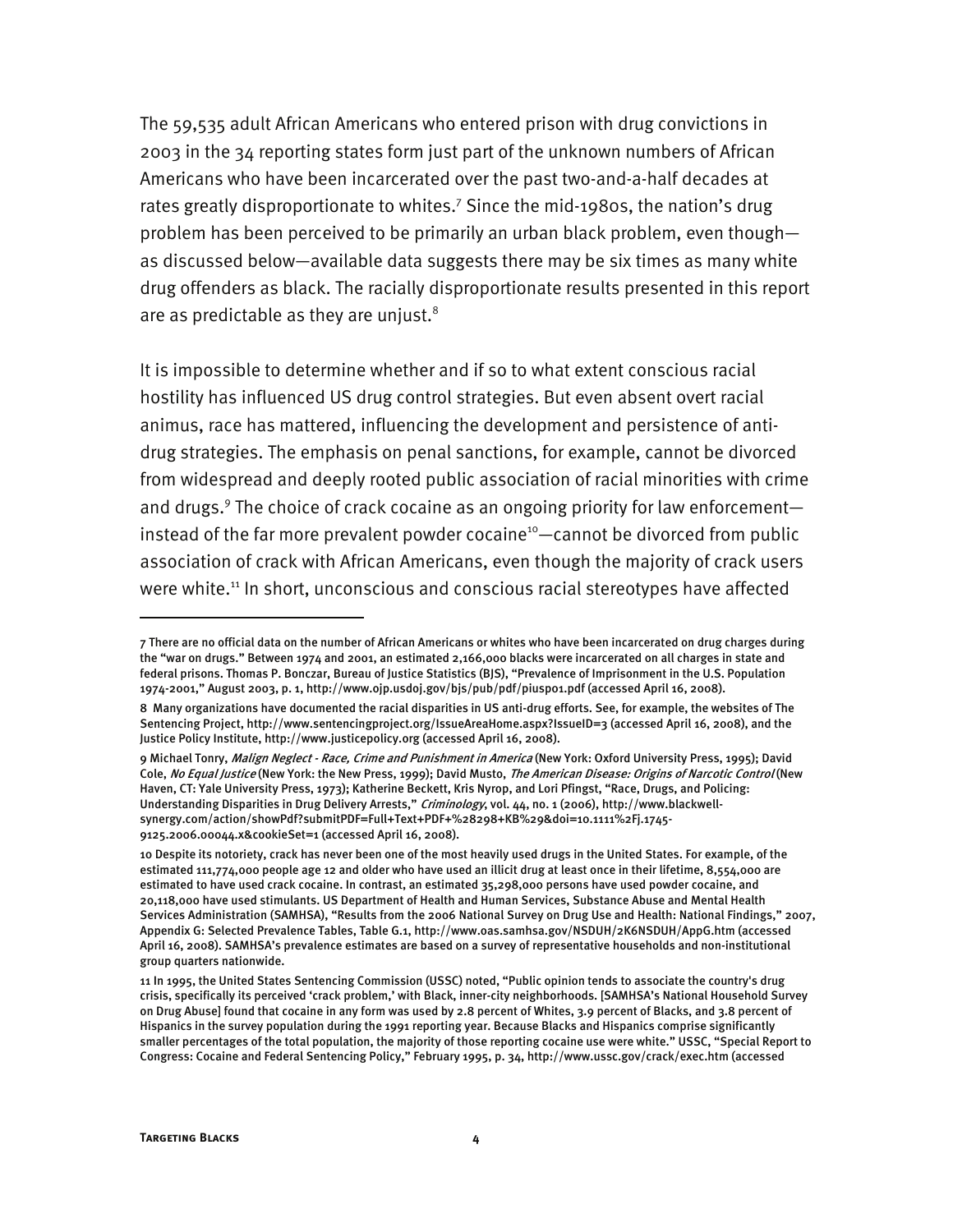The 59,535 adult African Americans who entered prison with drug convictions in 2003 in the 34 reporting states form just part of the unknown numbers of African Americans who have been incarcerated over the past two-and-a-half decades at rates greatly disproportionate to whites.[7] Since the mid-1980s, the nation's drug problem has been perceived to be primarily an urban black problem, even though—as discussed below—available data suggests there may be six times as many white drug offenders as black. The racially disproportionate results presented in this report are as predictable as they are unjust.[8]

It is impossible to determine whether and if so to what extent conscious racial hostility has influenced US drug control strategies. But even absent overt racial animus, race has mattered, influencing the development and persistence of anti-drug strategies. The emphasis on penal sanctions, for example, cannot be divorced from widespread and deeply rooted public association of racial minorities with crime and drugs.[9] The choice of crack cocaine as an ongoing priority for law enforcement—instead of the far more prevalent powder cocaine[10]—cannot be divorced from public association of crack with African Americans, even though the majority of crack users were white.[11] In short, unconscious and conscious racial stereotypes have affected

---

7 There are no official data on the number of African Americans or whites who have been incarcerated on drug charges during the "war on drugs." Between 1974 and 2001, an estimated 2,166,000 blacks were incarcerated on all charges in state and federal prisons. Thomas P. Bonczar, Bureau of Justice Statistics (BJS), "Prevalence of Imprisonment in the U.S. Population 1974-2001," August 2003, p. 1, http://www.ojp.usdoj.gov/bjs/pub/pdf/piusp01.pdf (accessed April 16, 2008).

8 Many organizations have documented the racial disparities in US anti-drug efforts. See, for example, the websites of The Sentencing Project, http://www.sentencingproject.org/IssueAreaHome.aspx?IssueID=3 (accessed April 16, 2008), and the Justice Policy Institute, http://www.justicepolicy.org (accessed April 16, 2008).

9 Michael Tonry, *Malign Neglect - Race, Crime and Punishment in America* (New York: Oxford University Press, 1995); David Cole, *No Equal Justice* (New York: the New Press, 1999); David Musto, *The American Disease: Origins of Narcotic Control* (New Haven, CT: Yale University Press, 1973); Katherine Beckett, Kris Nyrop, and Lori Pfingst, "Race, Drugs, and Policing: Understanding Disparities in Drug Delivery Arrests," *Criminology*, vol. 44, no. 1 (2006), http://www.blackwell-synergy.com/action/showPdf?submitPDF=Full+Text+PDF+%28298+KB%29&doi=10.1111%2Fj.1745-9125.2006.00044.x&cookieSet=1 (accessed April 16, 2008).

10 Despite its notoriety, crack has never been one of the most heavily used drugs in the United States. For example, of the estimated 111,774,000 people age 12 and older who have used an illicit drug at least once in their lifetime, 8,554,000 are estimated to have used crack cocaine. In contrast, an estimated 35,298,000 persons have used powder cocaine, and 20,118,000 have used stimulants. US Department of Health and Human Services, Substance Abuse and Mental Health Services Administration (SAMHSA), "Results from the 2006 National Survey on Drug Use and Health: National Findings," 2007, Appendix G: Selected Prevalence Tables, Table G.1, http://www.oas.samhsa.gov/NSDUH/2K6NSDUH/AppG.htm (accessed April 16, 2008). SAMHSA's prevalence estimates are based on a survey of representative households and non-institutional group quarters nationwide.

11 In 1995, the United States Sentencing Commission (USSC) noted, "Public opinion tends to associate the country's drug crisis, specifically its perceived 'crack problem,' with Black, inner-city neighborhoods. [SAMHSA's National Household Survey on Drug Abuse] found that cocaine in any form was used by 2.8 percent of Whites, 3.9 percent of Blacks, and 3.8 percent of Hispanics in the survey population during the 1991 reporting year. Because Blacks and Hispanics comprise significantly smaller percentages of the total population, the majority of those reporting cocaine use were white." USSC, "Special Report to Congress: Cocaine and Federal Sentencing Policy," February 1995, p. 34, http://www.ussc.gov/crack/exec.htm (accessed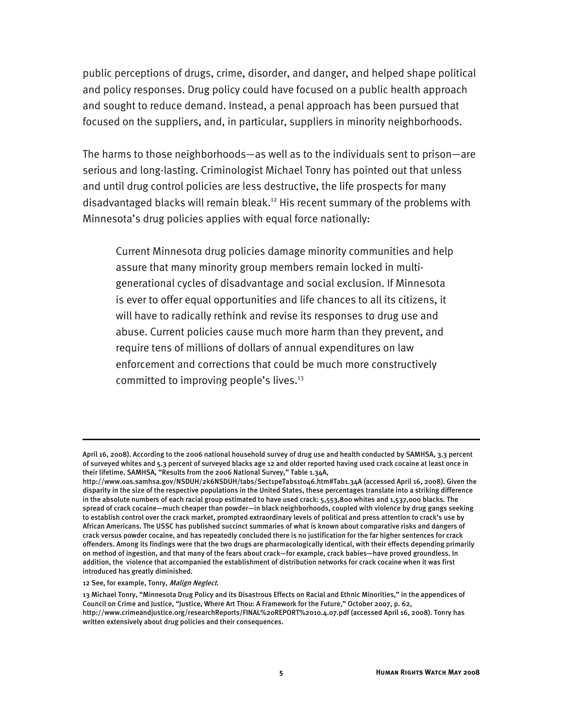public perceptions of drugs, crime, disorder, and danger, and helped shape political and policy responses. Drug policy could have focused on a public health approach and sought to reduce demand. Instead, a penal approach has been pursued that focused on the suppliers, and, in particular, suppliers in minority neighborhoods.

The harms to those neighborhoods—as well as to the individuals sent to prison—are serious and long-lasting. Criminologist Michael Tonry has pointed out that unless and until drug control policies are less destructive, the life prospects for many disadvantaged blacks will remain bleak.[12] His recent summary of the problems with Minnesota's drug policies applies with equal force nationally:

> Current Minnesota drug policies damage minority communities and help assure that many minority group members remain locked in multi-generational cycles of disadvantage and social exclusion. If Minnesota is ever to offer equal opportunities and life chances to all its citizens, it will have to radically rethink and revise its responses to drug use and abuse. Current policies cause much more harm than they prevent, and require tens of millions of dollars of annual expenditures on law enforcement and corrections that could be much more constructively committed to improving people's lives.[13]

---

April 16, 2008). According to the 2006 national household survey of drug use and health conducted by SAMHSA, 3.3 percent of surveyed whites and 5.3 percent of surveyed blacks age 12 and older reported having used crack cocaine at least once in their lifetime. SAMHSA, "Results from the 2006 National Survey," Table 1.34A, http://www.oas.samhsa.gov/NSDUH/2k6NSDUH/tabs/Sect1peTabs1to46.htm#Tab1.34A (accessed April 16, 2008). Given the disparity in the size of the respective populations in the United States, these percentages translate into a striking difference in the absolute numbers of each racial group estimated to have used crack: 5,553,800 whites and 1,537,000 blacks. The spread of crack cocaine—much cheaper than powder—in black neighborhoods, coupled with violence by drug gangs seeking to establish control over the crack market, prompted extraordinary levels of political and press attention to crack's use by African Americans. The USSC has published succinct summaries of what is known about comparative risks and dangers of crack versus powder cocaine, and has repeatedly concluded there is no justification for the far higher sentences for crack offenders. Among its findings were that the two drugs are pharmacologically identical, with their effects depending primarily on method of ingestion, and that many of the fears about crack—for example, crack babies—have proved groundless. In addition, the violence that accompanied the establishment of distribution networks for crack cocaine when it was first introduced has greatly diminished.

12 See, for example, Tonry, *Malign Neglect*.

13 Michael Tonry, "Minnesota Drug Policy and its Disastrous Effects on Racial and Ethnic Minorities," in the appendices of Council on Crime and Justice, "Justice, Where Art Thou: A Framework for the Future," October 2007, p. 62, http://www.crimeandjustice.org/researchReports/FINAL%20REPORT%2010.4.07.pdf (accessed April 16, 2008). Tonry has written extensively about drug policies and their consequences.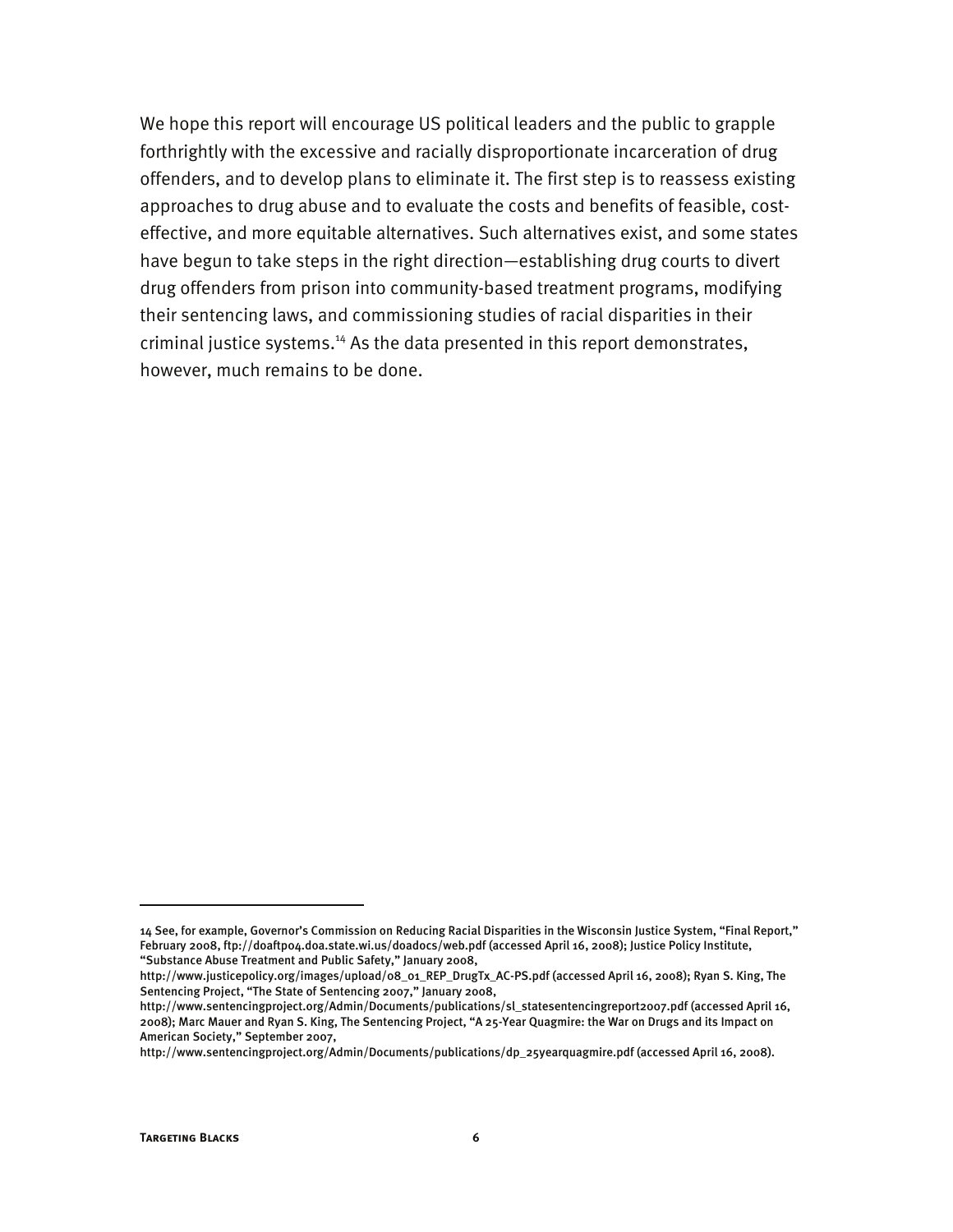We hope this report will encourage US political leaders and the public to grapple forthrightly with the excessive and racially disproportionate incarceration of drug offenders, and to develop plans to eliminate it. The first step is to reassess existing approaches to drug abuse and to evaluate the costs and benefits of feasible, cost-effective, and more equitable alternatives. Such alternatives exist, and some states have begun to take steps in the right direction—establishing drug courts to divert drug offenders from prison into community-based treatment programs, modifying their sentencing laws, and commissioning studies of racial disparities in their criminal justice systems.[14] As the data presented in this report demonstrates, however, much remains to be done.

---

14 See, for example, Governor's Commission on Reducing Racial Disparities in the Wisconsin Justice System, "Final Report," February 2008, ftp://doaftp04.doa.state.wi.us/doadocs/web.pdf (accessed April 16, 2008); Justice Policy Institute, "Substance Abuse Treatment and Public Safety," January 2008, http://www.justicepolicy.org/images/upload/08_01_REP_DrugTx_AC-PS.pdf (accessed April 16, 2008); Ryan S. King, The Sentencing Project, "The State of Sentencing 2007," January 2008, http://www.sentencingproject.org/Admin/Documents/publications/sl_statesentencingreport2007.pdf (accessed April 16, 2008); Marc Mauer and Ryan S. King, The Sentencing Project, "A 25-Year Quagmire: the War on Drugs and its Impact on American Society," September 2007, http://www.sentencingproject.org/Admin/Documents/publications/dp_25yearquagmire.pdf (accessed April 16, 2008).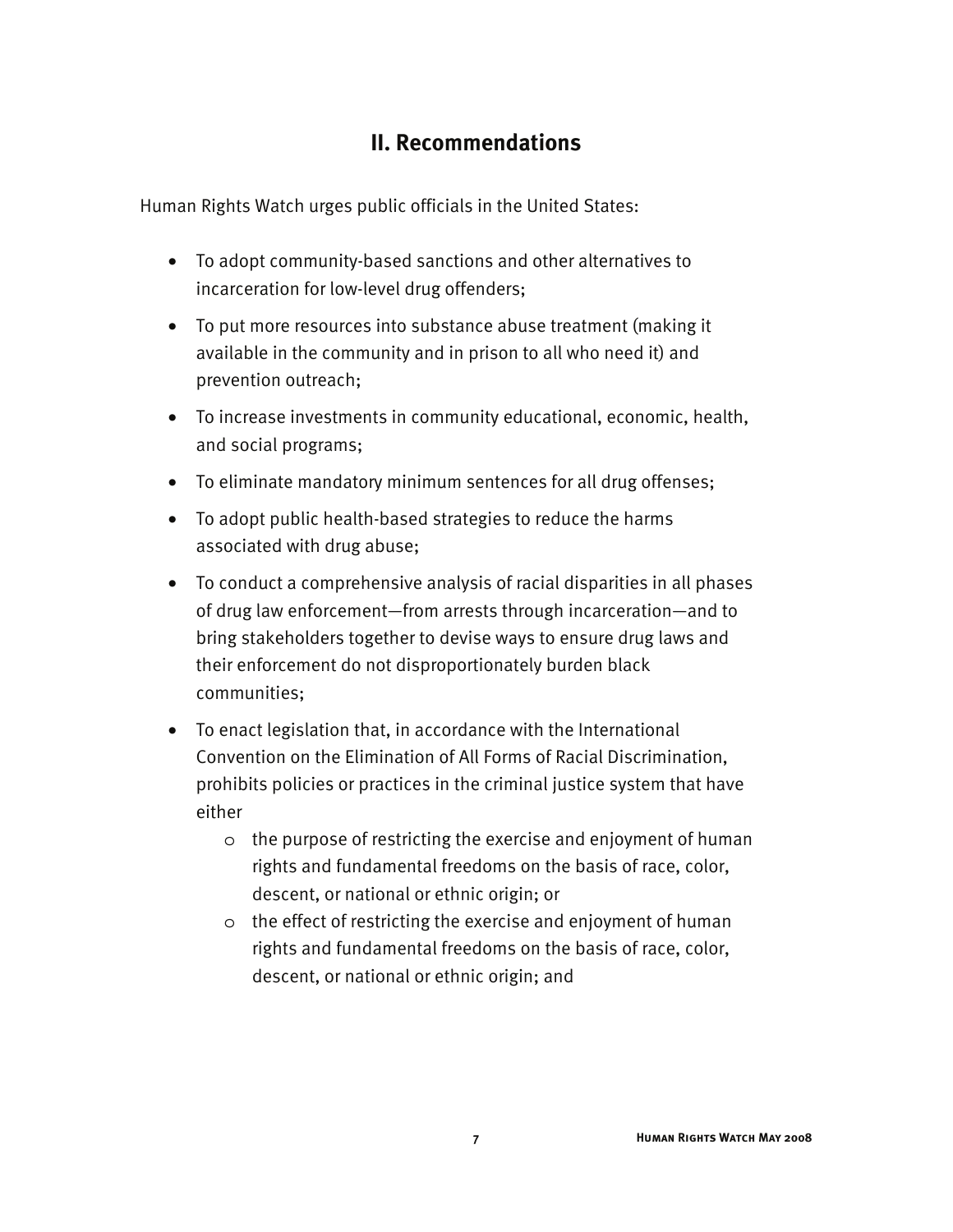## II. Recommendations

Human Rights Watch urges public officials in the United States:

- To adopt community-based sanctions and other alternatives to incarceration for low-level drug offenders;
- To put more resources into substance abuse treatment (making it available in the community and in prison to all who need it) and prevention outreach;
- To increase investments in community educational, economic, health, and social programs;
- To eliminate mandatory minimum sentences for all drug offenses;
- To adopt public health-based strategies to reduce the harms associated with drug abuse;
- To conduct a comprehensive analysis of racial disparities in all phases of drug law enforcement—from arrests through incarceration—and to bring stakeholders together to devise ways to ensure drug laws and their enforcement do not disproportionately burden black communities;
- To enact legislation that, in accordance with the International Convention on the Elimination of All Forms of Racial Discrimination, prohibits policies or practices in the criminal justice system that have either
    - the purpose of restricting the exercise and enjoyment of human rights and fundamental freedoms on the basis of race, color, descent, or national or ethnic origin; or
    - the effect of restricting the exercise and enjoyment of human rights and fundamental freedoms on the basis of race, color, descent, or national or ethnic origin; and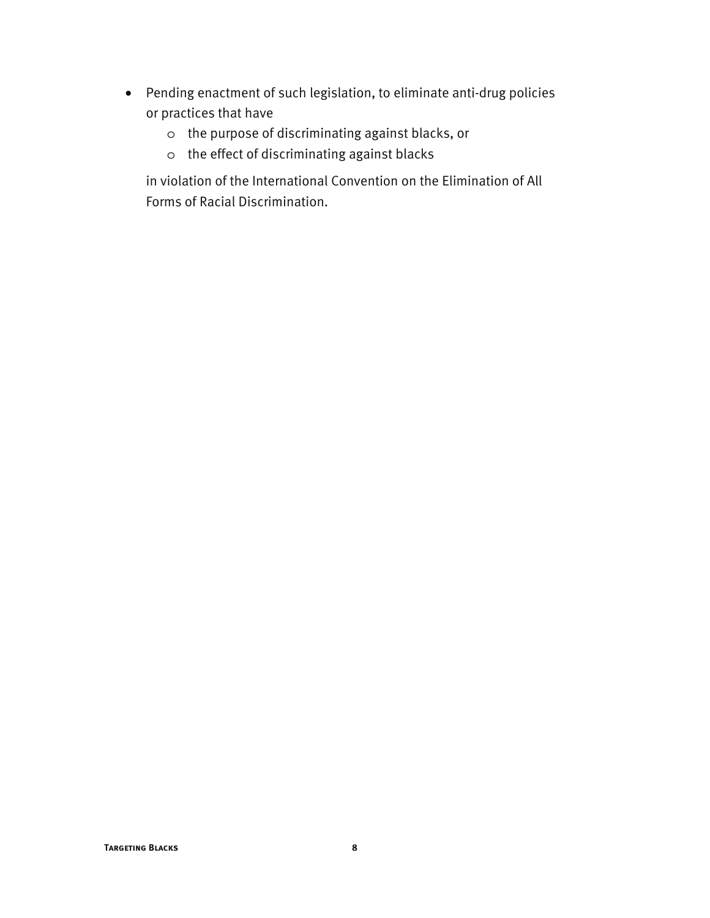- Pending enactment of such legislation, to eliminate anti-drug policies or practices that have
    - the purpose of discriminating against blacks, or
    - the effect of discriminating against blacks

  in violation of the International Convention on the Elimination of All Forms of Racial Discrimination.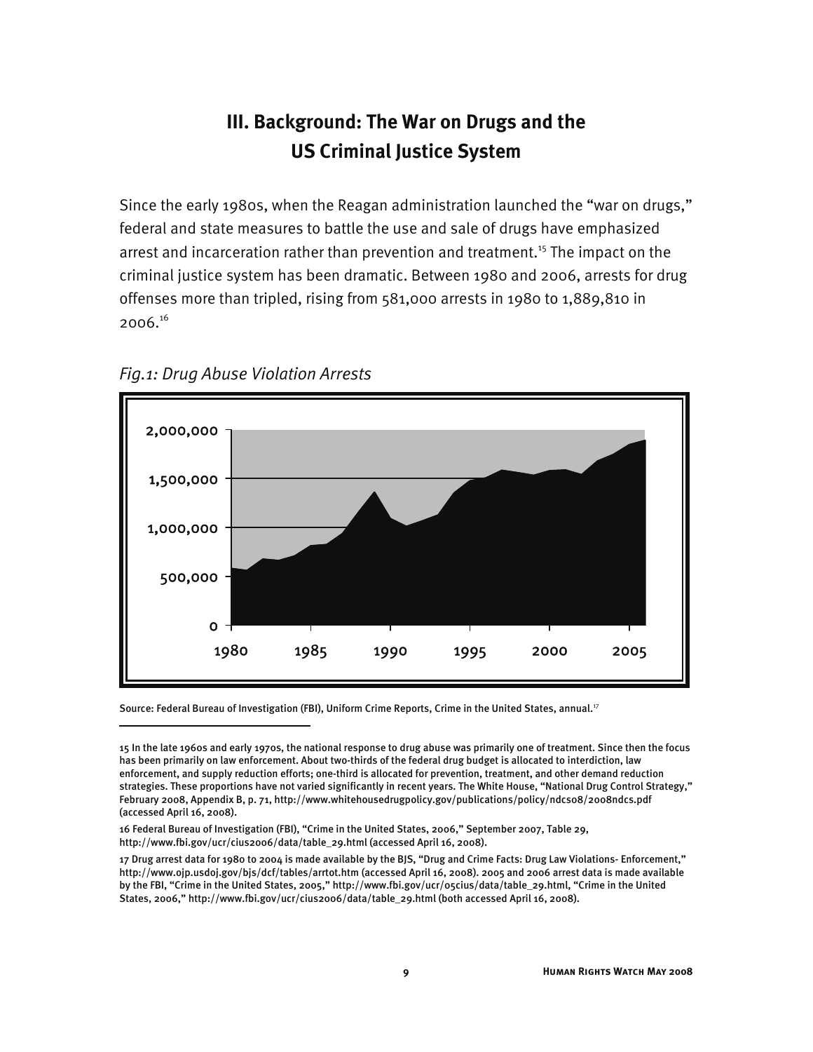## III. Background: The War on Drugs and the US Criminal Justice System

Since the early 1980s, when the Reagan administration launched the "war on drugs," federal and state measures to battle the use and sale of drugs have emphasized arrest and incarceration rather than prevention and treatment.[15] The impact on the criminal justice system has been dramatic. Between 1980 and 2006, arrests for drug offenses more than tripled, rising from 581,000 arrests in 1980 to 1,889,810 in 2006.[16]

*Fig.1: Drug Abuse Violation Arrests*

Source: Federal Bureau of Investigation (FBI), Uniform Crime Reports, Crime in the United States, annual.[17]

---

15 In the late 1960s and early 1970s, the national response to drug abuse was primarily one of treatment. Since then the focus has been primarily on law enforcement. About two-thirds of the federal drug budget is allocated to interdiction, law enforcement, and supply reduction efforts; one-third is allocated for prevention, treatment, and other demand reduction strategies. These proportions have not varied significantly in recent years. The White House, "National Drug Control Strategy," February 2008, Appendix B, p. 71, http://www.whitehousedrugpolicy.gov/publications/policy/ndcs08/2008ndcs.pdf (accessed April 16, 2008).

16 Federal Bureau of Investigation (FBI), "Crime in the United States, 2006," September 2007, Table 29, http://www.fbi.gov/ucr/cius2006/data/table_29.html (accessed April 16, 2008).

17 Drug arrest data for 1980 to 2004 is made available by the BJS, "Drug and Crime Facts: Drug Law Violations- Enforcement," http://www.ojp.usdoj.gov/bjs/dcf/tables/arrtot.htm (accessed April 16, 2008). 2005 and 2006 arrest data is made available by the FBI, "Crime in the United States, 2005," http://www.fbi.gov/ucr/05cius/data/table_29.html, "Crime in the United States, 2006," http://www.fbi.gov/ucr/cius2006/data/table_29.html (both accessed April 16, 2008).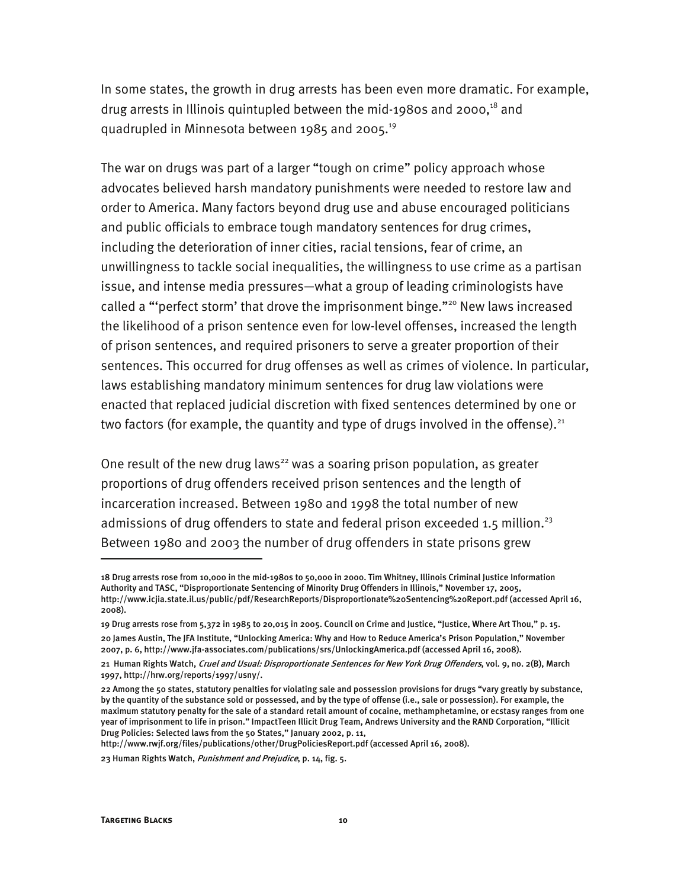In some states, the growth in drug arrests has been even more dramatic. For example, drug arrests in Illinois quintupled between the mid-1980s and 2000,[18] and quadrupled in Minnesota between 1985 and 2005.[19]

The war on drugs was part of a larger "tough on crime" policy approach whose advocates believed harsh mandatory punishments were needed to restore law and order to America. Many factors beyond drug use and abuse encouraged politicians and public officials to embrace tough mandatory sentences for drug crimes, including the deterioration of inner cities, racial tensions, fear of crime, an unwillingness to tackle social inequalities, the willingness to use crime as a partisan issue, and intense media pressures—what a group of leading criminologists have called a "'perfect storm' that drove the imprisonment binge."[20] New laws increased the likelihood of a prison sentence even for low-level offenses, increased the length of prison sentences, and required prisoners to serve a greater proportion of their sentences. This occurred for drug offenses as well as crimes of violence. In particular, laws establishing mandatory minimum sentences for drug law violations were enacted that replaced judicial discretion with fixed sentences determined by one or two factors (for example, the quantity and type of drugs involved in the offense).[21]

One result of the new drug laws[22] was a soaring prison population, as greater proportions of drug offenders received prison sentences and the length of incarceration increased. Between 1980 and 1998 the total number of new admissions of drug offenders to state and federal prison exceeded 1.5 million.[23] Between 1980 and 2003 the number of drug offenders in state prisons grew

---

18 Drug arrests rose from 10,000 in the mid-1980s to 50,000 in 2000. Tim Whitney, Illinois Criminal Justice Information Authority and TASC, "Disproportionate Sentencing of Minority Drug Offenders in Illinois," November 17, 2005, http://www.icjia.state.il.us/public/pdf/ResearchReports/Disproportionate%20Sentencing%20Report.pdf (accessed April 16, 2008).

19 Drug arrests rose from 5,372 in 1985 to 20,015 in 2005. Council on Crime and Justice, "Justice, Where Art Thou," p. 15.

20 James Austin, The JFA Institute, "Unlocking America: Why and How to Reduce America's Prison Population," November 2007, p. 6, http://www.jfa-associates.com/publications/srs/UnlockingAmerica.pdf (accessed April 16, 2008).

21 Human Rights Watch, *Cruel and Usual: Disproportionate Sentences for New York Drug Offenders*, vol. 9, no. 2(B), March 1997, http://hrw.org/reports/1997/usny/.

22 Among the 50 states, statutory penalties for violating sale and possession provisions for drugs "vary greatly by substance, by the quantity of the substance sold or possessed, and by the type of offense (i.e., sale or possession). For example, the maximum statutory penalty for the sale of a standard retail amount of cocaine, methamphetamine, or ecstasy ranges from one year of imprisonment to life in prison." ImpactTeen Illicit Drug Team, Andrews University and the RAND Corporation, "Illicit Drug Policies: Selected laws from the 50 States," January 2002, p. 11, http://www.rwjf.org/files/publications/other/DrugPoliciesReport.pdf (accessed April 16, 2008).

23 Human Rights Watch, *Punishment and Prejudice*, p. 14, fig. 5.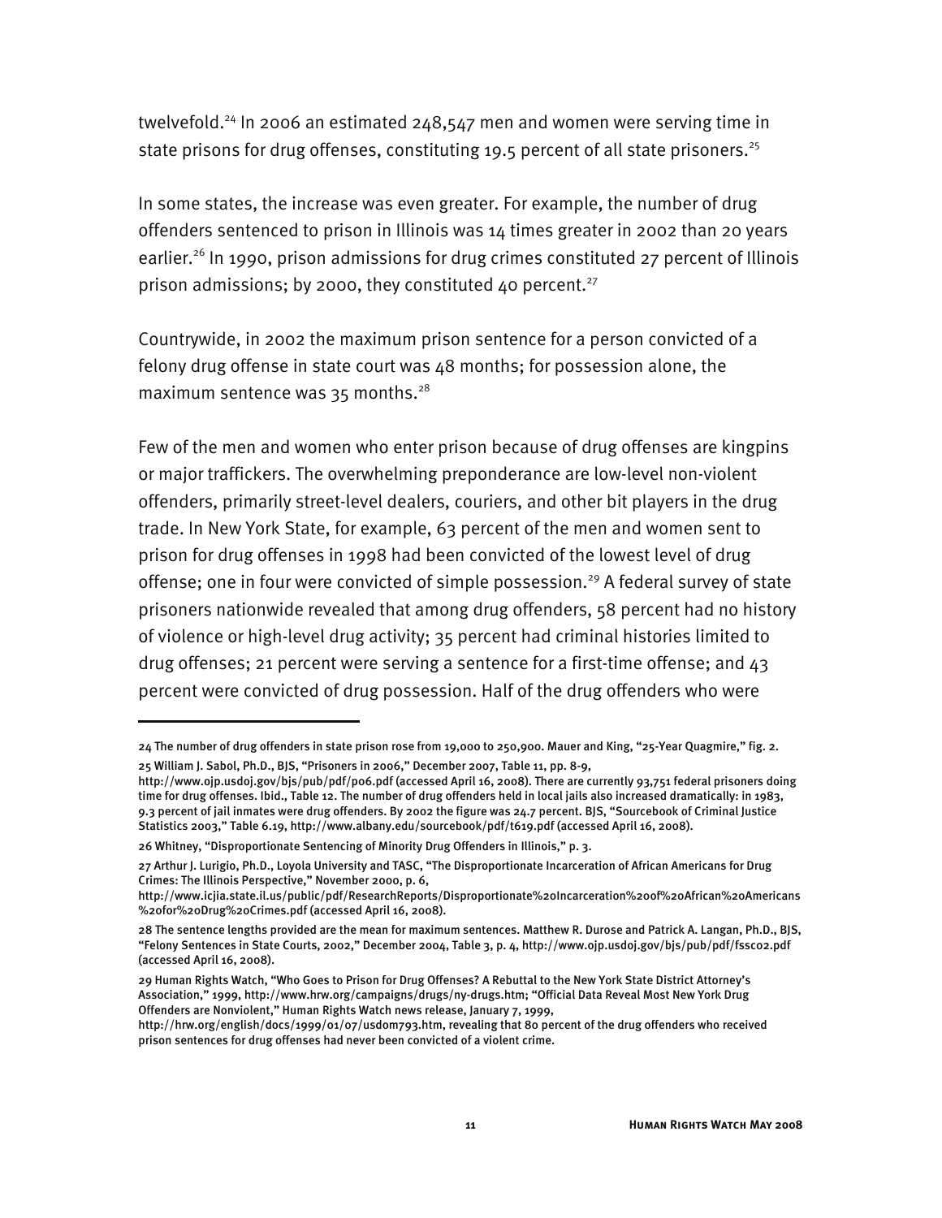twelvefold.[24] In 2006 an estimated 248,547 men and women were serving time in state prisons for drug offenses, constituting 19.5 percent of all state prisoners.[25]

In some states, the increase was even greater. For example, the number of drug offenders sentenced to prison in Illinois was 14 times greater in 2002 than 20 years earlier.[26] In 1990, prison admissions for drug crimes constituted 27 percent of Illinois prison admissions; by 2000, they constituted 40 percent.[27]

Countrywide, in 2002 the maximum prison sentence for a person convicted of a felony drug offense in state court was 48 months; for possession alone, the maximum sentence was 35 months.[28]

Few of the men and women who enter prison because of drug offenses are kingpins or major traffickers. The overwhelming preponderance are low-level non-violent offenders, primarily street-level dealers, couriers, and other bit players in the drug trade. In New York State, for example, 63 percent of the men and women sent to prison for drug offenses in 1998 had been convicted of the lowest level of drug offense; one in four were convicted of simple possession.[29] A federal survey of state prisoners nationwide revealed that among drug offenders, 58 percent had no history of violence or high-level drug activity; 35 percent had criminal histories limited to drug offenses; 21 percent were serving a sentence for a first-time offense; and 43 percent were convicted of drug possession. Half of the drug offenders who were

---

24 The number of drug offenders in state prison rose from 19,000 to 250,900. Mauer and King, "25-Year Quagmire," fig. 2.

25 William J. Sabol, Ph.D., BJS, "Prisoners in 2006," December 2007, Table 11, pp. 8-9, http://www.ojp.usdoj.gov/bjs/pub/pdf/p06.pdf (accessed April 16, 2008). There are currently 93,751 federal prisoners doing time for drug offenses. Ibid., Table 12. The number of drug offenders held in local jails also increased dramatically: in 1983, 9.3 percent of jail inmates were drug offenders. By 2002 the figure was 24.7 percent. BJS, "Sourcebook of Criminal Justice Statistics 2003," Table 6.19, http://www.albany.edu/sourcebook/pdf/t619.pdf (accessed April 16, 2008).

26 Whitney, "Disproportionate Sentencing of Minority Drug Offenders in Illinois," p. 3.

27 Arthur J. Lurigio, Ph.D., Loyola University and TASC, "The Disproportionate Incarceration of African Americans for Drug Crimes: The Illinois Perspective," November 2000, p. 6, http://www.icjia.state.il.us/public/pdf/ResearchReports/Disproportionate%20Incarceration%20of%20African%20Americans%20for%20Drug%20Crimes.pdf (accessed April 16, 2008).

28 The sentence lengths provided are the mean for maximum sentences. Matthew R. Durose and Patrick A. Langan, Ph.D., BJS, "Felony Sentences in State Courts, 2002," December 2004, Table 3, p. 4, http://www.ojp.usdoj.gov/bjs/pub/pdf/fssc02.pdf (accessed April 16, 2008).

29 Human Rights Watch, "Who Goes to Prison for Drug Offenses? A Rebuttal to the New York State District Attorney's Association," 1999, http://www.hrw.org/campaigns/drugs/ny-drugs.htm; "Official Data Reveal Most New York Drug Offenders are Nonviolent," Human Rights Watch news release, January 7, 1999, http://hrw.org/english/docs/1999/01/07/usdom793.htm, revealing that 80 percent of the drug offenders who received prison sentences for drug offenses had never been convicted of a violent crime.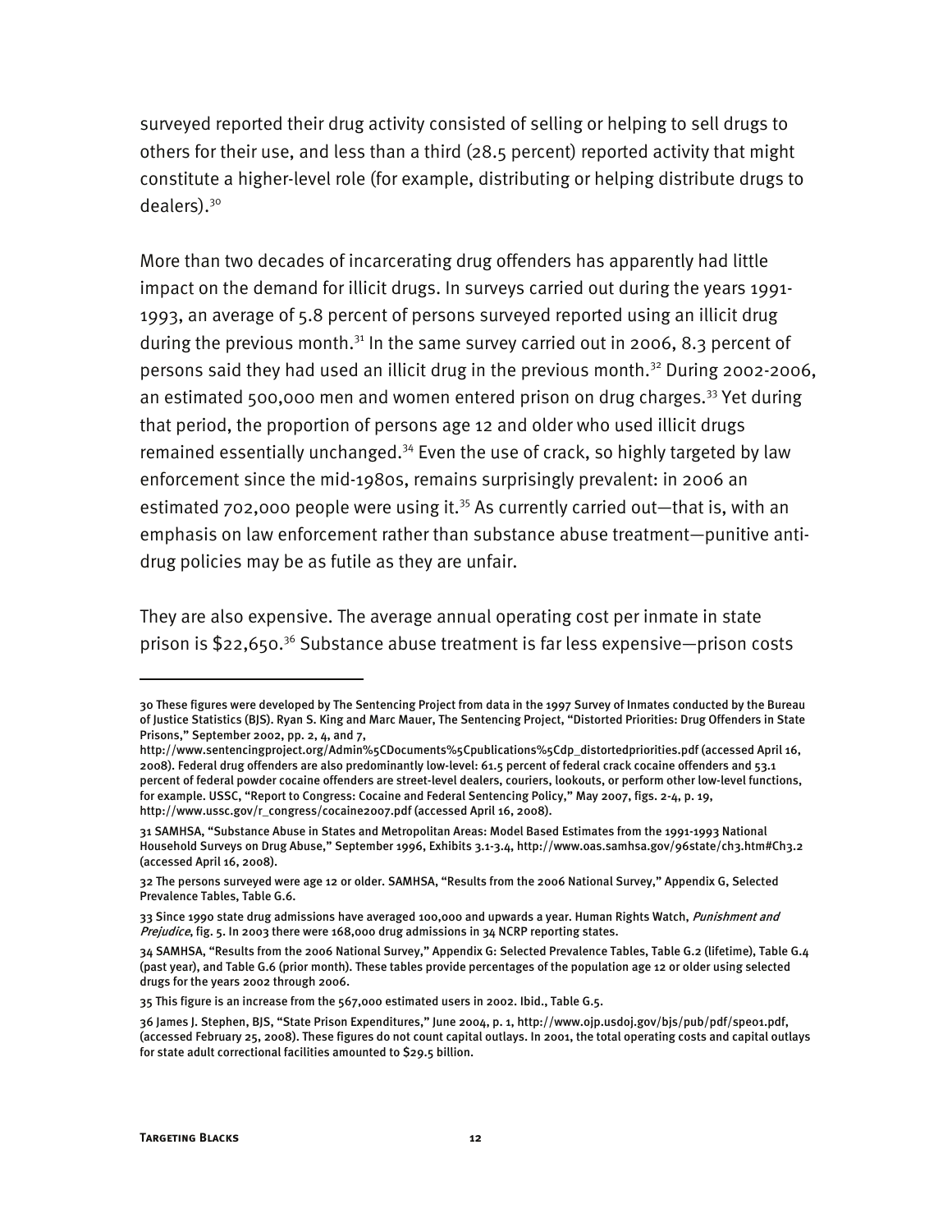surveyed reported their drug activity consisted of selling or helping to sell drugs to others for their use, and less than a third (28.5 percent) reported activity that might constitute a higher-level role (for example, distributing or helping distribute drugs to dealers).[30]

More than two decades of incarcerating drug offenders has apparently had little impact on the demand for illicit drugs. In surveys carried out during the years 1991-1993, an average of 5.8 percent of persons surveyed reported using an illicit drug during the previous month.[31] In the same survey carried out in 2006, 8.3 percent of persons said they had used an illicit drug in the previous month.[32] During 2002-2006, an estimated 500,000 men and women entered prison on drug charges.[33] Yet during that period, the proportion of persons age 12 and older who used illicit drugs remained essentially unchanged.[34] Even the use of crack, so highly targeted by law enforcement since the mid-1980s, remains surprisingly prevalent: in 2006 an estimated 702,000 people were using it.[35] As currently carried out—that is, with an emphasis on law enforcement rather than substance abuse treatment—punitive anti-drug policies may be as futile as they are unfair.

They are also expensive. The average annual operating cost per inmate in state prison is $22,650.[36] Substance abuse treatment is far less expensive—prison costs

---

30 These figures were developed by The Sentencing Project from data in the 1997 Survey of Inmates conducted by the Bureau of Justice Statistics (BJS). Ryan S. King and Marc Mauer, The Sentencing Project, "Distorted Priorities: Drug Offenders in State Prisons," September 2002, pp. 2, 4, and 7, http://www.sentencingproject.org/Admin%5CDocuments%5Cpublications%5Cdp_distortedpriorities.pdf (accessed April 16, 2008). Federal drug offenders are also predominantly low-level: 61.5 percent of federal crack cocaine offenders and 53.1 percent of federal powder cocaine offenders are street-level dealers, couriers, lookouts, or perform other low-level functions, for example. USSC, "Report to Congress: Cocaine and Federal Sentencing Policy," May 2007, figs. 2-4, p. 19, http://www.ussc.gov/r_congress/cocaine2007.pdf (accessed April 16, 2008).

31 SAMHSA, "Substance Abuse in States and Metropolitan Areas: Model Based Estimates from the 1991-1993 National Household Surveys on Drug Abuse," September 1996, Exhibits 3.1-3.4, http://www.oas.samhsa.gov/96state/ch3.htm#Ch3.2 (accessed April 16, 2008).

32 The persons surveyed were age 12 or older. SAMHSA, "Results from the 2006 National Survey," Appendix G, Selected Prevalence Tables, Table G.6.

33 Since 1990 state drug admissions have averaged 100,000 and upwards a year. Human Rights Watch, *Punishment and Prejudice*, fig. 5. In 2003 there were 168,000 drug admissions in 34 NCRP reporting states.

34 SAMHSA, "Results from the 2006 National Survey," Appendix G: Selected Prevalence Tables, Table G.2 (lifetime), Table G.4 (past year), and Table G.6 (prior month). These tables provide percentages of the population age 12 or older using selected drugs for the years 2002 through 2006.

35 This figure is an increase from the 567,000 estimated users in 2002. Ibid., Table G.5.

36 James J. Stephen, BJS, "State Prison Expenditures," June 2004, p. 1, http://www.ojp.usdoj.gov/bjs/pub/pdf/spe01.pdf, (accessed February 25, 2008). These figures do not count capital outlays. In 2001, the total operating costs and capital outlays for state adult correctional facilities amounted to $29.5 billion.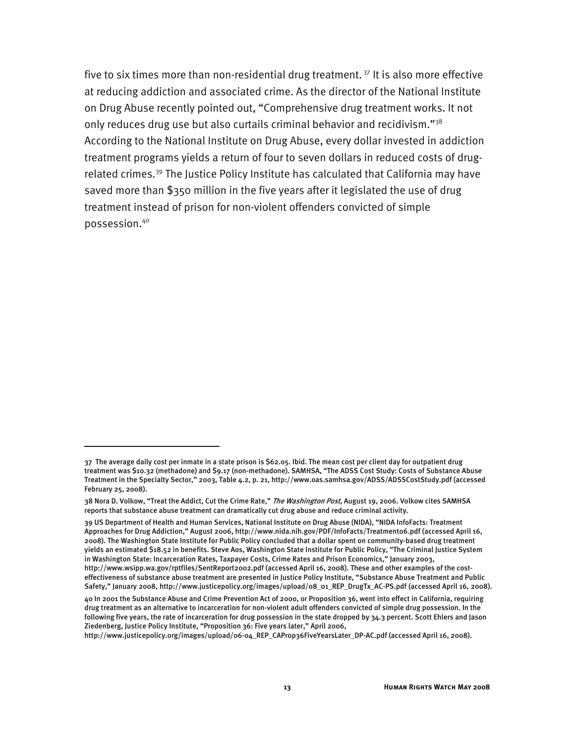five to six times more than non-residential drug treatment.[37] It is also more effective at reducing addiction and associated crime. As the director of the National Institute on Drug Abuse recently pointed out, "Comprehensive drug treatment works. It not only reduces drug use but also curtails criminal behavior and recidivism."[38] According to the National Institute on Drug Abuse, every dollar invested in addiction treatment programs yields a return of four to seven dollars in reduced costs of drug-related crimes.[39] The Justice Policy Institute has calculated that California may have saved more than $350 million in the five years after it legislated the use of drug treatment instead of prison for non-violent offenders convicted of simple possession.[40]

---

37 The average daily cost per inmate in a state prison is $62.05. Ibid. The mean cost per client day for outpatient drug treatment was $10.32 (methadone) and $9.17 (non-methadone). SAMHSA, "The ADSS Cost Study: Costs of Substance Abuse Treatment in the Specialty Sector," 2003, Table 4.2, p. 21, http://www.oas.samhsa.gov/ADSS/ADSSCostStudy.pdf (accessed February 25, 2008).

38 Nora D. Volkow, "Treat the Addict, Cut the Crime Rate," *The Washington Post*, August 19, 2006. Volkow cites SAMHSA reports that substance abuse treatment can dramatically cut drug abuse and reduce criminal activity.

39 US Department of Health and Human Services, National Institute on Drug Abuse (NIDA), "NIDA InfoFacts: Treatment Approaches for Drug Addiction," August 2006, http://www.nida.nih.gov/PDF/InfoFacts/Treatment06.pdf (accessed April 16, 2008). The Washington State Institute for Public Policy concluded that a dollar spent on community-based drug treatment yields an estimated $18.52 in benefits. Steve Aos, Washington State Institute for Public Policy, "The Criminal Justice System in Washington State: Incarceration Rates, Taxpayer Costs, Crime Rates and Prison Economics," January 2003, http://www.wsipp.wa.gov/rptfiles/SentReport2002.pdf (accessed April 16, 2008). These and other examples of the cost-effectiveness of substance abuse treatment are presented in Justice Policy Institute, "Substance Abuse Treatment and Public Safety," January 2008, http://www.justicepolicy.org/images/upload/08_01_REP_DrugTx_AC-PS.pdf (accessed April 16, 2008).

40 In 2001 the Substance Abuse and Crime Prevention Act of 2000, or Proposition 36, went into effect in California, requiring drug treatment as an alternative to incarceration for non-violent adult offenders convicted of simple drug possession. In the following five years, the rate of incarceration for drug possession in the state dropped by 34.3 percent. Scott Ehlers and Jason Ziedenberg, Justice Policy Institute, "Proposition 36: Five years later," April 2006, http://www.justicepolicy.org/images/upload/06-04_REP_CAProp36FiveYearsLater_DP-AC.pdf (accessed April 16, 2008).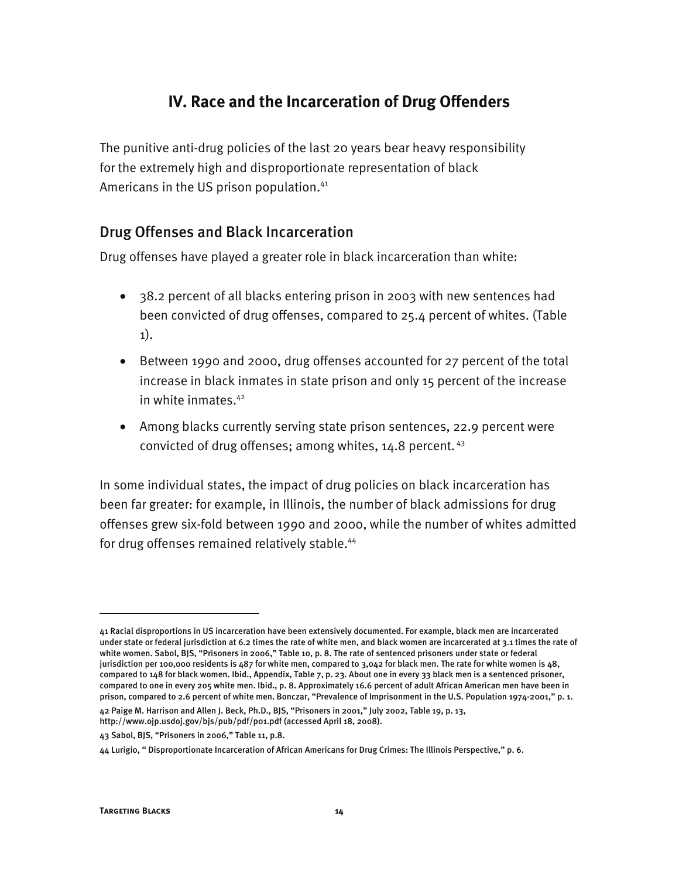## IV. Race and the Incarceration of Drug Offenders

The punitive anti-drug policies of the last 20 years bear heavy responsibility for the extremely high and disproportionate representation of black Americans in the US prison population.[41]

### Drug Offenses and Black Incarceration

Drug offenses have played a greater role in black incarceration than white:

- 38.2 percent of all blacks entering prison in 2003 with new sentences had been convicted of drug offenses, compared to 25.4 percent of whites. (Table 1).
- Between 1990 and 2000, drug offenses accounted for 27 percent of the total increase in black inmates in state prison and only 15 percent of the increase in white inmates.[42]
- Among blacks currently serving state prison sentences, 22.9 percent were convicted of drug offenses; among whites, 14.8 percent.[43]

In some individual states, the impact of drug policies on black incarceration has been far greater: for example, in Illinois, the number of black admissions for drug offenses grew six-fold between 1990 and 2000, while the number of whites admitted for drug offenses remained relatively stable.[44]

---

41 Racial disproportions in US incarceration have been extensively documented. For example, black men are incarcerated under state or federal jurisdiction at 6.2 times the rate of white men, and black women are incarcerated at 3.1 times the rate of white women. Sabol, BJS, "Prisoners in 2006," Table 10, p. 8. The rate of sentenced prisoners under state or federal jurisdiction per 100,000 residents is 487 for white men, compared to 3,042 for black men. The rate for white women is 48, compared to 148 for black women. Ibid., Appendix, Table 7, p. 23. About one in every 33 black men is a sentenced prisoner, compared to one in every 205 white men. Ibid., p. 8. Approximately 16.6 percent of adult African American men have been in prison, compared to 2.6 percent of white men. Bonczar, "Prevalence of Imprisonment in the U.S. Population 1974-2001," p. 1.

42 Paige M. Harrison and Allen J. Beck, Ph.D., BJS, "Prisoners in 2001," July 2002, Table 19, p. 13, http://www.ojp.usdoj.gov/bjs/pub/pdf/p01.pdf (accessed April 18, 2008).

43 Sabol, BJS, "Prisoners in 2006," Table 11, p.8.

44 Lurigio, " Disproportionate Incarceration of African Americans for Drug Crimes: The Illinois Perspective," p. 6.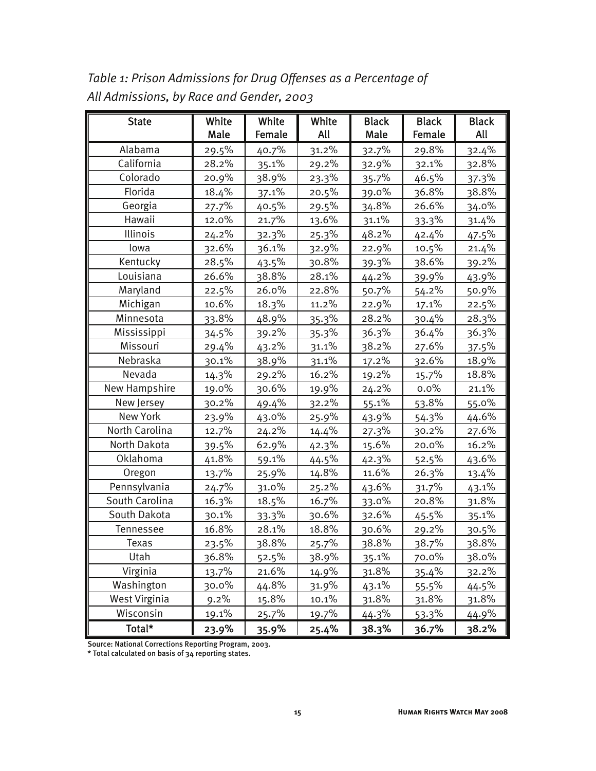*Table 1: Prison Admissions for Drug Offenses as a Percentage of All Admissions, by Race and Gender, 2003*

| State | White Male | White Female | White All | Black Male | Black Female | Black All |
|---|---|---|---|---|---|---|
| Alabama | 29.5% | 40.7% | 31.2% | 32.7% | 29.8% | 32.4% |
| California | 28.2% | 35.1% | 29.2% | 32.9% | 32.1% | 32.8% |
| Colorado | 20.9% | 38.9% | 23.3% | 35.7% | 46.5% | 37.3% |
| Florida | 18.4% | 37.1% | 20.5% | 39.0% | 36.8% | 38.8% |
| Georgia | 27.7% | 40.5% | 29.5% | 34.8% | 26.6% | 34.0% |
| Hawaii | 12.0% | 21.7% | 13.6% | 31.1% | 33.3% | 31.4% |
| Illinois | 24.2% | 32.3% | 25.3% | 48.2% | 42.4% | 47.5% |
| Iowa | 32.6% | 36.1% | 32.9% | 22.9% | 10.5% | 21.4% |
| Kentucky | 28.5% | 43.5% | 30.8% | 39.3% | 38.6% | 39.2% |
| Louisiana | 26.6% | 38.8% | 28.1% | 44.2% | 39.9% | 43.9% |
| Maryland | 22.5% | 26.0% | 22.8% | 50.7% | 54.2% | 50.9% |
| Michigan | 10.6% | 18.3% | 11.2% | 22.9% | 17.1% | 22.5% |
| Minnesota | 33.8% | 48.9% | 35.3% | 28.2% | 30.4% | 28.3% |
| Mississippi | 34.5% | 39.2% | 35.3% | 36.3% | 36.4% | 36.3% |
| Missouri | 29.4% | 43.2% | 31.1% | 38.2% | 27.6% | 37.5% |
| Nebraska | 30.1% | 38.9% | 31.1% | 17.2% | 32.6% | 18.9% |
| Nevada | 14.3% | 29.2% | 16.2% | 19.2% | 15.7% | 18.8% |
| New Hampshire | 19.0% | 30.6% | 19.9% | 24.2% | 0.0% | 21.1% |
| New Jersey | 30.2% | 49.4% | 32.2% | 55.1% | 53.8% | 55.0% |
| New York | 23.9% | 43.0% | 25.9% | 43.9% | 54.3% | 44.6% |
| North Carolina | 12.7% | 24.2% | 14.4% | 27.3% | 30.2% | 27.6% |
| North Dakota | 39.5% | 62.9% | 42.3% | 15.6% | 20.0% | 16.2% |
| Oklahoma | 41.8% | 59.1% | 44.5% | 42.3% | 52.5% | 43.6% |
| Oregon | 13.7% | 25.9% | 14.8% | 11.6% | 26.3% | 13.4% |
| Pennsylvania | 24.7% | 31.0% | 25.2% | 43.6% | 31.7% | 43.1% |
| South Carolina | 16.3% | 18.5% | 16.7% | 33.0% | 20.8% | 31.8% |
| South Dakota | 30.1% | 33.3% | 30.6% | 32.6% | 45.5% | 35.1% |
| Tennessee | 16.8% | 28.1% | 18.8% | 30.6% | 29.2% | 30.5% |
| Texas | 23.5% | 38.8% | 25.7% | 38.8% | 38.7% | 38.8% |
| Utah | 36.8% | 52.5% | 38.9% | 35.1% | 70.0% | 38.0% |
| Virginia | 13.7% | 21.6% | 14.9% | 31.8% | 35.4% | 32.2% |
| Washington | 30.0% | 44.8% | 31.9% | 43.1% | 55.5% | 44.5% |
| West Virginia | 9.2% | 15.8% | 10.1% | 31.8% | 31.8% | 31.8% |
| Wisconsin | 19.1% | 25.7% | 19.7% | 44.3% | 53.3% | 44.9% |
| **Total*** | **23.9%** | **35.9%** | **25.4%** | **38.3%** | **36.7%** | **38.2%** |

Source: National Corrections Reporting Program, 2003.

* Total calculated on basis of 34 reporting states.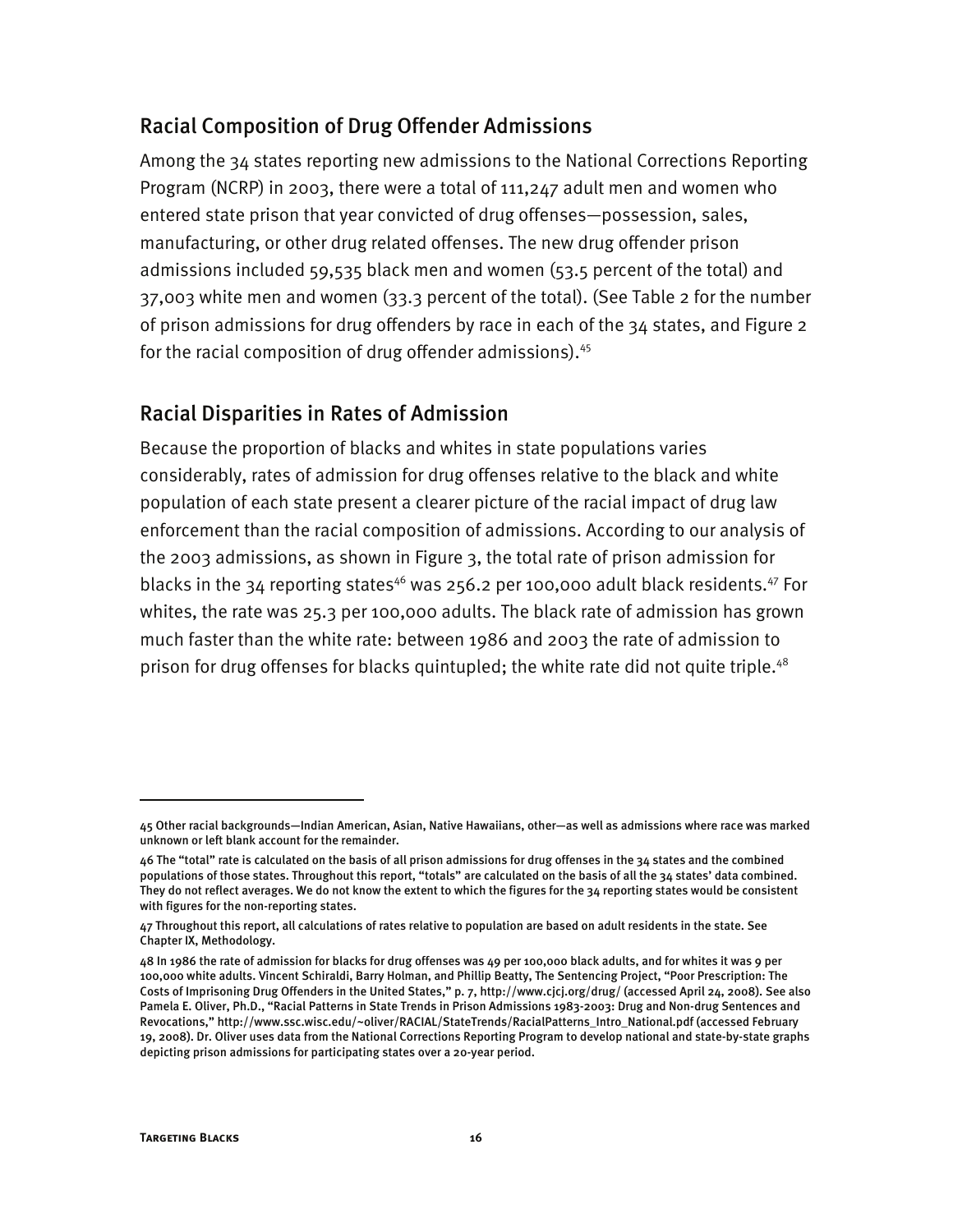## Racial Composition of Drug Offender Admissions

Among the 34 states reporting new admissions to the National Corrections Reporting Program (NCRP) in 2003, there were a total of 111,247 adult men and women who entered state prison that year convicted of drug offenses—possession, sales, manufacturing, or other drug related offenses. The new drug offender prison admissions included 59,535 black men and women (53.5 percent of the total) and 37,003 white men and women (33.3 percent of the total). (See Table 2 for the number of prison admissions for drug offenders by race in each of the 34 states, and Figure 2 for the racial composition of drug offender admissions).[45]

## Racial Disparities in Rates of Admission

Because the proportion of blacks and whites in state populations varies considerably, rates of admission for drug offenses relative to the black and white population of each state present a clearer picture of the racial impact of drug law enforcement than the racial composition of admissions. According to our analysis of the 2003 admissions, as shown in Figure 3, the total rate of prison admission for blacks in the 34 reporting states[46] was 256.2 per 100,000 adult black residents.[47] For whites, the rate was 25.3 per 100,000 adults. The black rate of admission has grown much faster than the white rate: between 1986 and 2003 the rate of admission to prison for drug offenses for blacks quintupled; the white rate did not quite triple.[48]

---

45 Other racial backgrounds—Indian American, Asian, Native Hawaiians, other—as well as admissions where race was marked unknown or left blank account for the remainder.

46 The "total" rate is calculated on the basis of all prison admissions for drug offenses in the 34 states and the combined populations of those states. Throughout this report, "totals" are calculated on the basis of all the 34 states' data combined. They do not reflect averages. We do not know the extent to which the figures for the 34 reporting states would be consistent with figures for the non-reporting states.

47 Throughout this report, all calculations of rates relative to population are based on adult residents in the state. See Chapter IX, Methodology.

48 In 1986 the rate of admission for blacks for drug offenses was 49 per 100,000 black adults, and for whites it was 9 per 100,000 white adults. Vincent Schiraldi, Barry Holman, and Phillip Beatty, The Sentencing Project, "Poor Prescription: The Costs of Imprisoning Drug Offenders in the United States," p. 7, http://www.cjcj.org/drug/ (accessed April 24, 2008). See also Pamela E. Oliver, Ph.D., "Racial Patterns in State Trends in Prison Admissions 1983-2003: Drug and Non-drug Sentences and Revocations," http://www.ssc.wisc.edu/~oliver/RACIAL/StateTrends/RacialPatterns_Intro_National.pdf (accessed February 19, 2008). Dr. Oliver uses data from the National Corrections Reporting Program to develop national and state-by-state graphs depicting prison admissions for participating states over a 20-year period.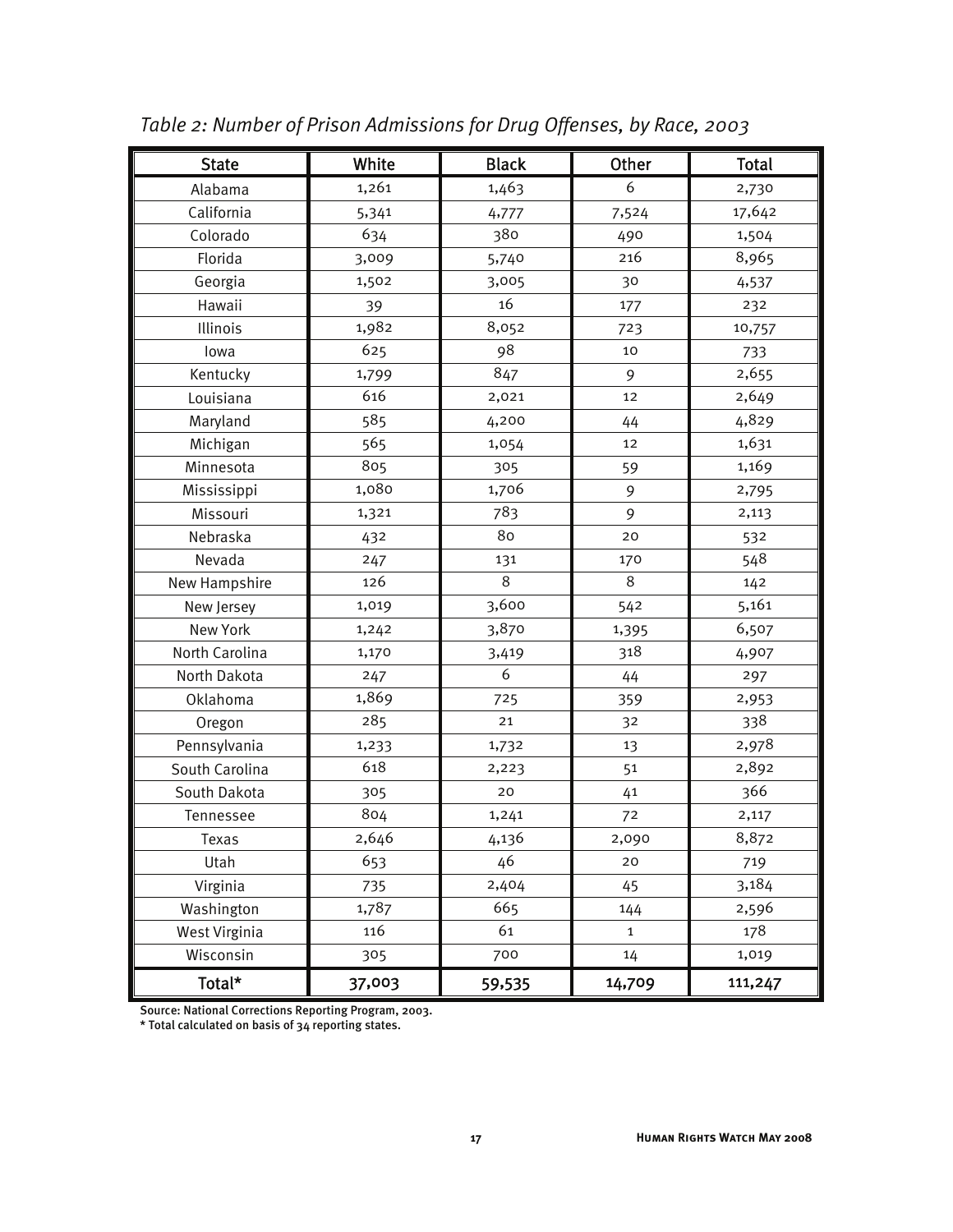*Table 2: Number of Prison Admissions for Drug Offenses, by Race, 2003*

| State | White | Black | Other | Total |
|---|---|---|---|---|
| Alabama | 1,261 | 1,463 | 6 | 2,730 |
| California | 5,341 | 4,777 | 7,524 | 17,642 |
| Colorado | 634 | 380 | 490 | 1,504 |
| Florida | 3,009 | 5,740 | 216 | 8,965 |
| Georgia | 1,502 | 3,005 | 30 | 4,537 |
| Hawaii | 39 | 16 | 177 | 232 |
| Illinois | 1,982 | 8,052 | 723 | 10,757 |
| Iowa | 625 | 98 | 10 | 733 |
| Kentucky | 1,799 | 847 | 9 | 2,655 |
| Louisiana | 616 | 2,021 | 12 | 2,649 |
| Maryland | 585 | 4,200 | 44 | 4,829 |
| Michigan | 565 | 1,054 | 12 | 1,631 |
| Minnesota | 805 | 305 | 59 | 1,169 |
| Mississippi | 1,080 | 1,706 | 9 | 2,795 |
| Missouri | 1,321 | 783 | 9 | 2,113 |
| Nebraska | 432 | 80 | 20 | 532 |
| Nevada | 247 | 131 | 170 | 548 |
| New Hampshire | 126 | 8 | 8 | 142 |
| New Jersey | 1,019 | 3,600 | 542 | 5,161 |
| New York | 1,242 | 3,870 | 1,395 | 6,507 |
| North Carolina | 1,170 | 3,419 | 318 | 4,907 |
| North Dakota | 247 | 6 | 44 | 297 |
| Oklahoma | 1,869 | 725 | 359 | 2,953 |
| Oregon | 285 | 21 | 32 | 338 |
| Pennsylvania | 1,233 | 1,732 | 13 | 2,978 |
| South Carolina | 618 | 2,223 | 51 | 2,892 |
| South Dakota | 305 | 20 | 41 | 366 |
| Tennessee | 804 | 1,241 | 72 | 2,117 |
| Texas | 2,646 | 4,136 | 2,090 | 8,872 |
| Utah | 653 | 46 | 20 | 719 |
| Virginia | 735 | 2,404 | 45 | 3,184 |
| Washington | 1,787 | 665 | 144 | 2,596 |
| West Virginia | 116 | 61 | 1 | 178 |
| Wisconsin | 305 | 700 | 14 | 1,019 |
| Total* | 37,003 | 59,535 | 14,709 | 111,247 |

Source: National Corrections Reporting Program, 2003.

* Total calculated on basis of 34 reporting states.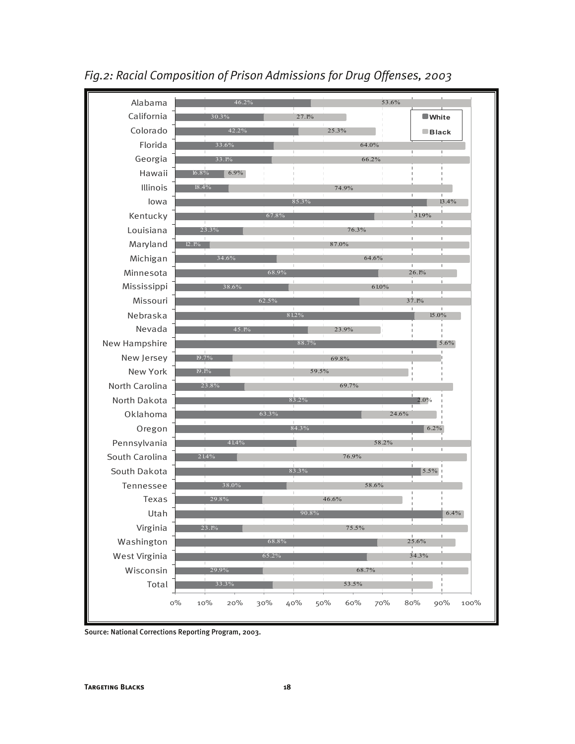*Fig.2: Racial Composition of Prison Admissions for Drug Offenses, 2003*

| State | White | Black |
|---|---|---|
| Alabama | 46.2% | 53.6% |
| California | 30.3% | 27.1% |
| Colorado | 42.2% | 25.3% |
| Florida | 33.6% | 64.0% |
| Georgia | 33.1% | 66.2% |
| Hawaii | 16.8% | 6.9% |
| Illinois | 18.4% | 74.9% |
| Iowa | 85.3% | 13.4% |
| Kentucky | 67.8% | 31.9% |
| Louisiana | 23.3% | 76.3% |
| Maryland | 12.1% | 87.0% |
| Michigan | 34.6% | 64.6% |
| Minnesota | 68.9% | 26.1% |
| Mississippi | 38.6% | 61.0% |
| Missouri | 62.5% | 37.1% |
| Nebraska | 81.2% | 15.0% |
| Nevada | 45.1% | 23.9% |
| New Hampshire | 88.7% | 5.6% |
| New Jersey | 19.7% | 69.8% |
| New York | 19.1% | 59.5% |
| North Carolina | 23.8% | 69.7% |
| North Dakota | 83.2% | 2.0% |
| Oklahoma | 63.3% | 24.6% |
| Oregon | 84.3% | 6.2% |
| Pennsylvania | 41.4% | 58.2% |
| South Carolina | 21.4% | 76.9% |
| South Dakota | 83.3% | 5.5% |
| Tennessee | 38.0% | 58.6% |
| Texas | 29.8% | 46.6% |
| Utah | 90.8% | 6.4% |
| Virginia | 23.1% | 75.5% |
| Washington | 68.8% | 25.6% |
| West Virginia | 65.2% | 34.3% |
| Wisconsin | 29.9% | 68.7% |
| Total | 33.3% | 53.5% |

Source: National Corrections Reporting Program, 2003.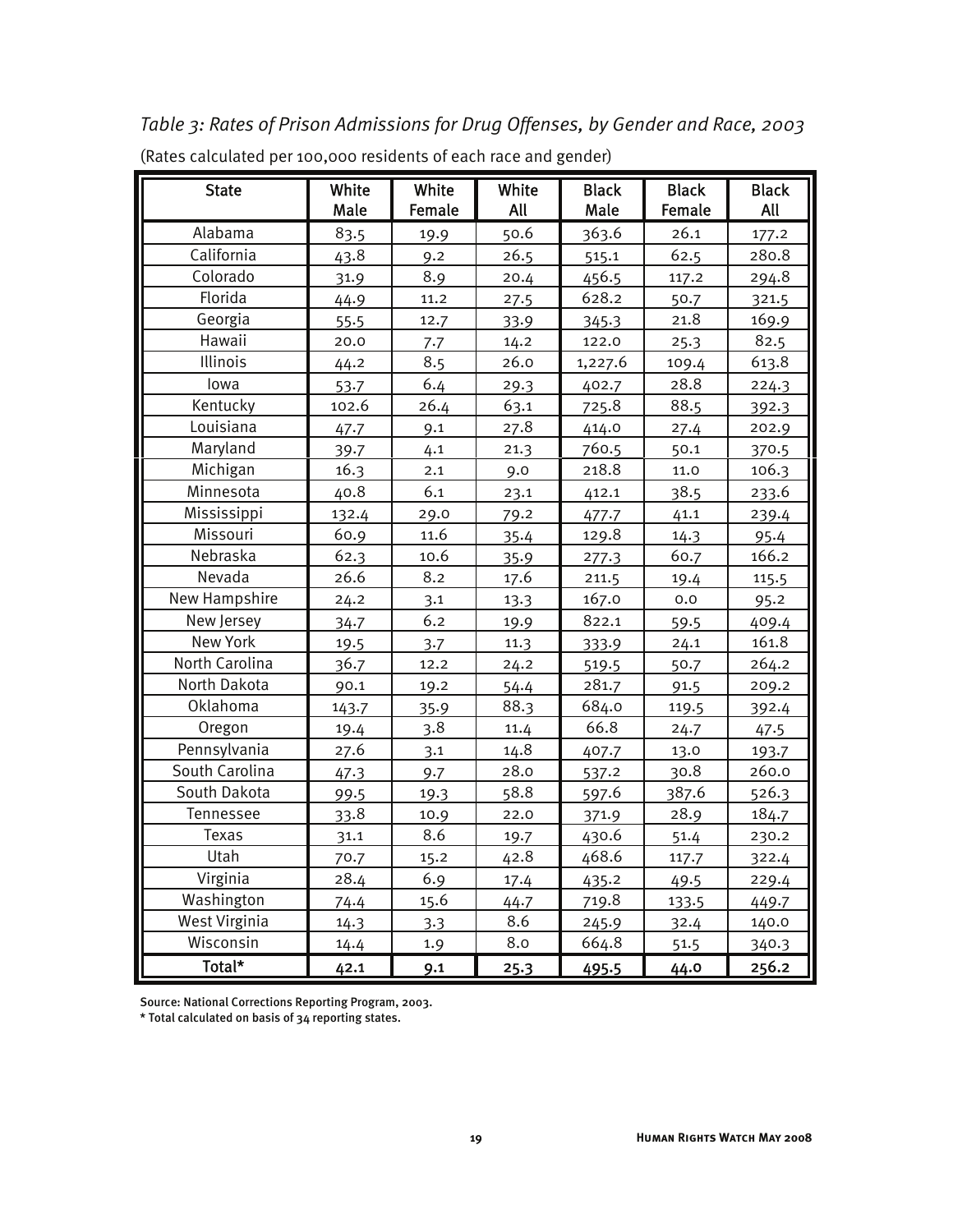*Table 3: Rates of Prison Admissions for Drug Offenses, by Gender and Race, 2003*

(Rates calculated per 100,000 residents of each race and gender)

| State | White Male | White Female | White All | Black Male | Black Female | Black All |
|---|---|---|---|---|---|---|
| Alabama | 83.5 | 19.9 | 50.6 | 363.6 | 26.1 | 177.2 |
| California | 43.8 | 9.2 | 26.5 | 515.1 | 62.5 | 280.8 |
| Colorado | 31.9 | 8.9 | 20.4 | 456.5 | 117.2 | 294.8 |
| Florida | 44.9 | 11.2 | 27.5 | 628.2 | 50.7 | 321.5 |
| Georgia | 55.5 | 12.7 | 33.9 | 345.3 | 21.8 | 169.9 |
| Hawaii | 20.0 | 7.7 | 14.2 | 122.0 | 25.3 | 82.5 |
| Illinois | 44.2 | 8.5 | 26.0 | 1,227.6 | 109.4 | 613.8 |
| Iowa | 53.7 | 6.4 | 29.3 | 402.7 | 28.8 | 224.3 |
| Kentucky | 102.6 | 26.4 | 63.1 | 725.8 | 88.5 | 392.3 |
| Louisiana | 47.7 | 9.1 | 27.8 | 414.0 | 27.4 | 202.9 |
| Maryland | 39.7 | 4.1 | 21.3 | 760.5 | 50.1 | 370.5 |
| Michigan | 16.3 | 2.1 | 9.0 | 218.8 | 11.0 | 106.3 |
| Minnesota | 40.8 | 6.1 | 23.1 | 412.1 | 38.5 | 233.6 |
| Mississippi | 132.4 | 29.0 | 79.2 | 477.7 | 41.1 | 239.4 |
| Missouri | 60.9 | 11.6 | 35.4 | 129.8 | 14.3 | 95.4 |
| Nebraska | 62.3 | 10.6 | 35.9 | 277.3 | 60.7 | 166.2 |
| Nevada | 26.6 | 8.2 | 17.6 | 211.5 | 19.4 | 115.5 |
| New Hampshire | 24.2 | 3.1 | 13.3 | 167.0 | 0.0 | 95.2 |
| New Jersey | 34.7 | 6.2 | 19.9 | 822.1 | 59.5 | 409.4 |
| New York | 19.5 | 3.7 | 11.3 | 333.9 | 24.1 | 161.8 |
| North Carolina | 36.7 | 12.2 | 24.2 | 519.5 | 50.7 | 264.2 |
| North Dakota | 90.1 | 19.2 | 54.4 | 281.7 | 91.5 | 209.2 |
| Oklahoma | 143.7 | 35.9 | 88.3 | 684.0 | 119.5 | 392.4 |
| Oregon | 19.4 | 3.8 | 11.4 | 66.8 | 24.7 | 47.5 |
| Pennsylvania | 27.6 | 3.1 | 14.8 | 407.7 | 13.0 | 193.7 |
| South Carolina | 47.3 | 9.7 | 28.0 | 537.2 | 30.8 | 260.0 |
| South Dakota | 99.5 | 19.3 | 58.8 | 597.6 | 387.6 | 526.3 |
| Tennessee | 33.8 | 10.9 | 22.0 | 371.9 | 28.9 | 184.7 |
| Texas | 31.1 | 8.6 | 19.7 | 430.6 | 51.4 | 230.2 |
| Utah | 70.7 | 15.2 | 42.8 | 468.6 | 117.7 | 322.4 |
| Virginia | 28.4 | 6.9 | 17.4 | 435.2 | 49.5 | 229.4 |
| Washington | 74.4 | 15.6 | 44.7 | 719.8 | 133.5 | 449.7 |
| West Virginia | 14.3 | 3.3 | 8.6 | 245.9 | 32.4 | 140.0 |
| Wisconsin | 14.4 | 1.9 | 8.0 | 664.8 | 51.5 | 340.3 |
| **Total*** | **42.1** | **9.1** | **25.3** | **495.5** | **44.0** | **256.2** |

Source: National Corrections Reporting Program, 2003.

* Total calculated on basis of 34 reporting states.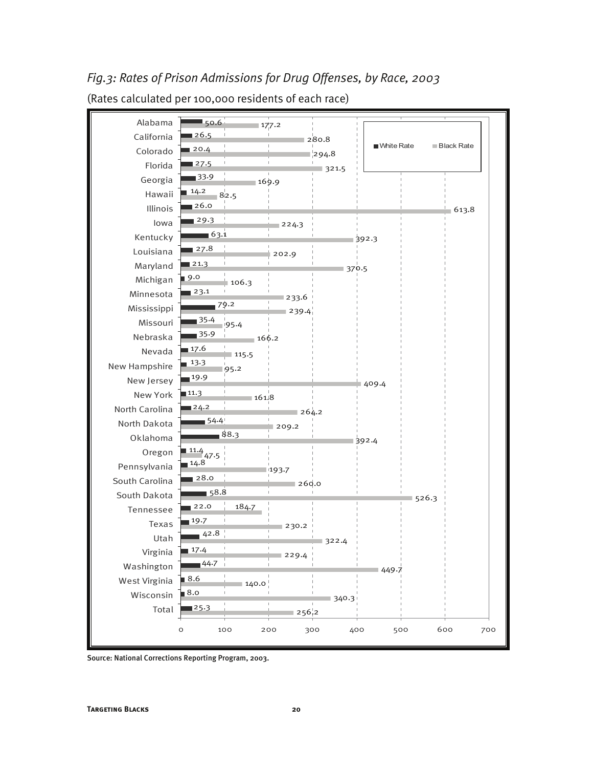*Fig.3: Rates of Prison Admissions for Drug Offenses, by Race, 2003*

(Rates calculated per 100,000 residents of each race)

| State | White Rate | Black Rate |
|---|---|---|
| Alabama | 50.6 | 177.2 |
| California | 26.5 | 280.8 |
| Colorado | 20.4 | 294.8 |
| Florida | 27.5 | 321.5 |
| Georgia | 33.9 | 169.9 |
| Hawaii | 14.2 | 82.5 |
| Illinois | 26.0 | 613.8 |
| Iowa | 29.3 | 224.3 |
| Kentucky | 63.1 | 392.3 |
| Louisiana | 27.8 | 202.9 |
| Maryland | 21.3 | 370.5 |
| Michigan | 9.0 | 106.3 |
| Minnesota | 23.1 | 233.6 |
| Mississippi | 79.2 | 239.4 |
| Missouri | 35.4 | 95.4 |
| Nebraska | 35.9 | 166.2 |
| Nevada | 17.6 | 115.5 |
| New Hampshire | 13.3 | 95.2 |
| New Jersey | 19.9 | 409.4 |
| New York | 11.3 | 161.8 |
| North Carolina | 24.2 | 264.2 |
| North Dakota | 54.4 | 209.2 |
| Oklahoma | 88.3 | 392.4 |
| Oregon | 11.4 | 47.5 |
| Pennsylvania | 14.8 | 193.7 |
| South Carolina | 28.0 | 260.0 |
| South Dakota | 58.8 | 526.3 |
| Tennessee | 22.0 | 184.7 |
| Texas | 19.7 | 230.2 |
| Utah | 42.8 | 322.4 |
| Virginia | 17.4 | 229.4 |
| Washington | 44.7 | 449.7 |
| West Virginia | 8.6 | 140.0 |
| Wisconsin | 8.0 | 340.3 |
| Total | 25.3 | 256.2 |

Source: National Corrections Reporting Program, 2003.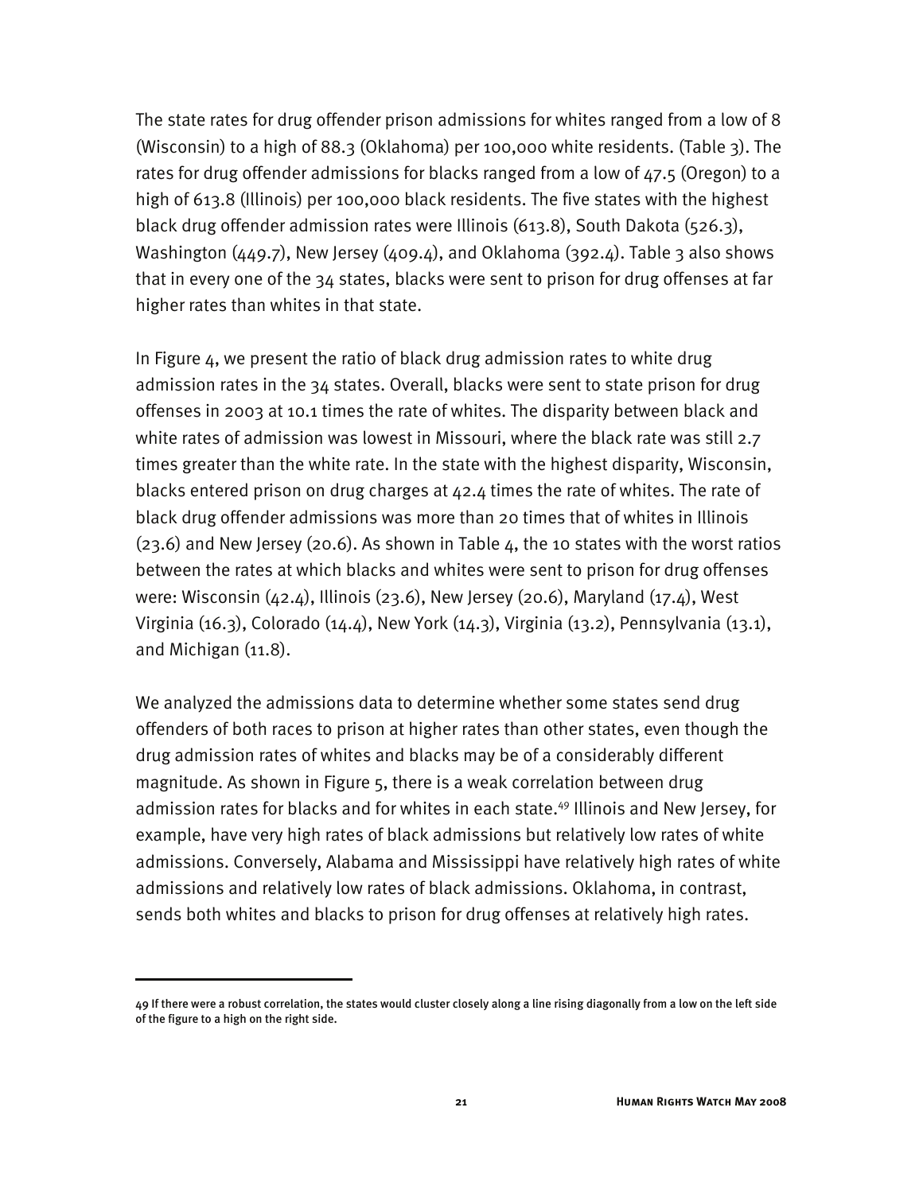The state rates for drug offender prison admissions for whites ranged from a low of 8 (Wisconsin) to a high of 88.3 (Oklahoma) per 100,000 white residents. (Table 3). The rates for drug offender admissions for blacks ranged from a low of 47.5 (Oregon) to a high of 613.8 (Illinois) per 100,000 black residents. The five states with the highest black drug offender admission rates were Illinois (613.8), South Dakota (526.3), Washington (449.7), New Jersey (409.4), and Oklahoma (392.4). Table 3 also shows that in every one of the 34 states, blacks were sent to prison for drug offenses at far higher rates than whites in that state.

In Figure 4, we present the ratio of black drug admission rates to white drug admission rates in the 34 states. Overall, blacks were sent to state prison for drug offenses in 2003 at 10.1 times the rate of whites. The disparity between black and white rates of admission was lowest in Missouri, where the black rate was still 2.7 times greater than the white rate. In the state with the highest disparity, Wisconsin, blacks entered prison on drug charges at 42.4 times the rate of whites. The rate of black drug offender admissions was more than 20 times that of whites in Illinois (23.6) and New Jersey (20.6). As shown in Table 4, the 10 states with the worst ratios between the rates at which blacks and whites were sent to prison for drug offenses were: Wisconsin (42.4), Illinois (23.6), New Jersey (20.6), Maryland (17.4), West Virginia (16.3), Colorado (14.4), New York (14.3), Virginia (13.2), Pennsylvania (13.1), and Michigan (11.8).

We analyzed the admissions data to determine whether some states send drug offenders of both races to prison at higher rates than other states, even though the drug admission rates of whites and blacks may be of a considerably different magnitude. As shown in Figure 5, there is a weak correlation between drug admission rates for blacks and for whites in each state.[49] Illinois and New Jersey, for example, have very high rates of black admissions but relatively low rates of white admissions. Conversely, Alabama and Mississippi have relatively high rates of white admissions and relatively low rates of black admissions. Oklahoma, in contrast, sends both whites and blacks to prison for drug offenses at relatively high rates.

---

49 If there were a robust correlation, the states would cluster closely along a line rising diagonally from a low on the left side of the figure to a high on the right side.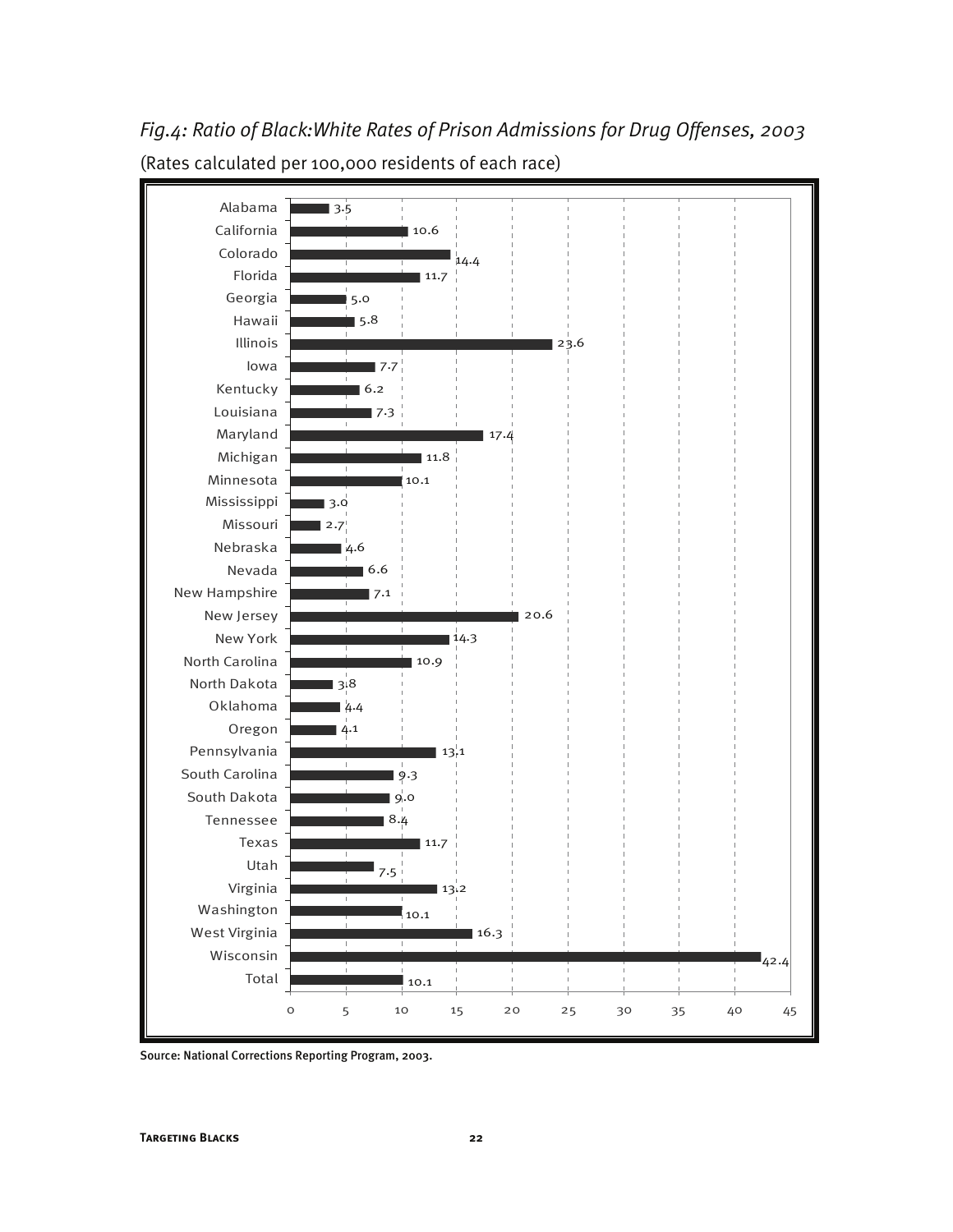*Fig.4: Ratio of Black:White Rates of Prison Admissions for Drug Offenses, 2003*

(Rates calculated per 100,000 residents of each race)

| State | Ratio |
|---|---|
| Alabama | 3.5 |
| California | 10.6 |
| Colorado | 14.4 |
| Florida | 11.7 |
| Georgia | 5.0 |
| Hawaii | 5.8 |
| Illinois | 23.6 |
| Iowa | 7.7 |
| Kentucky | 6.2 |
| Louisiana | 7.3 |
| Maryland | 17.4 |
| Michigan | 11.8 |
| Minnesota | 10.1 |
| Mississippi | 3.0 |
| Missouri | 2.7 |
| Nebraska | 4.6 |
| Nevada | 6.6 |
| New Hampshire | 7.1 |
| New Jersey | 20.6 |
| New York | 14.3 |
| North Carolina | 10.9 |
| North Dakota | 3.8 |
| Oklahoma | 4.4 |
| Oregon | 4.1 |
| Pennsylvania | 13.1 |
| South Carolina | 9.3 |
| South Dakota | 9.0 |
| Tennessee | 8.4 |
| Texas | 11.7 |
| Utah | 7.5 |
| Virginia | 13.2 |
| Washington | 10.1 |
| West Virginia | 16.3 |
| Wisconsin | 42.4 |
| Total | 10.1 |

Source: National Corrections Reporting Program, 2003.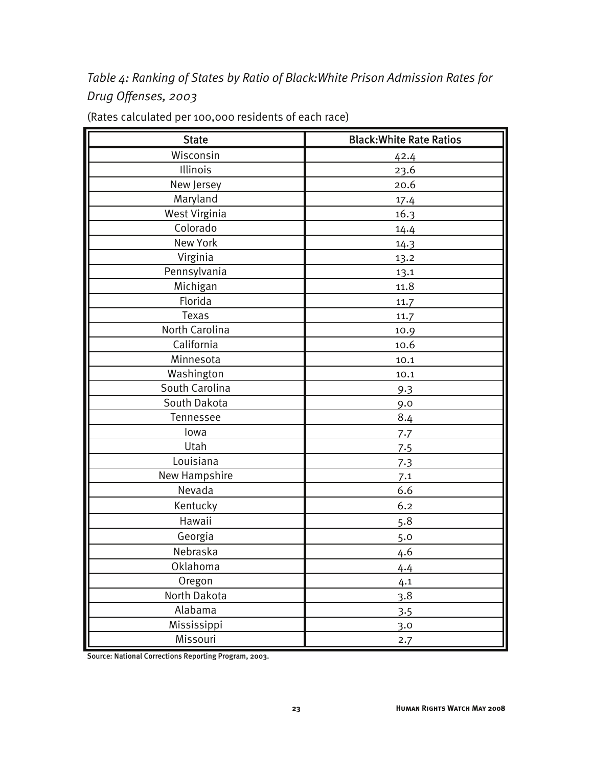*Table 4: Ranking of States by Ratio of Black:White Prison Admission Rates for Drug Offenses, 2003*

(Rates calculated per 100,000 residents of each race)

| State | Black:White Rate Ratios |
|---|---|
| Wisconsin | 42.4 |
| Illinois | 23.6 |
| New Jersey | 20.6 |
| Maryland | 17.4 |
| West Virginia | 16.3 |
| Colorado | 14.4 |
| New York | 14.3 |
| Virginia | 13.2 |
| Pennsylvania | 13.1 |
| Michigan | 11.8 |
| Florida | 11.7 |
| Texas | 11.7 |
| North Carolina | 10.9 |
| California | 10.6 |
| Minnesota | 10.1 |
| Washington | 10.1 |
| South Carolina | 9.3 |
| South Dakota | 9.0 |
| Tennessee | 8.4 |
| Iowa | 7.7 |
| Utah | 7.5 |
| Louisiana | 7.3 |
| New Hampshire | 7.1 |
| Nevada | 6.6 |
| Kentucky | 6.2 |
| Hawaii | 5.8 |
| Georgia | 5.0 |
| Nebraska | 4.6 |
| Oklahoma | 4.4 |
| Oregon | 4.1 |
| North Dakota | 3.8 |
| Alabama | 3.5 |
| Mississippi | 3.0 |
| Missouri | 2.7 |

Source: National Corrections Reporting Program, 2003.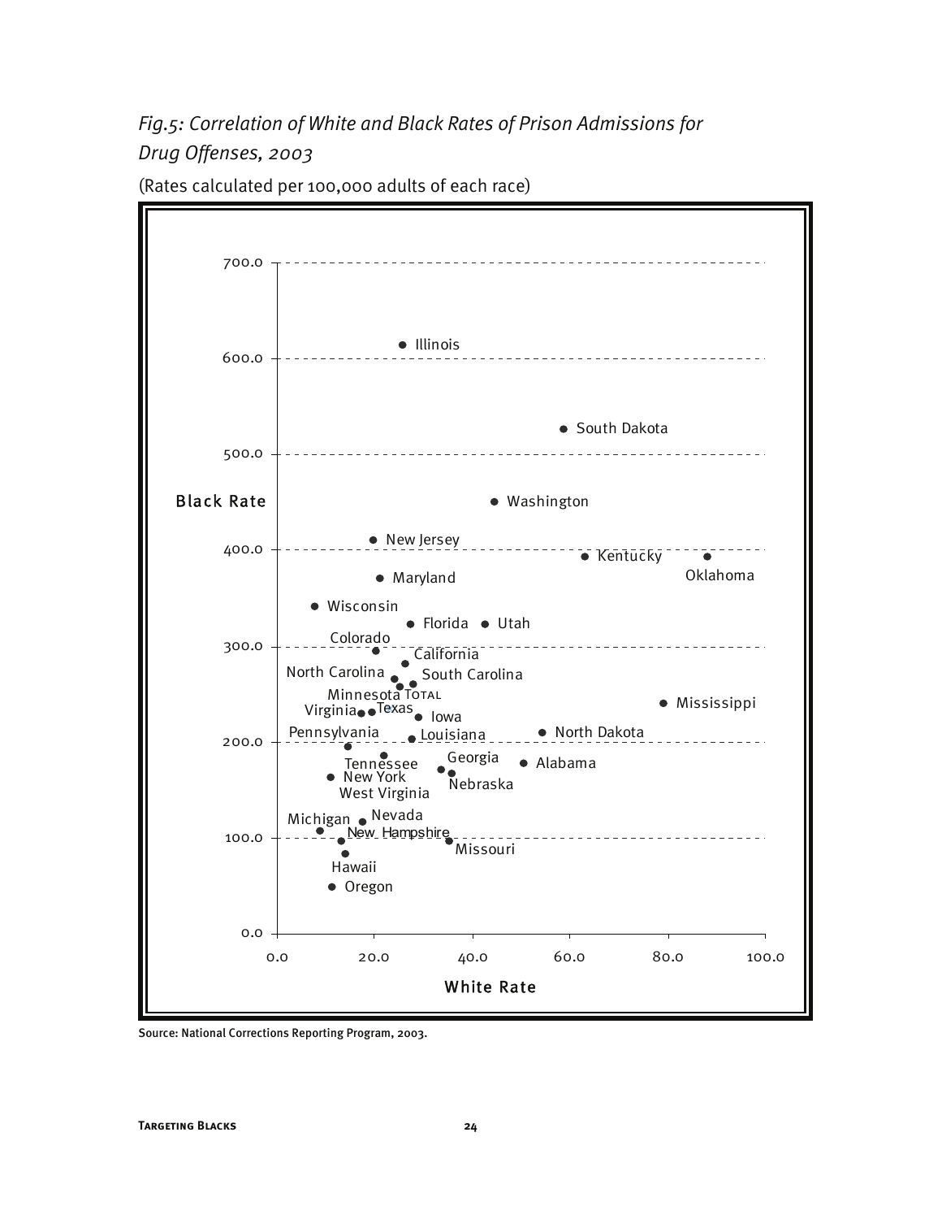*Fig.5: Correlation of White and Black Rates of Prison Admissions for Drug Offenses, 2003*

(Rates calculated per 100,000 adults of each race)

Source: National Corrections Reporting Program, 2003.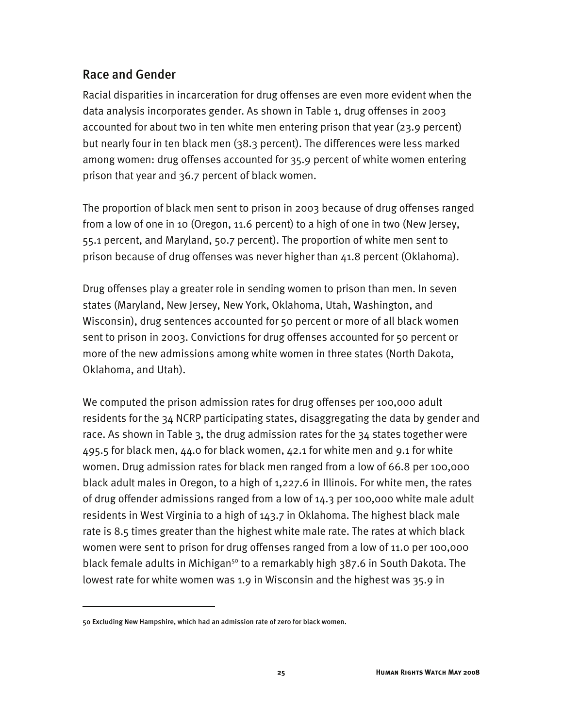## Race and Gender

Racial disparities in incarceration for drug offenses are even more evident when the data analysis incorporates gender. As shown in Table 1, drug offenses in 2003 accounted for about two in ten white men entering prison that year (23.9 percent) but nearly four in ten black men (38.3 percent). The differences were less marked among women: drug offenses accounted for 35.9 percent of white women entering prison that year and 36.7 percent of black women.

The proportion of black men sent to prison in 2003 because of drug offenses ranged from a low of one in 10 (Oregon, 11.6 percent) to a high of one in two (New Jersey, 55.1 percent, and Maryland, 50.7 percent). The proportion of white men sent to prison because of drug offenses was never higher than 41.8 percent (Oklahoma).

Drug offenses play a greater role in sending women to prison than men. In seven states (Maryland, New Jersey, New York, Oklahoma, Utah, Washington, and Wisconsin), drug sentences accounted for 50 percent or more of all black women sent to prison in 2003. Convictions for drug offenses accounted for 50 percent or more of the new admissions among white women in three states (North Dakota, Oklahoma, and Utah).

We computed the prison admission rates for drug offenses per 100,000 adult residents for the 34 NCRP participating states, disaggregating the data by gender and race. As shown in Table 3, the drug admission rates for the 34 states together were 495.5 for black men, 44.0 for black women, 42.1 for white men and 9.1 for white women. Drug admission rates for black men ranged from a low of 66.8 per 100,000 black adult males in Oregon, to a high of 1,227.6 in Illinois. For white men, the rates of drug offender admissions ranged from a low of 14.3 per 100,000 white male adult residents in West Virginia to a high of 143.7 in Oklahoma. The highest black male rate is 8.5 times greater than the highest white male rate. The rates at which black women were sent to prison for drug offenses ranged from a low of 11.0 per 100,000 black female adults in Michigan[50] to a remarkably high 387.6 in South Dakota. The lowest rate for white women was 1.9 in Wisconsin and the highest was 35.9 in

---

50 Excluding New Hampshire, which had an admission rate of zero for black women.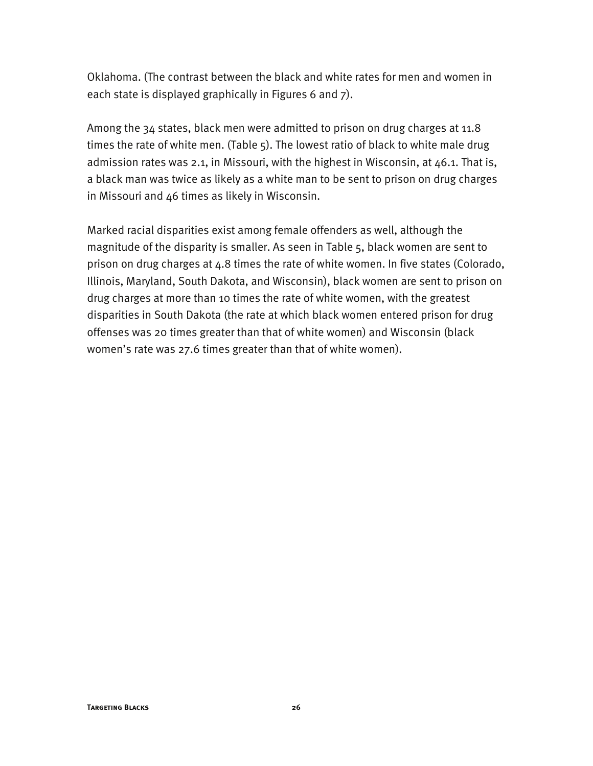Oklahoma. (The contrast between the black and white rates for men and women in each state is displayed graphically in Figures 6 and 7).

Among the 34 states, black men were admitted to prison on drug charges at 11.8 times the rate of white men. (Table 5). The lowest ratio of black to white male drug admission rates was 2.1, in Missouri, with the highest in Wisconsin, at 46.1. That is, a black man was twice as likely as a white man to be sent to prison on drug charges in Missouri and 46 times as likely in Wisconsin.

Marked racial disparities exist among female offenders as well, although the magnitude of the disparity is smaller. As seen in Table 5, black women are sent to prison on drug charges at 4.8 times the rate of white women. In five states (Colorado, Illinois, Maryland, South Dakota, and Wisconsin), black women are sent to prison on drug charges at more than 10 times the rate of white women, with the greatest disparities in South Dakota (the rate at which black women entered prison for drug offenses was 20 times greater than that of white women) and Wisconsin (black women's rate was 27.6 times greater than that of white women).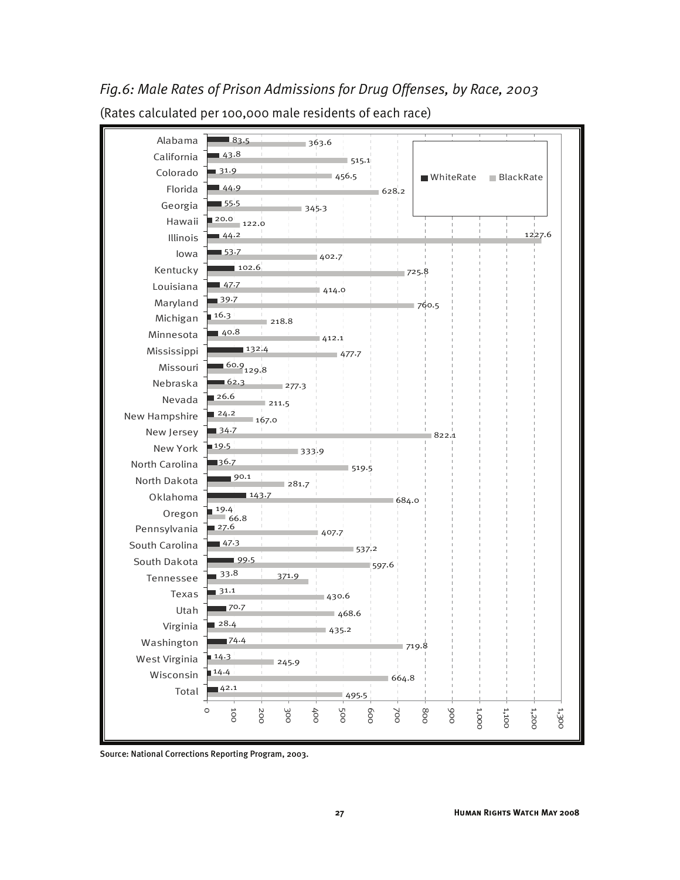*Fig.6: Male Rates of Prison Admissions for Drug Offenses, by Race, 2003*

(Rates calculated per 100,000 male residents of each race)

| State | WhiteRate | BlackRate |
|---|---|---|
| Alabama | 83.5 | 363.6 |
| California | 43.8 | 515.1 |
| Colorado | 31.9 | 456.5 |
| Florida | 44.9 | 628.2 |
| Georgia | 55.5 | 345.3 |
| Hawaii | 20.0 | 122.0 |
| Illinois | 44.2 | 1227.6 |
| Iowa | 53.7 | 402.7 |
| Kentucky | 102.6 | 725.8 |
| Louisiana | 47.7 | 414.0 |
| Maryland | 39.7 | 760.5 |
| Michigan | 16.3 | 218.8 |
| Minnesota | 40.8 | 412.1 |
| Mississippi | 132.4 | 477.7 |
| Missouri | 60.9 | 129.8 |
| Nebraska | 62.3 | 277.3 |
| Nevada | 26.6 | 211.5 |
| New Hampshire | 24.2 | 167.0 |
| New Jersey | 34.7 | 822.1 |
| New York | 19.5 | 333.9 |
| North Carolina | 36.7 | 519.5 |
| North Dakota | 90.1 | 281.7 |
| Oklahoma | 143.7 | 684.0 |
| Oregon | 19.4 | 66.8 |
| Pennsylvania | 27.6 | 407.7 |
| South Carolina | 47.3 | 537.2 |
| South Dakota | 99.5 | 597.6 |
| Tennessee | 33.8 | 371.9 |
| Texas | 31.1 | 430.6 |
| Utah | 70.7 | 468.6 |
| Virginia | 28.4 | 435.2 |
| Washington | 74.4 | 719.8 |
| West Virginia | 14.3 | 245.9 |
| Wisconsin | 14.4 | 664.8 |
| Total | 42.1 | 495.5 |

Source: National Corrections Reporting Program, 2003.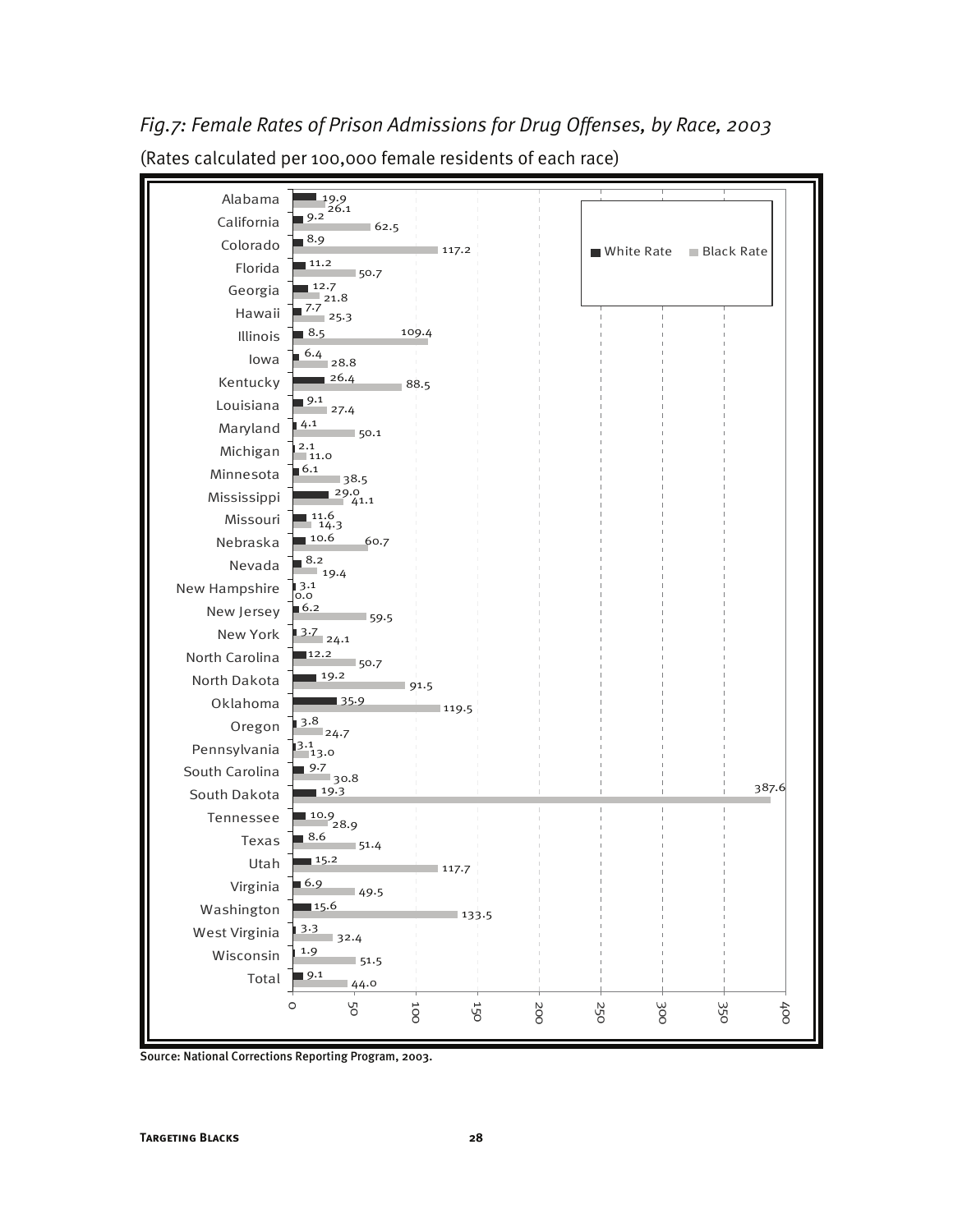*Fig.7: Female Rates of Prison Admissions for Drug Offenses, by Race, 2003*

(Rates calculated per 100,000 female residents of each race)

| State | White Rate | Black Rate |
|---|---|---|
| Alabama | 19.9 | 26.1 |
| California | 9.2 | 62.5 |
| Colorado | 8.9 | 117.2 |
| Florida | 11.2 | 50.7 |
| Georgia | 12.7 | 21.8 |
| Hawaii | 7.7 | 25.3 |
| Illinois | 8.5 | 109.4 |
| Iowa | 6.4 | 28.8 |
| Kentucky | 26.4 | 88.5 |
| Louisiana | 9.1 | 27.4 |
| Maryland | 4.1 | 50.1 |
| Michigan | 2.1 | 11.0 |
| Minnesota | 6.1 | 38.5 |
| Mississippi | 29.0 | 41.1 |
| Missouri | 11.6 | 14.3 |
| Nebraska | 10.6 | 60.7 |
| Nevada | 8.2 | 19.4 |
| New Hampshire | 3.1 | 0.0 |
| New Jersey | 6.2 | 59.5 |
| New York | 3.7 | 24.1 |
| North Carolina | 12.2 | 50.7 |
| North Dakota | 19.2 | 91.5 |
| Oklahoma | 35.9 | 119.5 |
| Oregon | 3.8 | 24.7 |
| Pennsylvania | 3.1 | 13.0 |
| South Carolina | 9.7 | 30.8 |
| South Dakota | 19.3 | 387.6 |
| Tennessee | 10.9 | 28.9 |
| Texas | 8.6 | 51.4 |
| Utah | 15.2 | 117.7 |
| Virginia | 6.9 | 49.5 |
| Washington | 15.6 | 133.5 |
| West Virginia | 3.3 | 32.4 |
| Wisconsin | 1.9 | 51.5 |
| Total | 9.1 | 44.0 |

Source: National Corrections Reporting Program, 2003.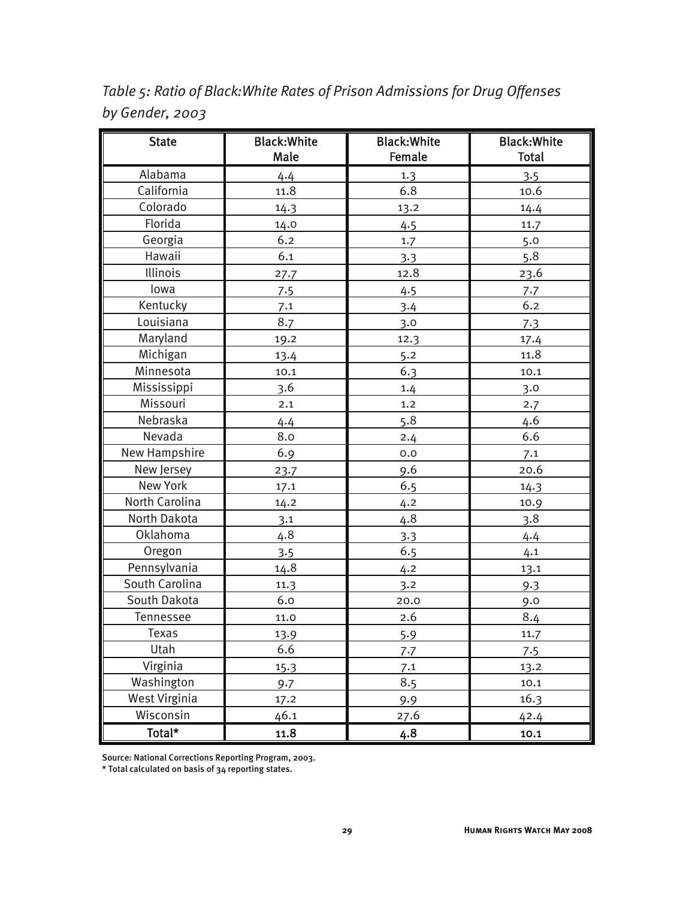*Table 5: Ratio of Black:White Rates of Prison Admissions for Drug Offenses by Gender, 2003*

| State | Black:White Male | Black:White Female | Black:White Total |
|---|---|---|---|
| Alabama | 4.4 | 1.3 | 3.5 |
| California | 11.8 | 6.8 | 10.6 |
| Colorado | 14.3 | 13.2 | 14.4 |
| Florida | 14.0 | 4.5 | 11.7 |
| Georgia | 6.2 | 1.7 | 5.0 |
| Hawaii | 6.1 | 3.3 | 5.8 |
| Illinois | 27.7 | 12.8 | 23.6 |
| Iowa | 7.5 | 4.5 | 7.7 |
| Kentucky | 7.1 | 3.4 | 6.2 |
| Louisiana | 8.7 | 3.0 | 7.3 |
| Maryland | 19.2 | 12.3 | 17.4 |
| Michigan | 13.4 | 5.2 | 11.8 |
| Minnesota | 10.1 | 6.3 | 10.1 |
| Mississippi | 3.6 | 1.4 | 3.0 |
| Missouri | 2.1 | 1.2 | 2.7 |
| Nebraska | 4.4 | 5.8 | 4.6 |
| Nevada | 8.0 | 2.4 | 6.6 |
| New Hampshire | 6.9 | 0.0 | 7.1 |
| New Jersey | 23.7 | 9.6 | 20.6 |
| New York | 17.1 | 6.5 | 14.3 |
| North Carolina | 14.2 | 4.2 | 10.9 |
| North Dakota | 3.1 | 4.8 | 3.8 |
| Oklahoma | 4.8 | 3.3 | 4.4 |
| Oregon | 3.5 | 6.5 | 4.1 |
| Pennsylvania | 14.8 | 4.2 | 13.1 |
| South Carolina | 11.3 | 3.2 | 9.3 |
| South Dakota | 6.0 | 20.0 | 9.0 |
| Tennessee | 11.0 | 2.6 | 8.4 |
| Texas | 13.9 | 5.9 | 11.7 |
| Utah | 6.6 | 7.7 | 7.5 |
| Virginia | 15.3 | 7.1 | 13.2 |
| Washington | 9.7 | 8.5 | 10.1 |
| West Virginia | 17.2 | 9.9 | 16.3 |
| Wisconsin | 46.1 | 27.6 | 42.4 |
| **Total*** | **11.8** | **4.8** | **10.1** |

Source: National Corrections Reporting Program, 2003.

* Total calculated on basis of 34 reporting states.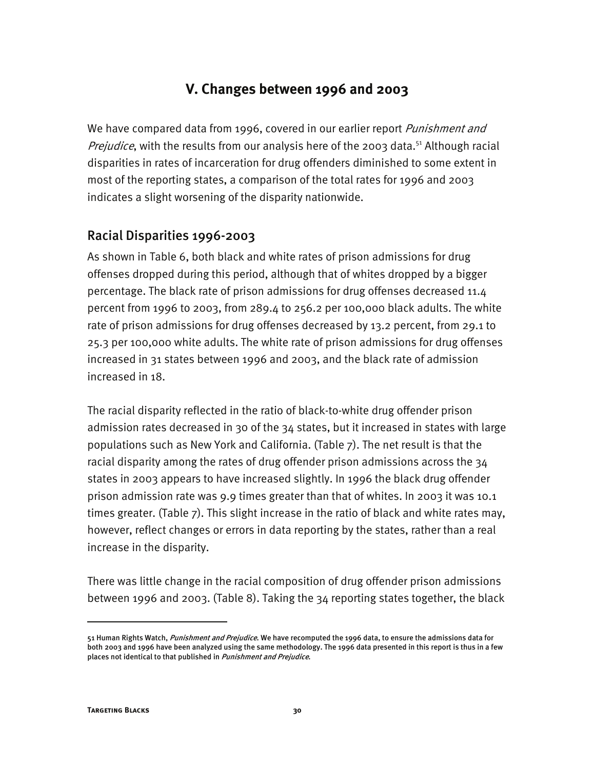## V. Changes between 1996 and 2003

We have compared data from 1996, covered in our earlier report *Punishment and Prejudice*, with the results from our analysis here of the 2003 data.[51] Although racial disparities in rates of incarceration for drug offenders diminished to some extent in most of the reporting states, a comparison of the total rates for 1996 and 2003 indicates a slight worsening of the disparity nationwide.

### Racial Disparities 1996-2003

As shown in Table 6, both black and white rates of prison admissions for drug offenses dropped during this period, although that of whites dropped by a bigger percentage. The black rate of prison admissions for drug offenses decreased 11.4 percent from 1996 to 2003, from 289.4 to 256.2 per 100,000 black adults. The white rate of prison admissions for drug offenses decreased by 13.2 percent, from 29.1 to 25.3 per 100,000 white adults. The white rate of prison admissions for drug offenses increased in 31 states between 1996 and 2003, and the black rate of admission increased in 18.

The racial disparity reflected in the ratio of black-to-white drug offender prison admission rates decreased in 30 of the 34 states, but it increased in states with large populations such as New York and California. (Table 7). The net result is that the racial disparity among the rates of drug offender prison admissions across the 34 states in 2003 appears to have increased slightly. In 1996 the black drug offender prison admission rate was 9.9 times greater than that of whites. In 2003 it was 10.1 times greater. (Table 7). This slight increase in the ratio of black and white rates may, however, reflect changes or errors in data reporting by the states, rather than a real increase in the disparity.

There was little change in the racial composition of drug offender prison admissions between 1996 and 2003. (Table 8). Taking the 34 reporting states together, the black

---

51 Human Rights Watch, *Punishment and Prejudice*. We have recomputed the 1996 data, to ensure the admissions data for both 2003 and 1996 have been analyzed using the same methodology. The 1996 data presented in this report is thus in a few places not identical to that published in *Punishment and Prejudice*.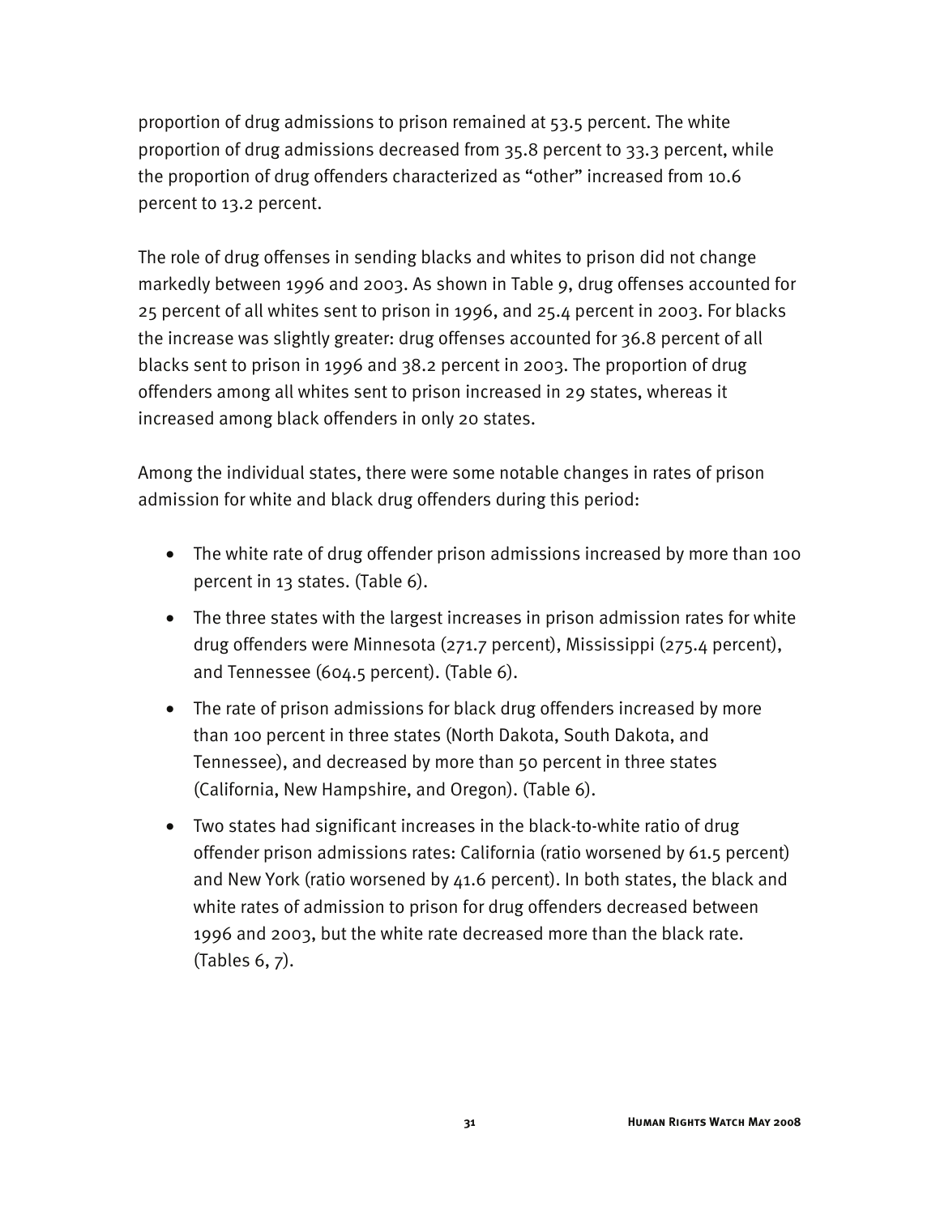proportion of drug admissions to prison remained at 53.5 percent. The white proportion of drug admissions decreased from 35.8 percent to 33.3 percent, while the proportion of drug offenders characterized as "other" increased from 10.6 percent to 13.2 percent.

The role of drug offenses in sending blacks and whites to prison did not change markedly between 1996 and 2003. As shown in Table 9, drug offenses accounted for 25 percent of all whites sent to prison in 1996, and 25.4 percent in 2003. For blacks the increase was slightly greater: drug offenses accounted for 36.8 percent of all blacks sent to prison in 1996 and 38.2 percent in 2003. The proportion of drug offenders among all whites sent to prison increased in 29 states, whereas it increased among black offenders in only 20 states.

Among the individual states, there were some notable changes in rates of prison admission for white and black drug offenders during this period:

- The white rate of drug offender prison admissions increased by more than 100 percent in 13 states. (Table 6).
- The three states with the largest increases in prison admission rates for white drug offenders were Minnesota (271.7 percent), Mississippi (275.4 percent), and Tennessee (604.5 percent). (Table 6).
- The rate of prison admissions for black drug offenders increased by more than 100 percent in three states (North Dakota, South Dakota, and Tennessee), and decreased by more than 50 percent in three states (California, New Hampshire, and Oregon). (Table 6).
- Two states had significant increases in the black-to-white ratio of drug offender prison admissions rates: California (ratio worsened by 61.5 percent) and New York (ratio worsened by 41.6 percent). In both states, the black and white rates of admission to prison for drug offenders decreased between 1996 and 2003, but the white rate decreased more than the black rate. (Tables 6, 7).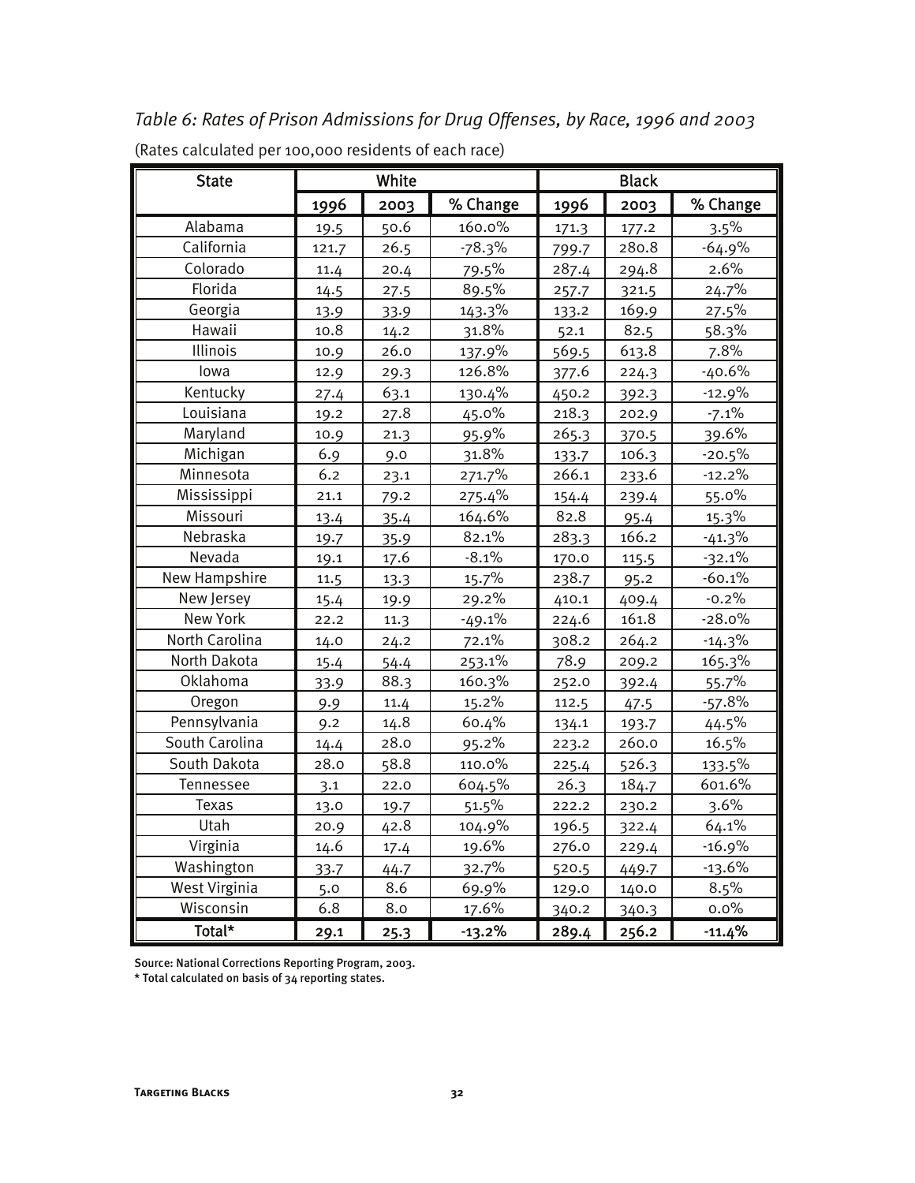*Table 6: Rates of Prison Admissions for Drug Offenses, by Race, 1996 and 2003*

(Rates calculated per 100,000 residents of each race)

| State | White | | | Black | | |
|---|---|---|---|---|---|---|
| | 1996 | 2003 | % Change | 1996 | 2003 | % Change |
| Alabama | 19.5 | 50.6 | 160.0% | 171.3 | 177.2 | 3.5% |
| California | 121.7 | 26.5 | -78.3% | 799.7 | 280.8 | -64.9% |
| Colorado | 11.4 | 20.4 | 79.5% | 287.4 | 294.8 | 2.6% |
| Florida | 14.5 | 27.5 | 89.5% | 257.7 | 321.5 | 24.7% |
| Georgia | 13.9 | 33.9 | 143.3% | 133.2 | 169.9 | 27.5% |
| Hawaii | 10.8 | 14.2 | 31.8% | 52.1 | 82.5 | 58.3% |
| Illinois | 10.9 | 26.0 | 137.9% | 569.5 | 613.8 | 7.8% |
| Iowa | 12.9 | 29.3 | 126.8% | 377.6 | 224.3 | -40.6% |
| Kentucky | 27.4 | 63.1 | 130.4% | 450.2 | 392.3 | -12.9% |
| Louisiana | 19.2 | 27.8 | 45.0% | 218.3 | 202.9 | -7.1% |
| Maryland | 10.9 | 21.3 | 95.9% | 265.3 | 370.5 | 39.6% |
| Michigan | 6.9 | 9.0 | 31.8% | 133.7 | 106.3 | -20.5% |
| Minnesota | 6.2 | 23.1 | 271.7% | 266.1 | 233.6 | -12.2% |
| Mississippi | 21.1 | 79.2 | 275.4% | 154.4 | 239.4 | 55.0% |
| Missouri | 13.4 | 35.4 | 164.6% | 82.8 | 95.4 | 15.3% |
| Nebraska | 19.7 | 35.9 | 82.1% | 283.3 | 166.2 | -41.3% |
| Nevada | 19.1 | 17.6 | -8.1% | 170.0 | 115.5 | -32.1% |
| New Hampshire | 11.5 | 13.3 | 15.7% | 238.7 | 95.2 | -60.1% |
| New Jersey | 15.4 | 19.9 | 29.2% | 410.1 | 409.4 | -0.2% |
| New York | 22.2 | 11.3 | -49.1% | 224.6 | 161.8 | -28.0% |
| North Carolina | 14.0 | 24.2 | 72.1% | 308.2 | 264.2 | -14.3% |
| North Dakota | 15.4 | 54.4 | 253.1% | 78.9 | 209.2 | 165.3% |
| Oklahoma | 33.9 | 88.3 | 160.3% | 252.0 | 392.4 | 55.7% |
| Oregon | 9.9 | 11.4 | 15.2% | 112.5 | 47.5 | -57.8% |
| Pennsylvania | 9.2 | 14.8 | 60.4% | 134.1 | 193.7 | 44.5% |
| South Carolina | 14.4 | 28.0 | 95.2% | 223.2 | 260.0 | 16.5% |
| South Dakota | 28.0 | 58.8 | 110.0% | 225.4 | 526.3 | 133.5% |
| Tennessee | 3.1 | 22.0 | 604.5% | 26.3 | 184.7 | 601.6% |
| Texas | 13.0 | 19.7 | 51.5% | 222.2 | 230.2 | 3.6% |
| Utah | 20.9 | 42.8 | 104.9% | 196.5 | 322.4 | 64.1% |
| Virginia | 14.6 | 17.4 | 19.6% | 276.0 | 229.4 | -16.9% |
| Washington | 33.7 | 44.7 | 32.7% | 520.5 | 449.7 | -13.6% |
| West Virginia | 5.0 | 8.6 | 69.9% | 129.0 | 140.0 | 8.5% |
| Wisconsin | 6.8 | 8.0 | 17.6% | 340.2 | 340.3 | 0.0% |
| **Total*** | **29.1** | **25.3** | **-13.2%** | **289.4** | **256.2** | **-11.4%** |

Source: National Corrections Reporting Program, 2003.

* Total calculated on basis of 34 reporting states.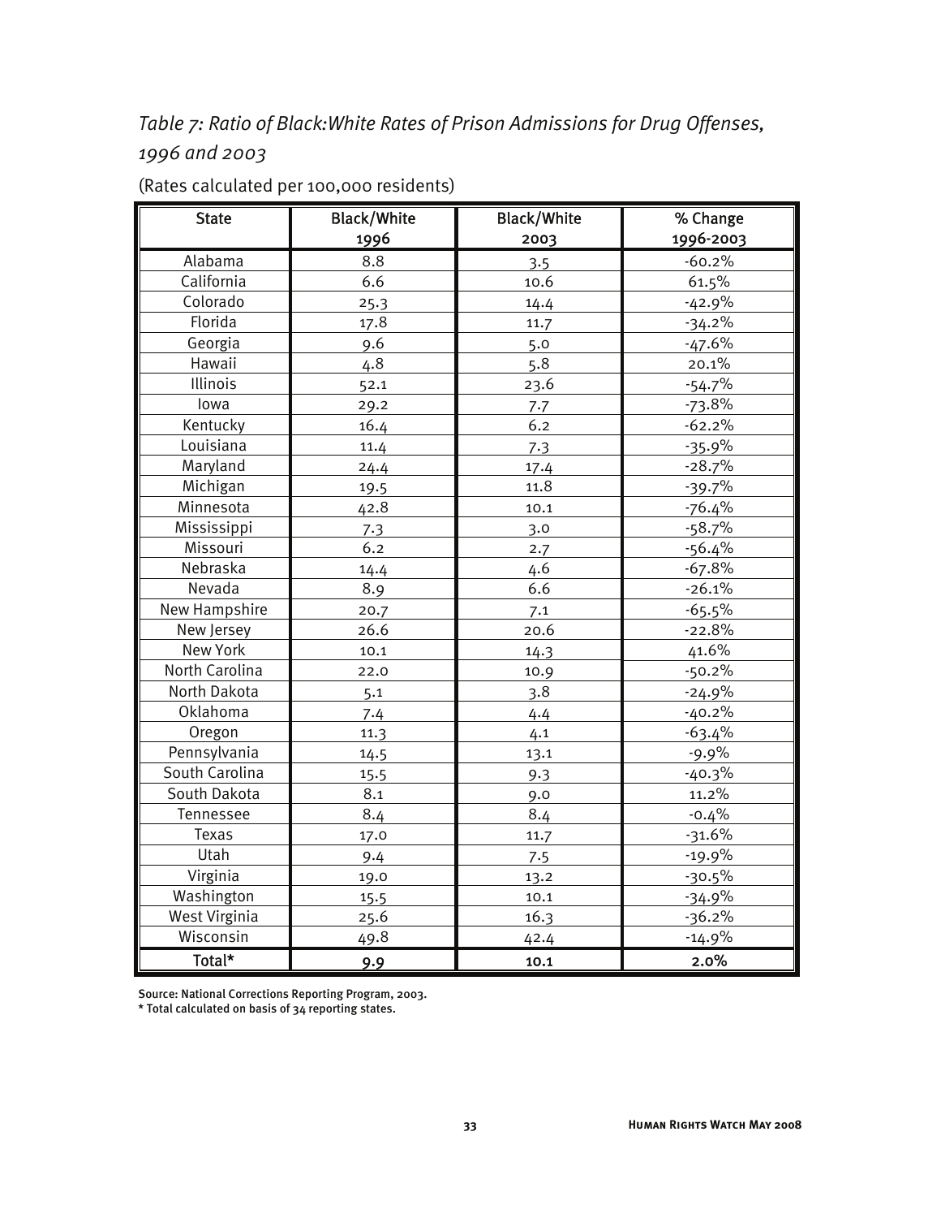*Table 7: Ratio of Black:White Rates of Prison Admissions for Drug Offenses, 1996 and 2003*

(Rates calculated per 100,000 residents)

| State | Black/White 1996 | Black/White 2003 | % Change 1996-2003 |
|---|---|---|---|
| Alabama | 8.8 | 3.5 | -60.2% |
| California | 6.6 | 10.6 | 61.5% |
| Colorado | 25.3 | 14.4 | -42.9% |
| Florida | 17.8 | 11.7 | -34.2% |
| Georgia | 9.6 | 5.0 | -47.6% |
| Hawaii | 4.8 | 5.8 | 20.1% |
| Illinois | 52.1 | 23.6 | -54.7% |
| Iowa | 29.2 | 7.7 | -73.8% |
| Kentucky | 16.4 | 6.2 | -62.2% |
| Louisiana | 11.4 | 7.3 | -35.9% |
| Maryland | 24.4 | 17.4 | -28.7% |
| Michigan | 19.5 | 11.8 | -39.7% |
| Minnesota | 42.8 | 10.1 | -76.4% |
| Mississippi | 7.3 | 3.0 | -58.7% |
| Missouri | 6.2 | 2.7 | -56.4% |
| Nebraska | 14.4 | 4.6 | -67.8% |
| Nevada | 8.9 | 6.6 | -26.1% |
| New Hampshire | 20.7 | 7.1 | -65.5% |
| New Jersey | 26.6 | 20.6 | -22.8% |
| New York | 10.1 | 14.3 | 41.6% |
| North Carolina | 22.0 | 10.9 | -50.2% |
| North Dakota | 5.1 | 3.8 | -24.9% |
| Oklahoma | 7.4 | 4.4 | -40.2% |
| Oregon | 11.3 | 4.1 | -63.4% |
| Pennsylvania | 14.5 | 13.1 | -9.9% |
| South Carolina | 15.5 | 9.3 | -40.3% |
| South Dakota | 8.1 | 9.0 | 11.2% |
| Tennessee | 8.4 | 8.4 | -0.4% |
| Texas | 17.0 | 11.7 | -31.6% |
| Utah | 9.4 | 7.5 | -19.9% |
| Virginia | 19.0 | 13.2 | -30.5% |
| Washington | 15.5 | 10.1 | -34.9% |
| West Virginia | 25.6 | 16.3 | -36.2% |
| Wisconsin | 49.8 | 42.4 | -14.9% |
| **Total*** | **9.9** | **10.1** | **2.0%** |

Source: National Corrections Reporting Program, 2003.
* Total calculated on basis of 34 reporting states.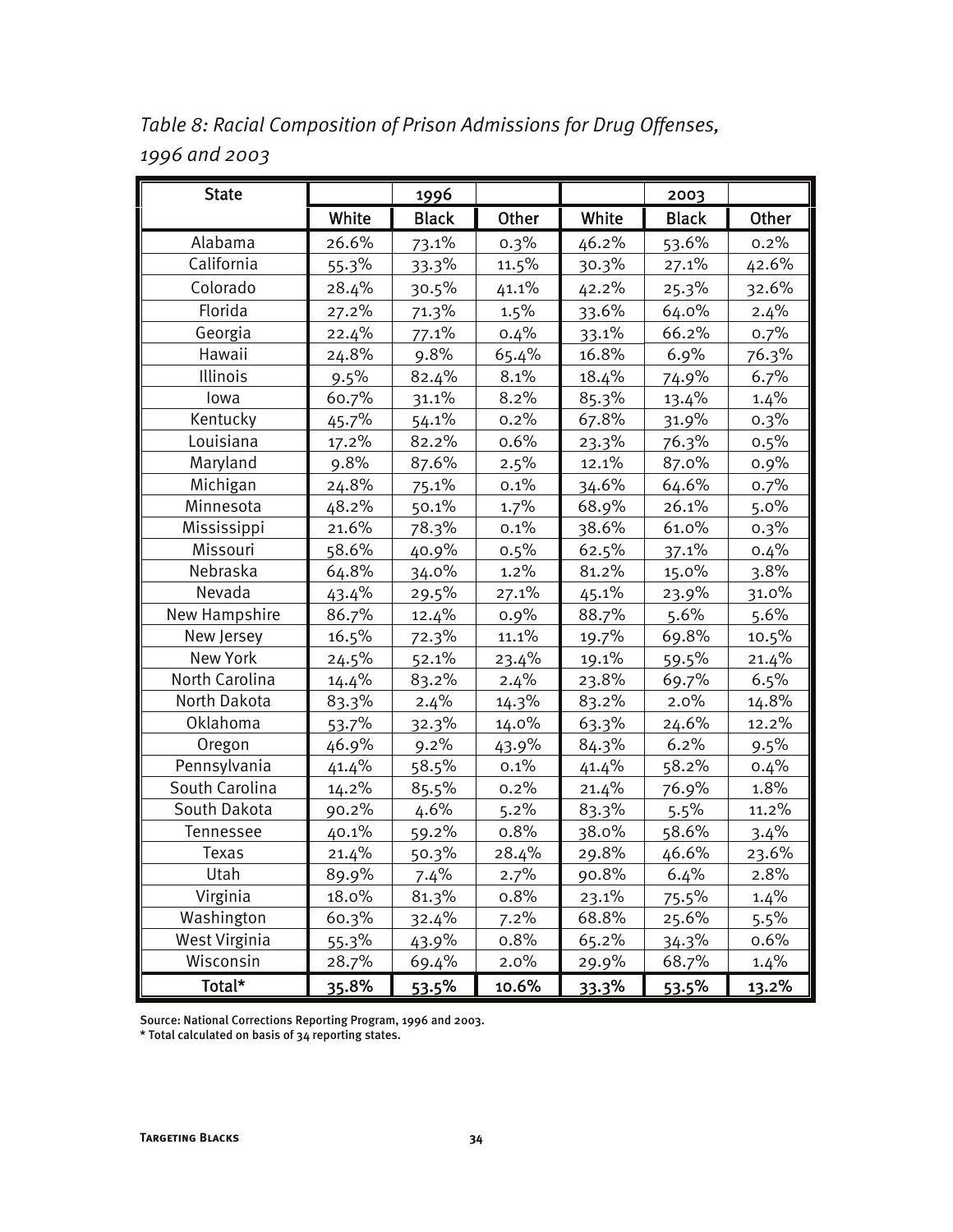*Table 8: Racial Composition of Prison Admissions for Drug Offenses, 1996 and 2003*

| State | 1996 | | | 2003 | | |
|---|---|---|---|---|---|---|
| | White | Black | Other | White | Black | Other |
| Alabama | 26.6% | 73.1% | 0.3% | 46.2% | 53.6% | 0.2% |
| California | 55.3% | 33.3% | 11.5% | 30.3% | 27.1% | 42.6% |
| Colorado | 28.4% | 30.5% | 41.1% | 42.2% | 25.3% | 32.6% |
| Florida | 27.2% | 71.3% | 1.5% | 33.6% | 64.0% | 2.4% |
| Georgia | 22.4% | 77.1% | 0.4% | 33.1% | 66.2% | 0.7% |
| Hawaii | 24.8% | 9.8% | 65.4% | 16.8% | 6.9% | 76.3% |
| Illinois | 9.5% | 82.4% | 8.1% | 18.4% | 74.9% | 6.7% |
| Iowa | 60.7% | 31.1% | 8.2% | 85.3% | 13.4% | 1.4% |
| Kentucky | 45.7% | 54.1% | 0.2% | 67.8% | 31.9% | 0.3% |
| Louisiana | 17.2% | 82.2% | 0.6% | 23.3% | 76.3% | 0.5% |
| Maryland | 9.8% | 87.6% | 2.5% | 12.1% | 87.0% | 0.9% |
| Michigan | 24.8% | 75.1% | 0.1% | 34.6% | 64.6% | 0.7% |
| Minnesota | 48.2% | 50.1% | 1.7% | 68.9% | 26.1% | 5.0% |
| Mississippi | 21.6% | 78.3% | 0.1% | 38.6% | 61.0% | 0.3% |
| Missouri | 58.6% | 40.9% | 0.5% | 62.5% | 37.1% | 0.4% |
| Nebraska | 64.8% | 34.0% | 1.2% | 81.2% | 15.0% | 3.8% |
| Nevada | 43.4% | 29.5% | 27.1% | 45.1% | 23.9% | 31.0% |
| New Hampshire | 86.7% | 12.4% | 0.9% | 88.7% | 5.6% | 5.6% |
| New Jersey | 16.5% | 72.3% | 11.1% | 19.7% | 69.8% | 10.5% |
| New York | 24.5% | 52.1% | 23.4% | 19.1% | 59.5% | 21.4% |
| North Carolina | 14.4% | 83.2% | 2.4% | 23.8% | 69.7% | 6.5% |
| North Dakota | 83.3% | 2.4% | 14.3% | 83.2% | 2.0% | 14.8% |
| Oklahoma | 53.7% | 32.3% | 14.0% | 63.3% | 24.6% | 12.2% |
| Oregon | 46.9% | 9.2% | 43.9% | 84.3% | 6.2% | 9.5% |
| Pennsylvania | 41.4% | 58.5% | 0.1% | 41.4% | 58.2% | 0.4% |
| South Carolina | 14.2% | 85.5% | 0.2% | 21.4% | 76.9% | 1.8% |
| South Dakota | 90.2% | 4.6% | 5.2% | 83.3% | 5.5% | 11.2% |
| Tennessee | 40.1% | 59.2% | 0.8% | 38.0% | 58.6% | 3.4% |
| Texas | 21.4% | 50.3% | 28.4% | 29.8% | 46.6% | 23.6% |
| Utah | 89.9% | 7.4% | 2.7% | 90.8% | 6.4% | 2.8% |
| Virginia | 18.0% | 81.3% | 0.8% | 23.1% | 75.5% | 1.4% |
| Washington | 60.3% | 32.4% | 7.2% | 68.8% | 25.6% | 5.5% |
| West Virginia | 55.3% | 43.9% | 0.8% | 65.2% | 34.3% | 0.6% |
| Wisconsin | 28.7% | 69.4% | 2.0% | 29.9% | 68.7% | 1.4% |
| Total* | 35.8% | 53.5% | 10.6% | 33.3% | 53.5% | 13.2% |

Source: National Corrections Reporting Program, 1996 and 2003.
* Total calculated on basis of 34 reporting states.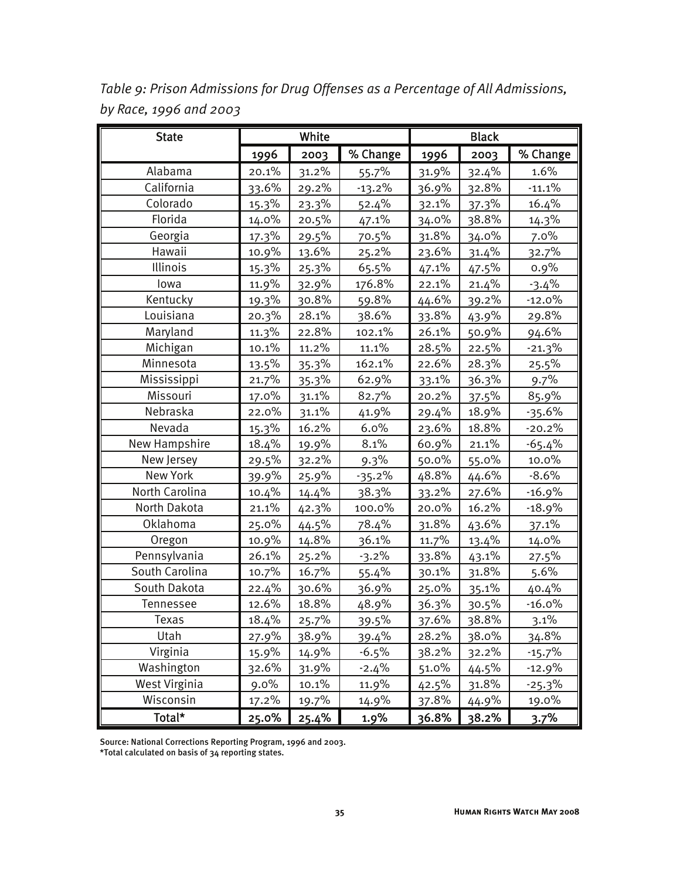*Table 9: Prison Admissions for Drug Offenses as a Percentage of All Admissions, by Race, 1996 and 2003*

| State | White | | | Black | | |
|---|---|---|---|---|---|---|
| | 1996 | 2003 | % Change | 1996 | 2003 | % Change |
| Alabama | 20.1% | 31.2% | 55.7% | 31.9% | 32.4% | 1.6% |
| California | 33.6% | 29.2% | -13.2% | 36.9% | 32.8% | -11.1% |
| Colorado | 15.3% | 23.3% | 52.4% | 32.1% | 37.3% | 16.4% |
| Florida | 14.0% | 20.5% | 47.1% | 34.0% | 38.8% | 14.3% |
| Georgia | 17.3% | 29.5% | 70.5% | 31.8% | 34.0% | 7.0% |
| Hawaii | 10.9% | 13.6% | 25.2% | 23.6% | 31.4% | 32.7% |
| Illinois | 15.3% | 25.3% | 65.5% | 47.1% | 47.5% | 0.9% |
| Iowa | 11.9% | 32.9% | 176.8% | 22.1% | 21.4% | -3.4% |
| Kentucky | 19.3% | 30.8% | 59.8% | 44.6% | 39.2% | -12.0% |
| Louisiana | 20.3% | 28.1% | 38.6% | 33.8% | 43.9% | 29.8% |
| Maryland | 11.3% | 22.8% | 102.1% | 26.1% | 50.9% | 94.6% |
| Michigan | 10.1% | 11.2% | 11.1% | 28.5% | 22.5% | -21.3% |
| Minnesota | 13.5% | 35.3% | 162.1% | 22.6% | 28.3% | 25.5% |
| Mississippi | 21.7% | 35.3% | 62.9% | 33.1% | 36.3% | 9.7% |
| Missouri | 17.0% | 31.1% | 82.7% | 20.2% | 37.5% | 85.9% |
| Nebraska | 22.0% | 31.1% | 41.9% | 29.4% | 18.9% | -35.6% |
| Nevada | 15.3% | 16.2% | 6.0% | 23.6% | 18.8% | -20.2% |
| New Hampshire | 18.4% | 19.9% | 8.1% | 60.9% | 21.1% | -65.4% |
| New Jersey | 29.5% | 32.2% | 9.3% | 50.0% | 55.0% | 10.0% |
| New York | 39.9% | 25.9% | -35.2% | 48.8% | 44.6% | -8.6% |
| North Carolina | 10.4% | 14.4% | 38.3% | 33.2% | 27.6% | -16.9% |
| North Dakota | 21.1% | 42.3% | 100.0% | 20.0% | 16.2% | -18.9% |
| Oklahoma | 25.0% | 44.5% | 78.4% | 31.8% | 43.6% | 37.1% |
| Oregon | 10.9% | 14.8% | 36.1% | 11.7% | 13.4% | 14.0% |
| Pennsylvania | 26.1% | 25.2% | -3.2% | 33.8% | 43.1% | 27.5% |
| South Carolina | 10.7% | 16.7% | 55.4% | 30.1% | 31.8% | 5.6% |
| South Dakota | 22.4% | 30.6% | 36.9% | 25.0% | 35.1% | 40.4% |
| Tennessee | 12.6% | 18.8% | 48.9% | 36.3% | 30.5% | -16.0% |
| Texas | 18.4% | 25.7% | 39.5% | 37.6% | 38.8% | 3.1% |
| Utah | 27.9% | 38.9% | 39.4% | 28.2% | 38.0% | 34.8% |
| Virginia | 15.9% | 14.9% | -6.5% | 38.2% | 32.2% | -15.7% |
| Washington | 32.6% | 31.9% | -2.4% | 51.0% | 44.5% | -12.9% |
| West Virginia | 9.0% | 10.1% | 11.9% | 42.5% | 31.8% | -25.3% |
| Wisconsin | 17.2% | 19.7% | 14.9% | 37.8% | 44.9% | 19.0% |
| **Total*** | **25.0%** | **25.4%** | **1.9%** | **36.8%** | **38.2%** | **3.7%** |

Source: National Corrections Reporting Program, 1996 and 2003.
*Total calculated on basis of 34 reporting states.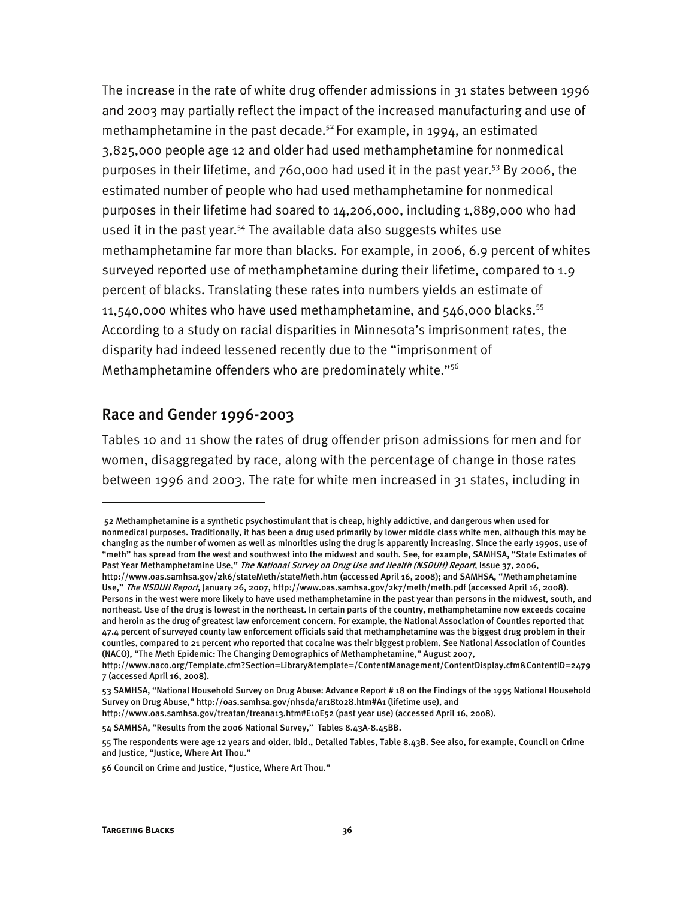The increase in the rate of white drug offender admissions in 31 states between 1996 and 2003 may partially reflect the impact of the increased manufacturing and use of methamphetamine in the past decade.[52] For example, in 1994, an estimated 3,825,000 people age 12 and older had used methamphetamine for nonmedical purposes in their lifetime, and 760,000 had used it in the past year.[53] By 2006, the estimated number of people who had used methamphetamine for nonmedical purposes in their lifetime had soared to 14,206,000, including 1,889,000 who had used it in the past year.[54] The available data also suggests whites use methamphetamine far more than blacks. For example, in 2006, 6.9 percent of whites surveyed reported use of methamphetamine during their lifetime, compared to 1.9 percent of blacks. Translating these rates into numbers yields an estimate of 11,540,000 whites who have used methamphetamine, and 546,000 blacks.[55] According to a study on racial disparities in Minnesota's imprisonment rates, the disparity had indeed lessened recently due to the "imprisonment of Methamphetamine offenders who are predominately white."[56]

## Race and Gender 1996-2003

Tables 10 and 11 show the rates of drug offender prison admissions for men and for women, disaggregated by race, along with the percentage of change in those rates between 1996 and 2003. The rate for white men increased in 31 states, including in

---

52 Methamphetamine is a synthetic psychostimulant that is cheap, highly addictive, and dangerous when used for nonmedical purposes. Traditionally, it has been a drug used primarily by lower middle class white men, although this may be changing as the number of women as well as minorities using the drug is apparently increasing. Since the early 1990s, use of "meth" has spread from the west and southwest into the midwest and south. See, for example, SAMHSA, "State Estimates of Past Year Methamphetamine Use," *The National Survey on Drug Use and Health (NSDUH) Report*, Issue 37, 2006, http://www.oas.samhsa.gov/2k6/stateMeth/stateMeth.htm (accessed April 16, 2008); and SAMHSA, "Methamphetamine Use," *The NSDUH Report*, January 26, 2007, http://www.oas.samhsa.gov/2k7/meth/meth.pdf (accessed April 16, 2008). Persons in the west were more likely to have used methamphetamine in the past year than persons in the midwest, south, and northeast. Use of the drug is lowest in the northeast. In certain parts of the country, methamphetamine now exceeds cocaine and heroin as the drug of greatest law enforcement concern. For example, the National Association of Counties reported that 47.4 percent of surveyed county law enforcement officials said that methamphetamine was the biggest drug problem in their counties, compared to 21 percent who reported that cocaine was their biggest problem. See National Association of Counties (NACO), "The Meth Epidemic: The Changing Demographics of Methamphetamine," August 2007, http://www.naco.org/Template.cfm?Section=Library&template=/ContentManagement/ContentDisplay.cfm&ContentID=24797 (accessed April 16, 2008).

53 SAMHSA, "National Household Survey on Drug Abuse: Advance Report # 18 on the Findings of the 1995 National Household Survey on Drug Abuse," http://oas.samhsa.gov/nhsda/ar18t028.htm#A1 (lifetime use), and http://www.oas.samhsa.gov/treatan/treana13.htm#E10E52 (past year use) (accessed April 16, 2008).

54 SAMHSA, "Results from the 2006 National Survey," Tables 8.43A-8.45BB.

55 The respondents were age 12 years and older. Ibid., Detailed Tables, Table 8.43B. See also, for example, Council on Crime and Justice, "Justice, Where Art Thou."

56 Council on Crime and Justice, "Justice, Where Art Thou."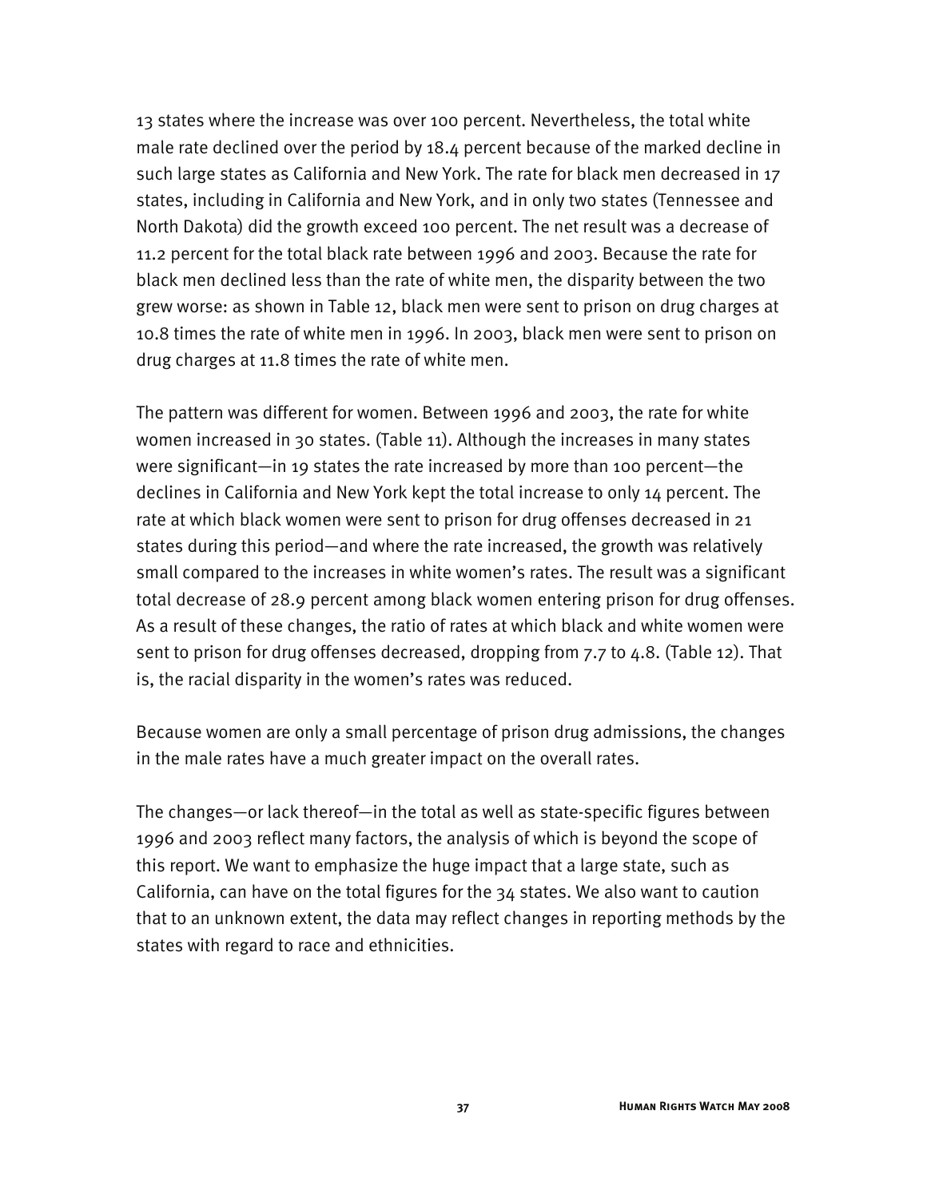13 states where the increase was over 100 percent. Nevertheless, the total white male rate declined over the period by 18.4 percent because of the marked decline in such large states as California and New York. The rate for black men decreased in 17 states, including in California and New York, and in only two states (Tennessee and North Dakota) did the growth exceed 100 percent. The net result was a decrease of 11.2 percent for the total black rate between 1996 and 2003. Because the rate for black men declined less than the rate of white men, the disparity between the two grew worse: as shown in Table 12, black men were sent to prison on drug charges at 10.8 times the rate of white men in 1996. In 2003, black men were sent to prison on drug charges at 11.8 times the rate of white men.

The pattern was different for women. Between 1996 and 2003, the rate for white women increased in 30 states. (Table 11). Although the increases in many states were significant—in 19 states the rate increased by more than 100 percent—the declines in California and New York kept the total increase to only 14 percent. The rate at which black women were sent to prison for drug offenses decreased in 21 states during this period—and where the rate increased, the growth was relatively small compared to the increases in white women's rates. The result was a significant total decrease of 28.9 percent among black women entering prison for drug offenses. As a result of these changes, the ratio of rates at which black and white women were sent to prison for drug offenses decreased, dropping from 7.7 to 4.8. (Table 12). That is, the racial disparity in the women's rates was reduced.

Because women are only a small percentage of prison drug admissions, the changes in the male rates have a much greater impact on the overall rates.

The changes—or lack thereof—in the total as well as state-specific figures between 1996 and 2003 reflect many factors, the analysis of which is beyond the scope of this report. We want to emphasize the huge impact that a large state, such as California, can have on the total figures for the 34 states. We also want to caution that to an unknown extent, the data may reflect changes in reporting methods by the states with regard to race and ethnicities.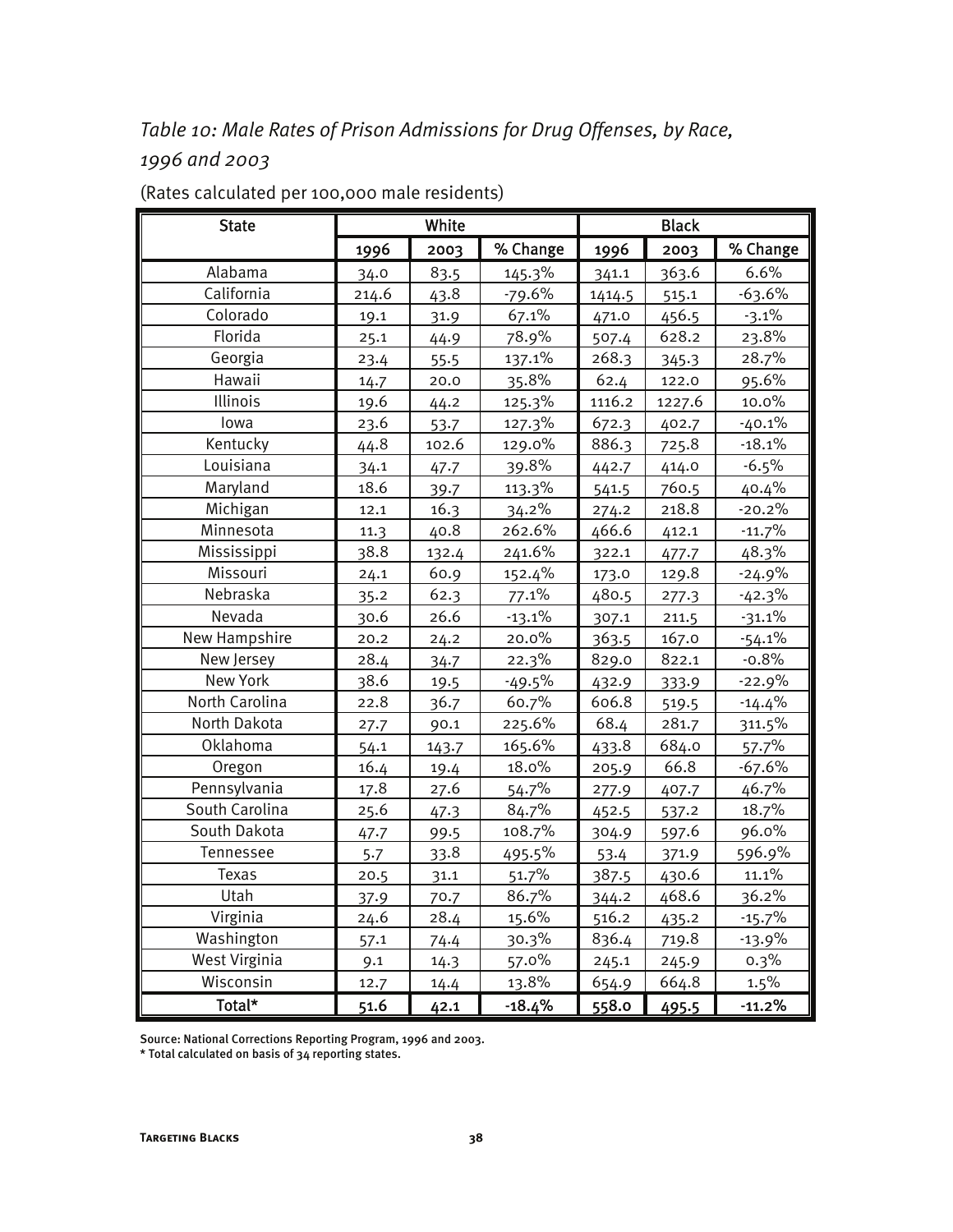*Table 10: Male Rates of Prison Admissions for Drug Offenses, by Race, 1996 and 2003*

(Rates calculated per 100,000 male residents)

| State | White | | | Black | | |
|---|---|---|---|---|---|---|
| | 1996 | 2003 | % Change | 1996 | 2003 | % Change |
| Alabama | 34.0 | 83.5 | 145.3% | 341.1 | 363.6 | 6.6% |
| California | 214.6 | 43.8 | -79.6% | 1414.5 | 515.1 | -63.6% |
| Colorado | 19.1 | 31.9 | 67.1% | 471.0 | 456.5 | -3.1% |
| Florida | 25.1 | 44.9 | 78.9% | 507.4 | 628.2 | 23.8% |
| Georgia | 23.4 | 55.5 | 137.1% | 268.3 | 345.3 | 28.7% |
| Hawaii | 14.7 | 20.0 | 35.8% | 62.4 | 122.0 | 95.6% |
| Illinois | 19.6 | 44.2 | 125.3% | 1116.2 | 1227.6 | 10.0% |
| Iowa | 23.6 | 53.7 | 127.3% | 672.3 | 402.7 | -40.1% |
| Kentucky | 44.8 | 102.6 | 129.0% | 886.3 | 725.8 | -18.1% |
| Louisiana | 34.1 | 47.7 | 39.8% | 442.7 | 414.0 | -6.5% |
| Maryland | 18.6 | 39.7 | 113.3% | 541.5 | 760.5 | 40.4% |
| Michigan | 12.1 | 16.3 | 34.2% | 274.2 | 218.8 | -20.2% |
| Minnesota | 11.3 | 40.8 | 262.6% | 466.6 | 412.1 | -11.7% |
| Mississippi | 38.8 | 132.4 | 241.6% | 322.1 | 477.7 | 48.3% |
| Missouri | 24.1 | 60.9 | 152.4% | 173.0 | 129.8 | -24.9% |
| Nebraska | 35.2 | 62.3 | 77.1% | 480.5 | 277.3 | -42.3% |
| Nevada | 30.6 | 26.6 | -13.1% | 307.1 | 211.5 | -31.1% |
| New Hampshire | 20.2 | 24.2 | 20.0% | 363.5 | 167.0 | -54.1% |
| New Jersey | 28.4 | 34.7 | 22.3% | 829.0 | 822.1 | -0.8% |
| New York | 38.6 | 19.5 | -49.5% | 432.9 | 333.9 | -22.9% |
| North Carolina | 22.8 | 36.7 | 60.7% | 606.8 | 519.5 | -14.4% |
| North Dakota | 27.7 | 90.1 | 225.6% | 68.4 | 281.7 | 311.5% |
| Oklahoma | 54.1 | 143.7 | 165.6% | 433.8 | 684.0 | 57.7% |
| Oregon | 16.4 | 19.4 | 18.0% | 205.9 | 66.8 | -67.6% |
| Pennsylvania | 17.8 | 27.6 | 54.7% | 277.9 | 407.7 | 46.7% |
| South Carolina | 25.6 | 47.3 | 84.7% | 452.5 | 537.2 | 18.7% |
| South Dakota | 47.7 | 99.5 | 108.7% | 304.9 | 597.6 | 96.0% |
| Tennessee | 5.7 | 33.8 | 495.5% | 53.4 | 371.9 | 596.9% |
| Texas | 20.5 | 31.1 | 51.7% | 387.5 | 430.6 | 11.1% |
| Utah | 37.9 | 70.7 | 86.7% | 344.2 | 468.6 | 36.2% |
| Virginia | 24.6 | 28.4 | 15.6% | 516.2 | 435.2 | -15.7% |
| Washington | 57.1 | 74.4 | 30.3% | 836.4 | 719.8 | -13.9% |
| West Virginia | 9.1 | 14.3 | 57.0% | 245.1 | 245.9 | 0.3% |
| Wisconsin | 12.7 | 14.4 | 13.8% | 654.9 | 664.8 | 1.5% |
| **Total*** | **51.6** | **42.1** | **-18.4%** | **558.0** | **495.5** | **-11.2%** |

Source: National Corrections Reporting Program, 1996 and 2003.
* Total calculated on basis of 34 reporting states.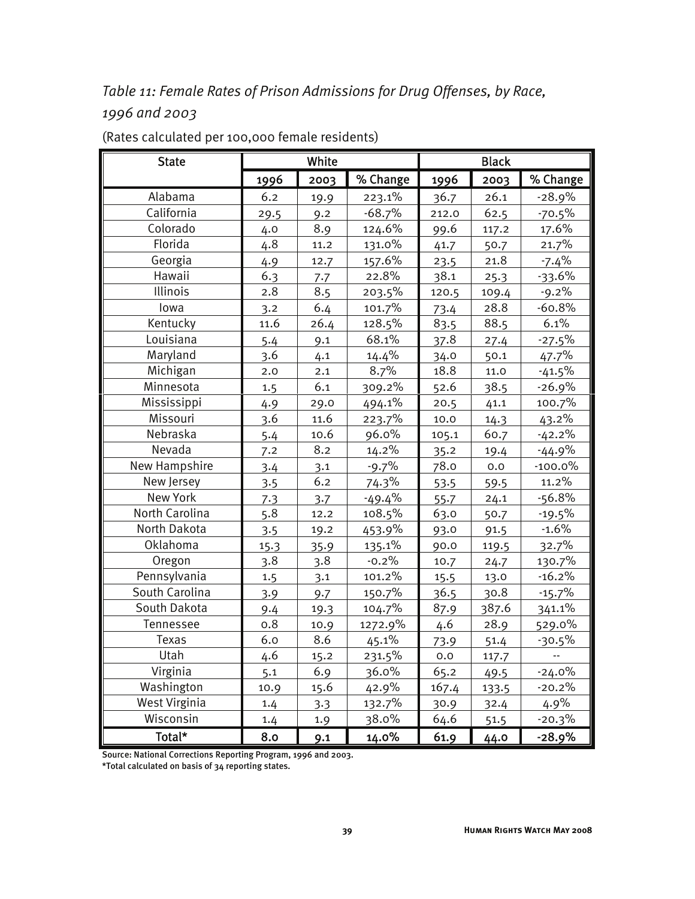*Table 11: Female Rates of Prison Admissions for Drug Offenses, by Race, 1996 and 2003*

(Rates calculated per 100,000 female residents)

| State | White | | | Black | | |
|---|---|---|---|---|---|---|
| | 1996 | 2003 | % Change | 1996 | 2003 | % Change |
| Alabama | 6.2 | 19.9 | 223.1% | 36.7 | 26.1 | -28.9% |
| California | 29.5 | 9.2 | -68.7% | 212.0 | 62.5 | -70.5% |
| Colorado | 4.0 | 8.9 | 124.6% | 99.6 | 117.2 | 17.6% |
| Florida | 4.8 | 11.2 | 131.0% | 41.7 | 50.7 | 21.7% |
| Georgia | 4.9 | 12.7 | 157.6% | 23.5 | 21.8 | -7.4% |
| Hawaii | 6.3 | 7.7 | 22.8% | 38.1 | 25.3 | -33.6% |
| Illinois | 2.8 | 8.5 | 203.5% | 120.5 | 109.4 | -9.2% |
| Iowa | 3.2 | 6.4 | 101.7% | 73.4 | 28.8 | -60.8% |
| Kentucky | 11.6 | 26.4 | 128.5% | 83.5 | 88.5 | 6.1% |
| Louisiana | 5.4 | 9.1 | 68.1% | 37.8 | 27.4 | -27.5% |
| Maryland | 3.6 | 4.1 | 14.4% | 34.0 | 50.1 | 47.7% |
| Michigan | 2.0 | 2.1 | 8.7% | 18.8 | 11.0 | -41.5% |
| Minnesota | 1.5 | 6.1 | 309.2% | 52.6 | 38.5 | -26.9% |
| Mississippi | 4.9 | 29.0 | 494.1% | 20.5 | 41.1 | 100.7% |
| Missouri | 3.6 | 11.6 | 223.7% | 10.0 | 14.3 | 43.2% |
| Nebraska | 5.4 | 10.6 | 96.0% | 105.1 | 60.7 | -42.2% |
| Nevada | 7.2 | 8.2 | 14.2% | 35.2 | 19.4 | -44.9% |
| New Hampshire | 3.4 | 3.1 | -9.7% | 78.0 | 0.0 | -100.0% |
| New Jersey | 3.5 | 6.2 | 74.3% | 53.5 | 59.5 | 11.2% |
| New York | 7.3 | 3.7 | -49.4% | 55.7 | 24.1 | -56.8% |
| North Carolina | 5.8 | 12.2 | 108.5% | 63.0 | 50.7 | -19.5% |
| North Dakota | 3.5 | 19.2 | 453.9% | 93.0 | 91.5 | -1.6% |
| Oklahoma | 15.3 | 35.9 | 135.1% | 90.0 | 119.5 | 32.7% |
| Oregon | 3.8 | 3.8 | -0.2% | 10.7 | 24.7 | 130.7% |
| Pennsylvania | 1.5 | 3.1 | 101.2% | 15.5 | 13.0 | -16.2% |
| South Carolina | 3.9 | 9.7 | 150.7% | 36.5 | 30.8 | -15.7% |
| South Dakota | 9.4 | 19.3 | 104.7% | 87.9 | 387.6 | 341.1% |
| Tennessee | 0.8 | 10.9 | 1272.9% | 4.6 | 28.9 | 529.0% |
| Texas | 6.0 | 8.6 | 45.1% | 73.9 | 51.4 | -30.5% |
| Utah | 4.6 | 15.2 | 231.5% | 0.0 | 117.7 | -- |
| Virginia | 5.1 | 6.9 | 36.0% | 65.2 | 49.5 | -24.0% |
| Washington | 10.9 | 15.6 | 42.9% | 167.4 | 133.5 | -20.2% |
| West Virginia | 1.4 | 3.3 | 132.7% | 30.9 | 32.4 | 4.9% |
| Wisconsin | 1.4 | 1.9 | 38.0% | 64.6 | 51.5 | -20.3% |
| **Total*** | **8.0** | **9.1** | **14.0%** | **61.9** | **44.0** | **-28.9%** |

Source: National Corrections Reporting Program, 1996 and 2003.

*Total calculated on basis of 34 reporting states.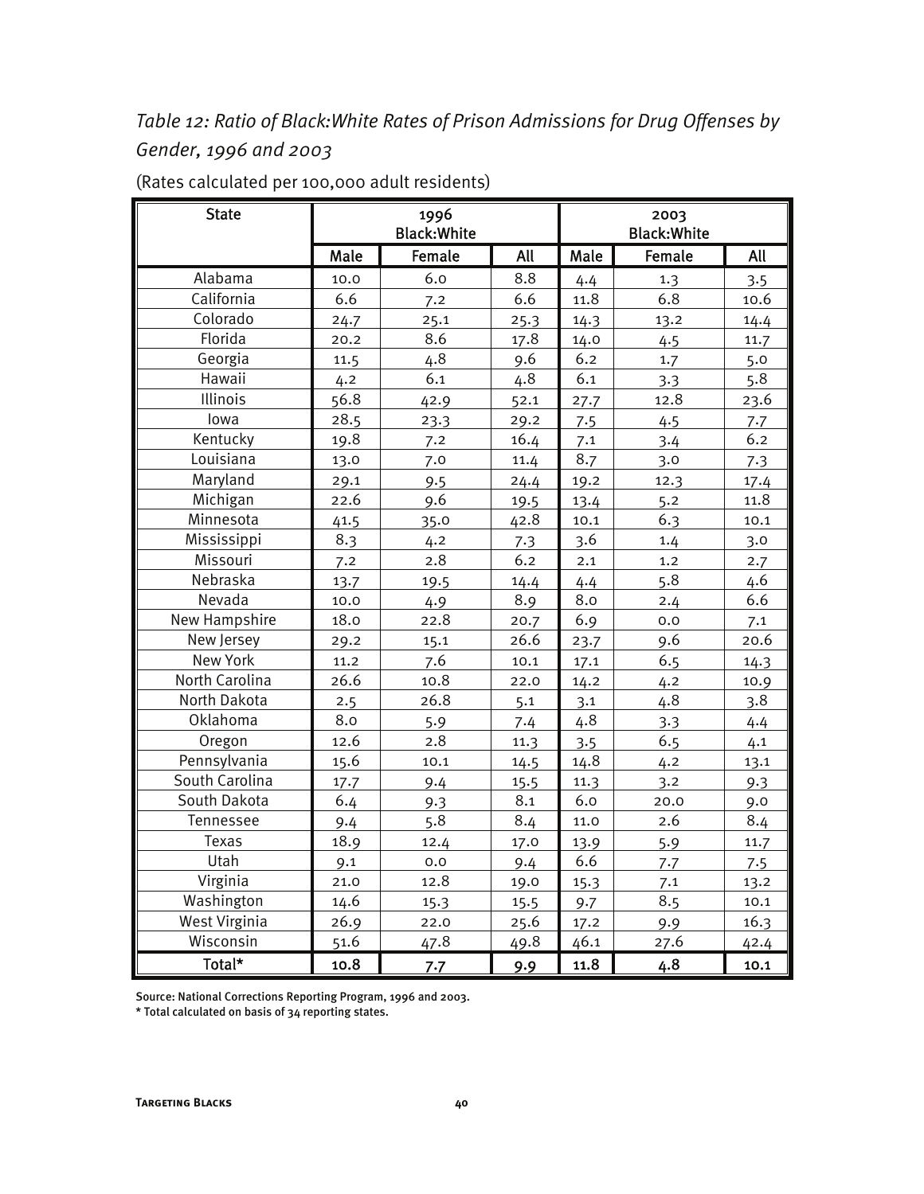*Table 12: Ratio of Black:White Rates of Prison Admissions for Drug Offenses by Gender, 1996 and 2003*

(Rates calculated per 100,000 adult residents)

| State | 1996 Black:White | | | 2003 Black:White | | |
|---|---|---|---|---|---|---|
| | Male | Female | All | Male | Female | All |
| Alabama | 10.0 | 6.0 | 8.8 | 4.4 | 1.3 | 3.5 |
| California | 6.6 | 7.2 | 6.6 | 11.8 | 6.8 | 10.6 |
| Colorado | 24.7 | 25.1 | 25.3 | 14.3 | 13.2 | 14.4 |
| Florida | 20.2 | 8.6 | 17.8 | 14.0 | 4.5 | 11.7 |
| Georgia | 11.5 | 4.8 | 9.6 | 6.2 | 1.7 | 5.0 |
| Hawaii | 4.2 | 6.1 | 4.8 | 6.1 | 3.3 | 5.8 |
| Illinois | 56.8 | 42.9 | 52.1 | 27.7 | 12.8 | 23.6 |
| Iowa | 28.5 | 23.3 | 29.2 | 7.5 | 4.5 | 7.7 |
| Kentucky | 19.8 | 7.2 | 16.4 | 7.1 | 3.4 | 6.2 |
| Louisiana | 13.0 | 7.0 | 11.4 | 8.7 | 3.0 | 7.3 |
| Maryland | 29.1 | 9.5 | 24.4 | 19.2 | 12.3 | 17.4 |
| Michigan | 22.6 | 9.6 | 19.5 | 13.4 | 5.2 | 11.8 |
| Minnesota | 41.5 | 35.0 | 42.8 | 10.1 | 6.3 | 10.1 |
| Mississippi | 8.3 | 4.2 | 7.3 | 3.6 | 1.4 | 3.0 |
| Missouri | 7.2 | 2.8 | 6.2 | 2.1 | 1.2 | 2.7 |
| Nebraska | 13.7 | 19.5 | 14.4 | 4.4 | 5.8 | 4.6 |
| Nevada | 10.0 | 4.9 | 8.9 | 8.0 | 2.4 | 6.6 |
| New Hampshire | 18.0 | 22.8 | 20.7 | 6.9 | 0.0 | 7.1 |
| New Jersey | 29.2 | 15.1 | 26.6 | 23.7 | 9.6 | 20.6 |
| New York | 11.2 | 7.6 | 10.1 | 17.1 | 6.5 | 14.3 |
| North Carolina | 26.6 | 10.8 | 22.0 | 14.2 | 4.2 | 10.9 |
| North Dakota | 2.5 | 26.8 | 5.1 | 3.1 | 4.8 | 3.8 |
| Oklahoma | 8.0 | 5.9 | 7.4 | 4.8 | 3.3 | 4.4 |
| Oregon | 12.6 | 2.8 | 11.3 | 3.5 | 6.5 | 4.1 |
| Pennsylvania | 15.6 | 10.1 | 14.5 | 14.8 | 4.2 | 13.1 |
| South Carolina | 17.7 | 9.4 | 15.5 | 11.3 | 3.2 | 9.3 |
| South Dakota | 6.4 | 9.3 | 8.1 | 6.0 | 20.0 | 9.0 |
| Tennessee | 9.4 | 5.8 | 8.4 | 11.0 | 2.6 | 8.4 |
| Texas | 18.9 | 12.4 | 17.0 | 13.9 | 5.9 | 11.7 |
| Utah | 9.1 | 0.0 | 9.4 | 6.6 | 7.7 | 7.5 |
| Virginia | 21.0 | 12.8 | 19.0 | 15.3 | 7.1 | 13.2 |
| Washington | 14.6 | 15.3 | 15.5 | 9.7 | 8.5 | 10.1 |
| West Virginia | 26.9 | 22.0 | 25.6 | 17.2 | 9.9 | 16.3 |
| Wisconsin | 51.6 | 47.8 | 49.8 | 46.1 | 27.6 | 42.4 |
| **Total*** | **10.8** | **7.7** | **9.9** | **11.8** | **4.8** | **10.1** |

Source: National Corrections Reporting Program, 1996 and 2003.

* Total calculated on basis of 34 reporting states.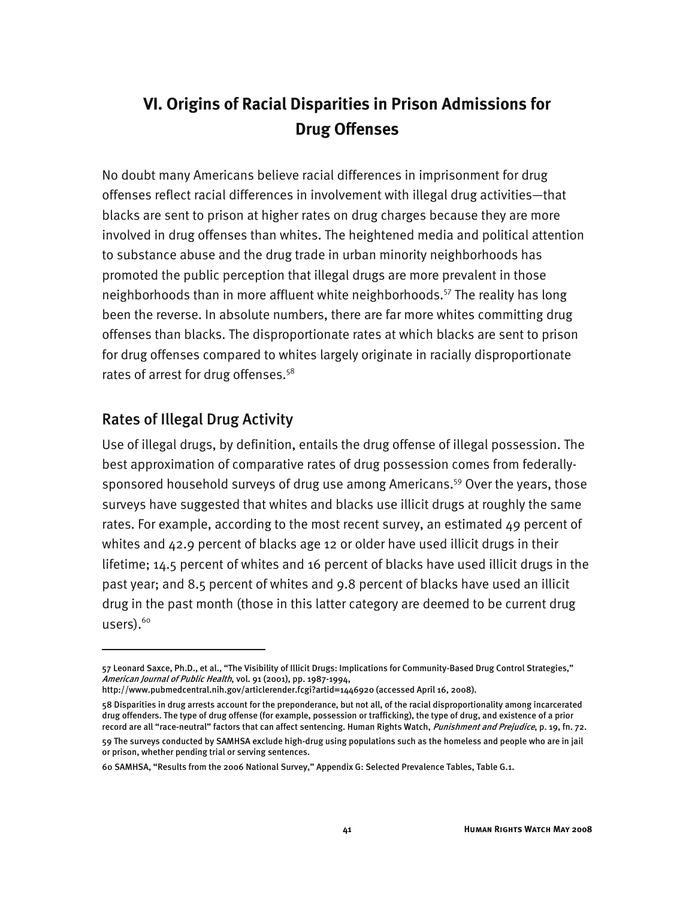# VI. Origins of Racial Disparities in Prison Admissions for Drug Offenses

No doubt many Americans believe racial differences in imprisonment for drug offenses reflect racial differences in involvement with illegal drug activities—that blacks are sent to prison at higher rates on drug charges because they are more involved in drug offenses than whites. The heightened media and political attention to substance abuse and the drug trade in urban minority neighborhoods has promoted the public perception that illegal drugs are more prevalent in those neighborhoods than in more affluent white neighborhoods.[57] The reality has long been the reverse. In absolute numbers, there are far more whites committing drug offenses than blacks. The disproportionate rates at which blacks are sent to prison for drug offenses compared to whites largely originate in racially disproportionate rates of arrest for drug offenses.[58]

## Rates of Illegal Drug Activity

Use of illegal drugs, by definition, entails the drug offense of illegal possession. The best approximation of comparative rates of drug possession comes from federally-sponsored household surveys of drug use among Americans.[59] Over the years, those surveys have suggested that whites and blacks use illicit drugs at roughly the same rates. For example, according to the most recent survey, an estimated 49 percent of whites and 42.9 percent of blacks age 12 or older have used illicit drugs in their lifetime; 14.5 percent of whites and 16 percent of blacks have used illicit drugs in the past year; and 8.5 percent of whites and 9.8 percent of blacks have used an illicit drug in the past month (those in this latter category are deemed to be current drug users).[60]

---

57 Leonard Saxce, Ph.D., et al., "The Visibility of Illicit Drugs: Implications for Community-Based Drug Control Strategies," *American Journal of Public Health*, vol. 91 (2001), pp. 1987-1994, http://www.pubmedcentral.nih.gov/articlerender.fcgi?artid=1446920 (accessed April 16, 2008).

58 Disparities in drug arrests account for the preponderance, but not all, of the racial disproportionality among incarcerated drug offenders. The type of drug offense (for example, possession or trafficking), the type of drug, and existence of a prior record are all "race-neutral" factors that can affect sentencing. Human Rights Watch, *Punishment and Prejudice*, p. 19, fn. 72.

59 The surveys conducted by SAMHSA exclude high-drug using populations such as the homeless and people who are in jail or prison, whether pending trial or serving sentences.

60 SAMHSA, "Results from the 2006 National Survey," Appendix G: Selected Prevalence Tables, Table G.1.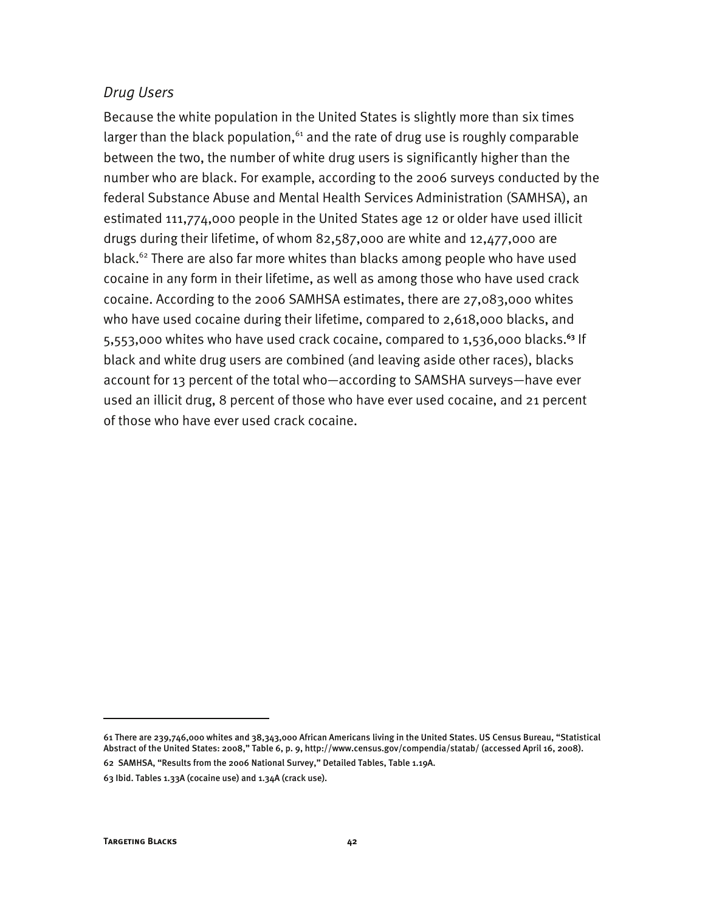*Drug Users*

Because the white population in the United States is slightly more than six times larger than the black population,[61] and the rate of drug use is roughly comparable between the two, the number of white drug users is significantly higher than the number who are black. For example, according to the 2006 surveys conducted by the federal Substance Abuse and Mental Health Services Administration (SAMHSA), an estimated 111,774,000 people in the United States age 12 or older have used illicit drugs during their lifetime, of whom 82,587,000 are white and 12,477,000 are black.[62] There are also far more whites than blacks among people who have used cocaine in any form in their lifetime, as well as among those who have used crack cocaine. According to the 2006 SAMHSA estimates, there are 27,083,000 whites who have used cocaine during their lifetime, compared to 2,618,000 blacks, and 5,553,000 whites who have used crack cocaine, compared to 1,536,000 blacks.[63] If black and white drug users are combined (and leaving aside other races), blacks account for 13 percent of the total who—according to SAMSHA surveys—have ever used an illicit drug, 8 percent of those who have ever used cocaine, and 21 percent of those who have ever used crack cocaine.

---

61 There are 239,746,000 whites and 38,343,000 African Americans living in the United States. US Census Bureau, "Statistical Abstract of the United States: 2008," Table 6, p. 9, http://www.census.gov/compendia/statab/ (accessed April 16, 2008).

62 SAMHSA, "Results from the 2006 National Survey," Detailed Tables, Table 1.19A.

63 Ibid. Tables 1.33A (cocaine use) and 1.34A (crack use).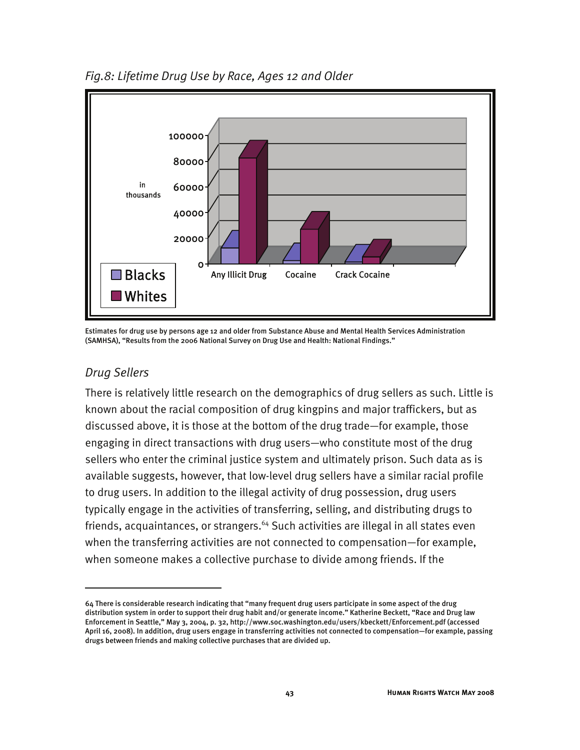*Fig.8: Lifetime Drug Use by Race, Ages 12 and Older*

Estimates for drug use by persons age 12 and older from Substance Abuse and Mental Health Services Administration (SAMHSA), "Results from the 2006 National Survey on Drug Use and Health: National Findings."

### *Drug Sellers*

There is relatively little research on the demographics of drug sellers as such. Little is known about the racial composition of drug kingpins and major traffickers, but as discussed above, it is those at the bottom of the drug trade—for example, those engaging in direct transactions with drug users—who constitute most of the drug sellers who enter the criminal justice system and ultimately prison. Such data as is available suggests, however, that low-level drug sellers have a similar racial profile to drug users. In addition to the illegal activity of drug possession, drug users typically engage in the activities of transferring, selling, and distributing drugs to friends, acquaintances, or strangers.[64] Such activities are illegal in all states even when the transferring activities are not connected to compensation—for example, when someone makes a collective purchase to divide among friends. If the

---

64 There is considerable research indicating that "many frequent drug users participate in some aspect of the drug distribution system in order to support their drug habit and/or generate income." Katherine Beckett, "Race and Drug law Enforcement in Seattle," May 3, 2004, p. 32, http://www.soc.washington.edu/users/kbeckett/Enforcement.pdf (accessed April 16, 2008). In addition, drug users engage in transferring activities not connected to compensation—for example, passing drugs between friends and making collective purchases that are divided up.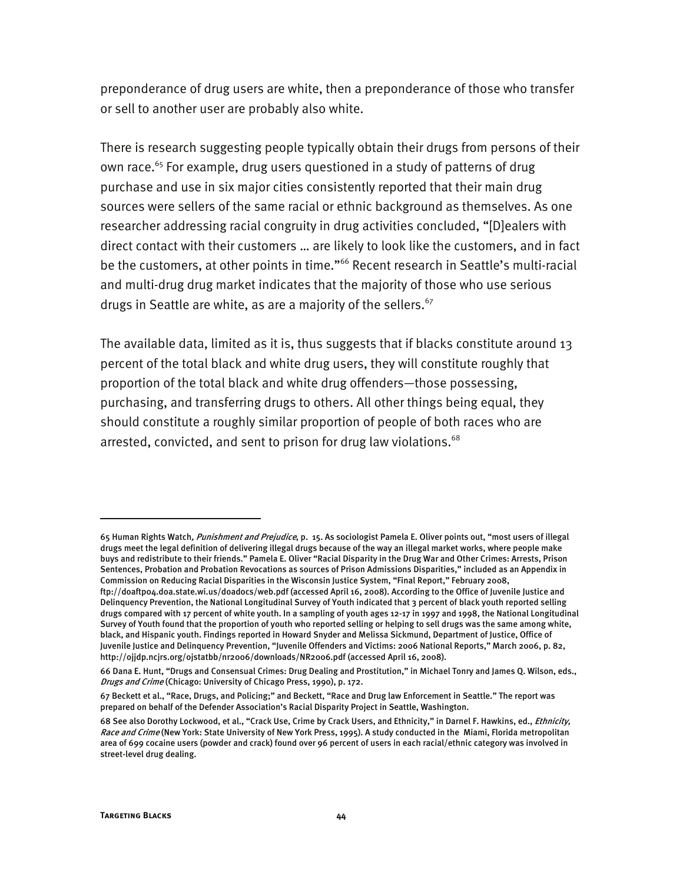preponderance of drug users are white, then a preponderance of those who transfer or sell to another user are probably also white.

There is research suggesting people typically obtain their drugs from persons of their own race.[65] For example, drug users questioned in a study of patterns of drug purchase and use in six major cities consistently reported that their main drug sources were sellers of the same racial or ethnic background as themselves. As one researcher addressing racial congruity in drug activities concluded, "[D]ealers with direct contact with their customers … are likely to look like the customers, and in fact be the customers, at other points in time."[66] Recent research in Seattle's multi-racial and multi-drug drug market indicates that the majority of those who use serious drugs in Seattle are white, as are a majority of the sellers.[67]

The available data, limited as it is, thus suggests that if blacks constitute around 13 percent of the total black and white drug users, they will constitute roughly that proportion of the total black and white drug offenders—those possessing, purchasing, and transferring drugs to others. All other things being equal, they should constitute a roughly similar proportion of people of both races who are arrested, convicted, and sent to prison for drug law violations.[68]

---

65 Human Rights Watch*, Punishment and Prejudice*, p. 15. As sociologist Pamela E. Oliver points out, "most users of illegal drugs meet the legal definition of delivering illegal drugs because of the way an illegal market works, where people make buys and redistribute to their friends." Pamela E. Oliver "Racial Disparity in the Drug War and Other Crimes: Arrests, Prison Sentences, Probation and Probation Revocations as sources of Prison Admissions Disparities," included as an Appendix in Commission on Reducing Racial Disparities in the Wisconsin Justice System, "Final Report," February 2008, ftp://doaftp04.doa.state.wi.us/doadocs/web.pdf (accessed April 16, 2008). According to the Office of Juvenile Justice and Delinquency Prevention, the National Longitudinal Survey of Youth indicated that 3 percent of black youth reported selling drugs compared with 17 percent of white youth. In a sampling of youth ages 12-17 in 1997 and 1998, the National Longitudinal Survey of Youth found that the proportion of youth who reported selling or helping to sell drugs was the same among white, black, and Hispanic youth. Findings reported in Howard Snyder and Melissa Sickmund, Department of Justice, Office of Juvenile Justice and Delinquency Prevention, "Juvenile Offenders and Victims: 2006 National Reports," March 2006, p. 82, http://ojjdp.ncjrs.org/ojstatbb/nr2006/downloads/NR2006.pdf (accessed April 16, 2008).

66 Dana E. Hunt, "Drugs and Consensual Crimes: Drug Dealing and Prostitution," in Michael Tonry and James Q. Wilson, eds., *Drugs and Crime* (Chicago: University of Chicago Press, 1990), p. 172.

67 Beckett et al., "Race, Drugs, and Policing;" and Beckett, "Race and Drug law Enforcement in Seattle." The report was prepared on behalf of the Defender Association's Racial Disparity Project in Seattle, Washington.

68 See also Dorothy Lockwood, et al., "Crack Use, Crime by Crack Users, and Ethnicity," in Darnel F. Hawkins, ed., *Ethnicity, Race and Crime* (New York: State University of New York Press, 1995). A study conducted in the Miami, Florida metropolitan area of 699 cocaine users (powder and crack) found over 96 percent of users in each racial/ethnic category was involved in street-level drug dealing.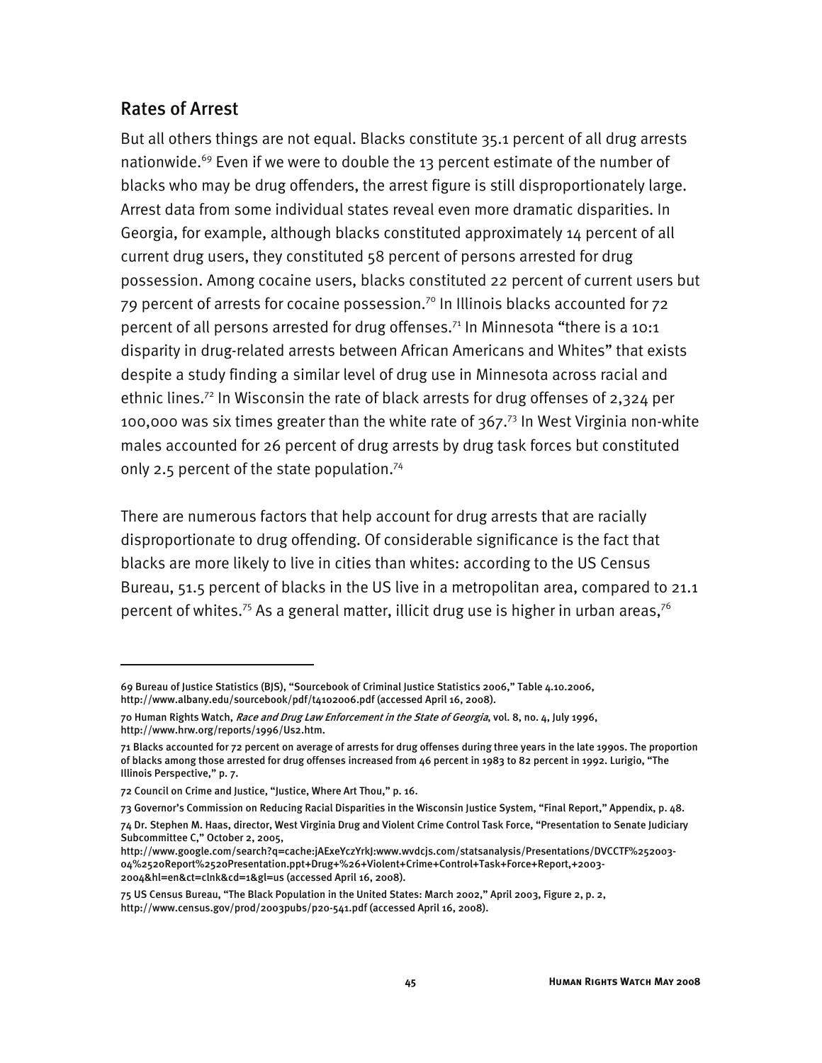## Rates of Arrest

But all others things are not equal. Blacks constitute 35.1 percent of all drug arrests nationwide.[69] Even if we were to double the 13 percent estimate of the number of blacks who may be drug offenders, the arrest figure is still disproportionately large. Arrest data from some individual states reveal even more dramatic disparities. In Georgia, for example, although blacks constituted approximately 14 percent of all current drug users, they constituted 58 percent of persons arrested for drug possession. Among cocaine users, blacks constituted 22 percent of current users but 79 percent of arrests for cocaine possession.[70] In Illinois blacks accounted for 72 percent of all persons arrested for drug offenses.[71] In Minnesota "there is a 10:1 disparity in drug-related arrests between African Americans and Whites" that exists despite a study finding a similar level of drug use in Minnesota across racial and ethnic lines.[72] In Wisconsin the rate of black arrests for drug offenses of 2,324 per 100,000 was six times greater than the white rate of 367.[73] In West Virginia non-white males accounted for 26 percent of drug arrests by drug task forces but constituted only 2.5 percent of the state population.[74]

There are numerous factors that help account for drug arrests that are racially disproportionate to drug offending. Of considerable significance is the fact that blacks are more likely to live in cities than whites: according to the US Census Bureau, 51.5 percent of blacks in the US live in a metropolitan area, compared to 21.1 percent of whites.[75] As a general matter, illicit drug use is higher in urban areas,[76]

---

69 Bureau of Justice Statistics (BJS), "Sourcebook of Criminal Justice Statistics 2006," Table 4.10.2006, http://www.albany.edu/sourcebook/pdf/t4102006.pdf (accessed April 16, 2008).

70 Human Rights Watch, *Race and Drug Law Enforcement in the State of Georgia*, vol. 8, no. 4, July 1996, http://www.hrw.org/reports/1996/Us2.htm.

71 Blacks accounted for 72 percent on average of arrests for drug offenses during three years in the late 1990s. The proportion of blacks among those arrested for drug offenses increased from 46 percent in 1983 to 82 percent in 1992. Lurigio, "The Illinois Perspective," p. 7.

72 Council on Crime and Justice, "Justice, Where Art Thou," p. 16.

73 Governor's Commission on Reducing Racial Disparities in the Wisconsin Justice System, "Final Report," Appendix, p. 48.

74 Dr. Stephen M. Haas, director, West Virginia Drug and Violent Crime Control Task Force, "Presentation to Senate Judiciary Subcommittee C," October 2, 2005, http://www.google.com/search?q=cache:jAExeYczYrkJ:www.wvdcjs.com/statsanalysis/Presentations/DVCCTF%252003-04%2520Report%2520Presentation.ppt+Drug+%26+Violent+Crime+Control+Task+Force+Report,+2003-2004&hl=en&ct=clnk&cd=1&gl=us (accessed April 16, 2008).

75 US Census Bureau, "The Black Population in the United States: March 2002," April 2003, Figure 2, p. 2, http://www.census.gov/prod/2003pubs/p20-541.pdf (accessed April 16, 2008).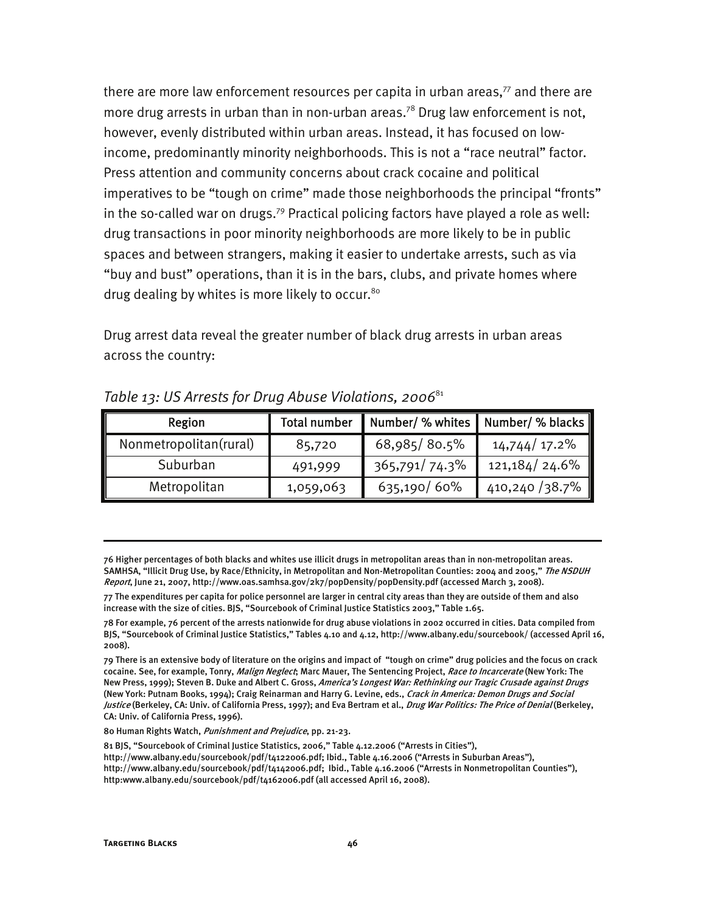there are more law enforcement resources per capita in urban areas,[77] and there are more drug arrests in urban than in non-urban areas.[78] Drug law enforcement is not, however, evenly distributed within urban areas. Instead, it has focused on low-income, predominantly minority neighborhoods. This is not a "race neutral" factor. Press attention and community concerns about crack cocaine and political imperatives to be "tough on crime" made those neighborhoods the principal "fronts" in the so-called war on drugs.[79] Practical policing factors have played a role as well: drug transactions in poor minority neighborhoods are more likely to be in public spaces and between strangers, making it easier to undertake arrests, such as via "buy and bust" operations, than it is in the bars, clubs, and private homes where drug dealing by whites is more likely to occur.[80]

Drug arrest data reveal the greater number of black drug arrests in urban areas across the country:

*Table 13: US Arrests for Drug Abuse Violations, 2006*[81]

| Region | Total number | Number/ % whites | Number/ % blacks |
|---|---|---|---|
| Nonmetropolitan(rural) | 85,720 | 68,985/ 80.5% | 14,744/ 17.2% |
| Suburban | 491,999 | 365,791/ 74.3% | 121,184/ 24.6% |
| Metropolitan | 1,059,063 | 635,190/ 60% | 410,240 /38.7% |

---

76 Higher percentages of both blacks and whites use illicit drugs in metropolitan areas than in non-metropolitan areas. SAMHSA, "Illicit Drug Use, by Race/Ethnicity, in Metropolitan and Non-Metropolitan Counties: 2004 and 2005," *The NSDUH Report*, June 21, 2007, http://www.oas.samhsa.gov/2k7/popDensity/popDensity.pdf (accessed March 3, 2008).

77 The expenditures per capita for police personnel are larger in central city areas than they are outside of them and also increase with the size of cities. BJS, "Sourcebook of Criminal Justice Statistics 2003," Table 1.65.

78 For example, 76 percent of the arrests nationwide for drug abuse violations in 2002 occurred in cities. Data compiled from BJS, "Sourcebook of Criminal Justice Statistics," Tables 4.10 and 4.12, http://www.albany.edu/sourcebook/ (accessed April 16, 2008).

79 There is an extensive body of literature on the origins and impact of "tough on crime" drug policies and the focus on crack cocaine. See, for example, Tonry, *Malign Neglect*; Marc Mauer, The Sentencing Project, *Race to Incarcerate* (New York: The New Press, 1999); Steven B. Duke and Albert C. Gross, *America's Longest War: Rethinking our Tragic Crusade against Drugs* (New York: Putnam Books, 1994); Craig Reinarman and Harry G. Levine, eds., *Crack in America: Demon Drugs and Social Justice* (Berkeley, CA: Univ. of California Press, 1997); and Eva Bertram et al., *Drug War Politics: The Price of Denial* (Berkeley, CA: Univ. of California Press, 1996).

80 Human Rights Watch, *Punishment and Prejudice*, pp. 21-23.

81 BJS, "Sourcebook of Criminal Justice Statistics, 2006," Table 4.12.2006 ("Arrests in Cities"), http://www.albany.edu/sourcebook/pdf/t4122006.pdf; Ibid., Table 4.16.2006 ("Arrests in Suburban Areas"), http://www.albany.edu/sourcebook/pdf/t4142006.pdf; Ibid., Table 4.16.2006 ("Arrests in Nonmetropolitan Counties"), http:www.albany.edu/sourcebook/pdf/t4162006.pdf (all accessed April 16, 2008).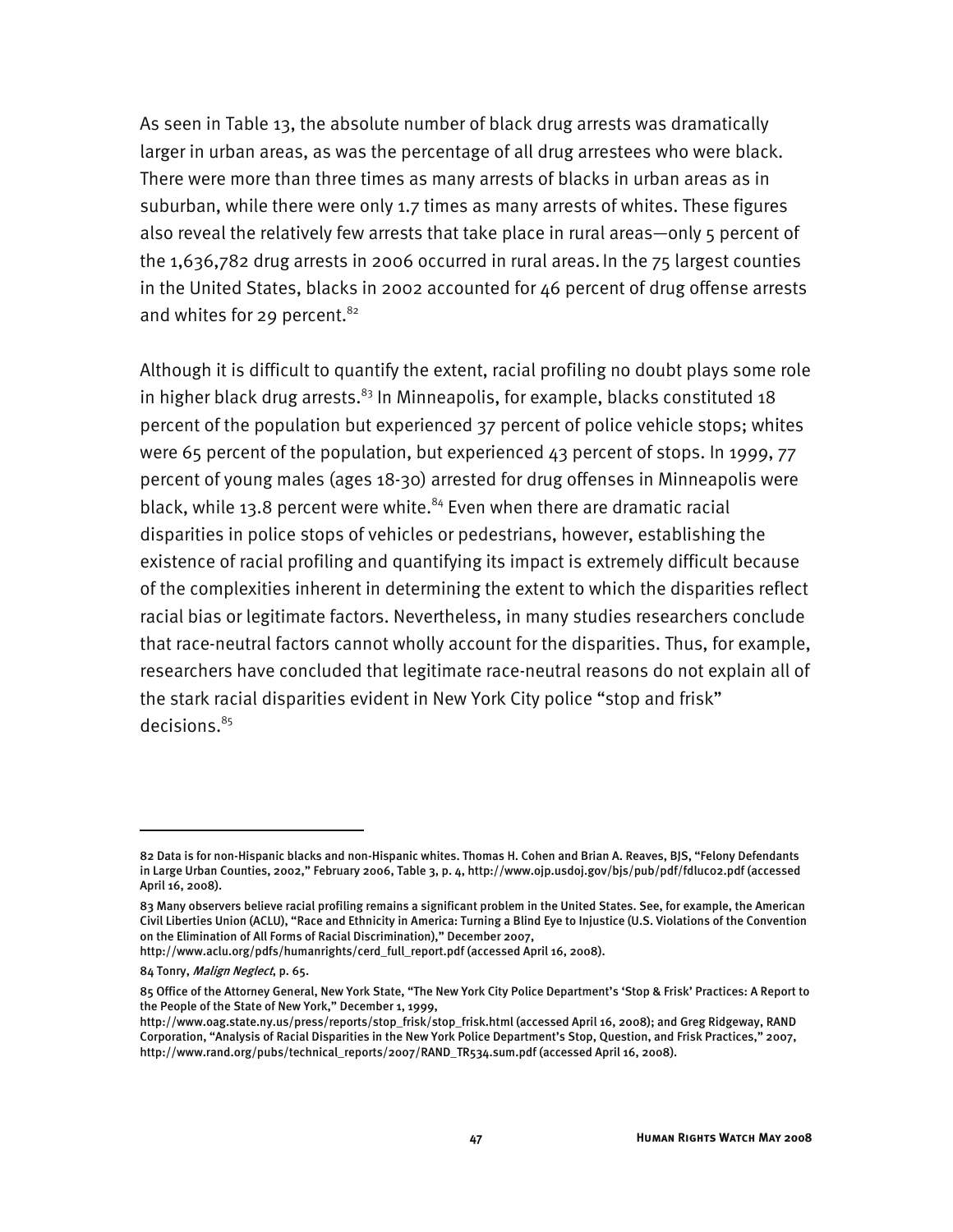As seen in Table 13, the absolute number of black drug arrests was dramatically larger in urban areas, as was the percentage of all drug arrestees who were black. There were more than three times as many arrests of blacks in urban areas as in suburban, while there were only 1.7 times as many arrests of whites. These figures also reveal the relatively few arrests that take place in rural areas—only 5 percent of the 1,636,782 drug arrests in 2006 occurred in rural areas. In the 75 largest counties in the United States, blacks in 2002 accounted for 46 percent of drug offense arrests and whites for 29 percent.[82]

Although it is difficult to quantify the extent, racial profiling no doubt plays some role in higher black drug arrests.[83] In Minneapolis, for example, blacks constituted 18 percent of the population but experienced 37 percent of police vehicle stops; whites were 65 percent of the population, but experienced 43 percent of stops. In 1999, 77 percent of young males (ages 18-30) arrested for drug offenses in Minneapolis were black, while 13.8 percent were white.[84] Even when there are dramatic racial disparities in police stops of vehicles or pedestrians, however, establishing the existence of racial profiling and quantifying its impact is extremely difficult because of the complexities inherent in determining the extent to which the disparities reflect racial bias or legitimate factors. Nevertheless, in many studies researchers conclude that race-neutral factors cannot wholly account for the disparities. Thus, for example, researchers have concluded that legitimate race-neutral reasons do not explain all of the stark racial disparities evident in New York City police "stop and frisk" decisions.[85]

---

82 Data is for non-Hispanic blacks and non-Hispanic whites. Thomas H. Cohen and Brian A. Reaves, BJS, "Felony Defendants in Large Urban Counties, 2002," February 2006, Table 3, p. 4, http://www.ojp.usdoj.gov/bjs/pub/pdf/fdluc02.pdf (accessed April 16, 2008).

83 Many observers believe racial profiling remains a significant problem in the United States. See, for example, the American Civil Liberties Union (ACLU), "Race and Ethnicity in America: Turning a Blind Eye to Injustice (U.S. Violations of the Convention on the Elimination of All Forms of Racial Discrimination)," December 2007, http://www.aclu.org/pdfs/humanrights/cerd_full_report.pdf (accessed April 16, 2008).

84 Tonry, *Malign Neglect*, p. 65.

85 Office of the Attorney General, New York State, "The New York City Police Department's 'Stop & Frisk' Practices: A Report to the People of the State of New York," December 1, 1999, http://www.oag.state.ny.us/press/reports/stop_frisk/stop_frisk.html (accessed April 16, 2008); and Greg Ridgeway, RAND Corporation, "Analysis of Racial Disparities in the New York Police Department's Stop, Question, and Frisk Practices," 2007, http://www.rand.org/pubs/technical_reports/2007/RAND_TR534.sum.pdf (accessed April 16, 2008).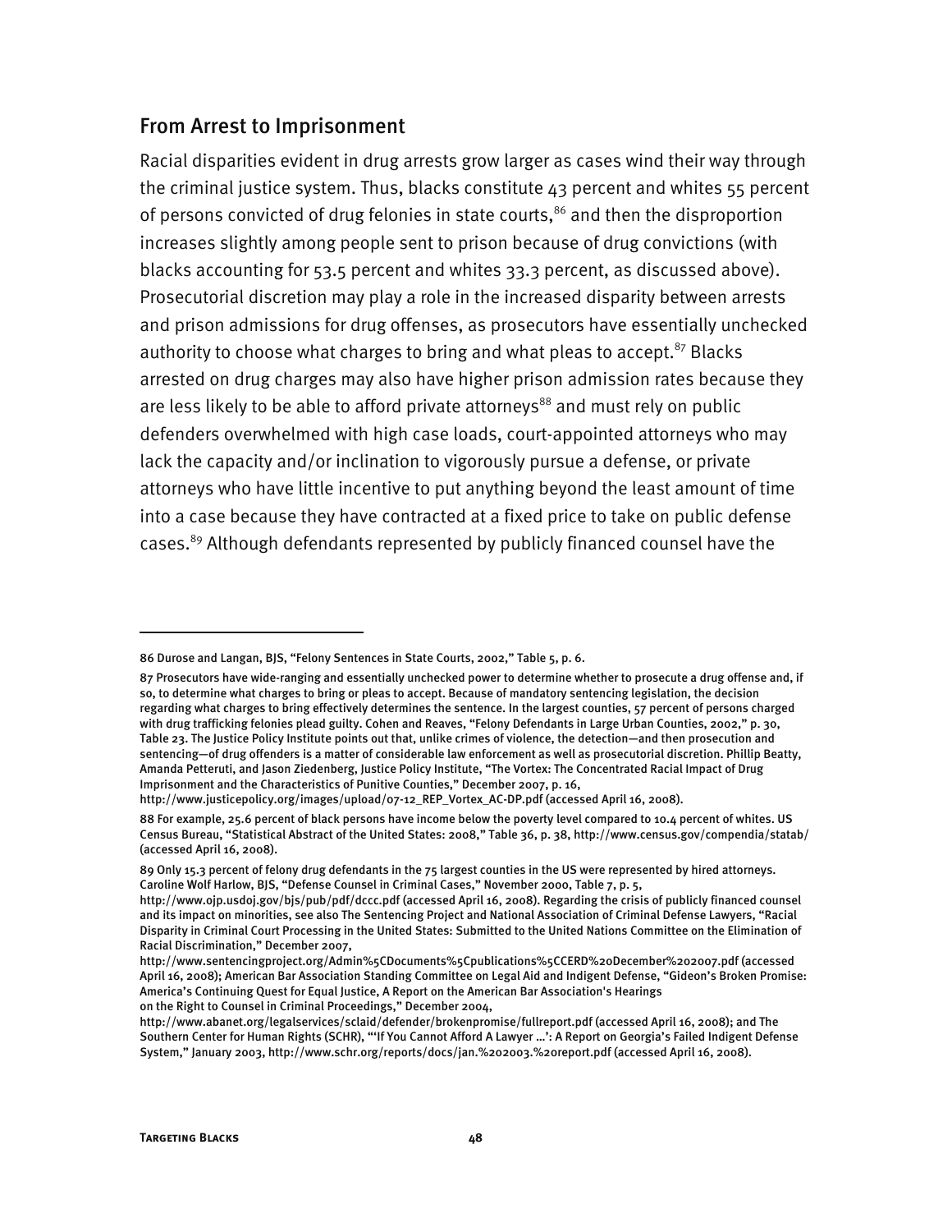## From Arrest to Imprisonment

Racial disparities evident in drug arrests grow larger as cases wind their way through the criminal justice system. Thus, blacks constitute 43 percent and whites 55 percent of persons convicted of drug felonies in state courts,[86] and then the disproportion increases slightly among people sent to prison because of drug convictions (with blacks accounting for 53.5 percent and whites 33.3 percent, as discussed above). Prosecutorial discretion may play a role in the increased disparity between arrests and prison admissions for drug offenses, as prosecutors have essentially unchecked authority to choose what charges to bring and what pleas to accept.[87] Blacks arrested on drug charges may also have higher prison admission rates because they are less likely to be able to afford private attorneys[88] and must rely on public defenders overwhelmed with high case loads, court-appointed attorneys who may lack the capacity and/or inclination to vigorously pursue a defense, or private attorneys who have little incentive to put anything beyond the least amount of time into a case because they have contracted at a fixed price to take on public defense cases.[89] Although defendants represented by publicly financed counsel have the

---

86 Durose and Langan, BJS, "Felony Sentences in State Courts, 2002," Table 5, p. 6.

87 Prosecutors have wide-ranging and essentially unchecked power to determine whether to prosecute a drug offense and, if so, to determine what charges to bring or pleas to accept. Because of mandatory sentencing legislation, the decision regarding what charges to bring effectively determines the sentence. In the largest counties, 57 percent of persons charged with drug trafficking felonies plead guilty. Cohen and Reaves, "Felony Defendants in Large Urban Counties, 2002," p. 30, Table 23. The Justice Policy Institute points out that, unlike crimes of violence, the detection—and then prosecution and sentencing—of drug offenders is a matter of considerable law enforcement as well as prosecutorial discretion. Phillip Beatty, Amanda Petteruti, and Jason Ziedenberg, Justice Policy Institute, "The Vortex: The Concentrated Racial Impact of Drug Imprisonment and the Characteristics of Punitive Counties," December 2007, p. 16, http://www.justicepolicy.org/images/upload/07-12_REP_Vortex_AC-DP.pdf (accessed April 16, 2008).

88 For example, 25.6 percent of black persons have income below the poverty level compared to 10.4 percent of whites. US Census Bureau, "Statistical Abstract of the United States: 2008," Table 36, p. 38, http://www.census.gov/compendia/statab/ (accessed April 16, 2008).

89 Only 15.3 percent of felony drug defendants in the 75 largest counties in the US were represented by hired attorneys. Caroline Wolf Harlow, BJS, "Defense Counsel in Criminal Cases," November 2000, Table 7, p. 5, http://www.ojp.usdoj.gov/bjs/pub/pdf/dccc.pdf (accessed April 16, 2008). Regarding the crisis of publicly financed counsel and its impact on minorities, see also The Sentencing Project and National Association of Criminal Defense Lawyers, "Racial Disparity in Criminal Court Processing in the United States: Submitted to the United Nations Committee on the Elimination of Racial Discrimination," December 2007, http://www.sentencingproject.org/Admin%5CDocuments%5Cpublications%5CCERD%20December%202007.pdf (accessed April 16, 2008); American Bar Association Standing Committee on Legal Aid and Indigent Defense, "Gideon's Broken Promise: America's Continuing Quest for Equal Justice, A Report on the American Bar Association's Hearings on the Right to Counsel in Criminal Proceedings," December 2004, http://www.abanet.org/legalservices/sclaid/defender/brokenpromise/fullreport.pdf (accessed April 16, 2008); and The Southern Center for Human Rights (SCHR), "'If You Cannot Afford A Lawyer …': A Report on Georgia's Failed Indigent Defense System," January 2003, http://www.schr.org/reports/docs/jan.%202003.%20report.pdf (accessed April 16, 2008).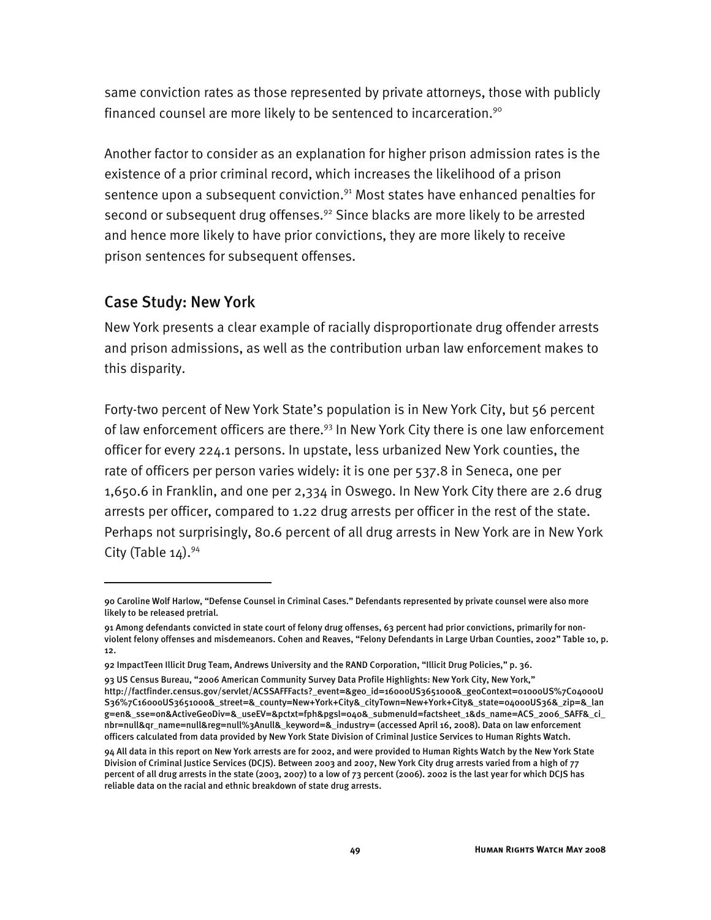same conviction rates as those represented by private attorneys, those with publicly financed counsel are more likely to be sentenced to incarceration.[90]

Another factor to consider as an explanation for higher prison admission rates is the existence of a prior criminal record, which increases the likelihood of a prison sentence upon a subsequent conviction.[91] Most states have enhanced penalties for second or subsequent drug offenses.[92] Since blacks are more likely to be arrested and hence more likely to have prior convictions, they are more likely to receive prison sentences for subsequent offenses.

## Case Study: New York

New York presents a clear example of racially disproportionate drug offender arrests and prison admissions, as well as the contribution urban law enforcement makes to this disparity.

Forty-two percent of New York State's population is in New York City, but 56 percent of law enforcement officers are there.[93] In New York City there is one law enforcement officer for every 224.1 persons. In upstate, less urbanized New York counties, the rate of officers per person varies widely: it is one per 537.8 in Seneca, one per 1,650.6 in Franklin, and one per 2,334 in Oswego. In New York City there are 2.6 drug arrests per officer, compared to 1.22 drug arrests per officer in the rest of the state. Perhaps not surprisingly, 80.6 percent of all drug arrests in New York are in New York City (Table 14).[94]

---

90 Caroline Wolf Harlow, "Defense Counsel in Criminal Cases." Defendants represented by private counsel were also more likely to be released pretrial.

91 Among defendants convicted in state court of felony drug offenses, 63 percent had prior convictions, primarily for non-violent felony offenses and misdemeanors. Cohen and Reaves, "Felony Defendants in Large Urban Counties, 2002" Table 10, p. 12.

92 ImpactTeen Illicit Drug Team, Andrews University and the RAND Corporation, "Illicit Drug Policies," p. 36.

93 US Census Bureau, "2006 American Community Survey Data Profile Highlights: New York City, New York," http://factfinder.census.gov/servlet/ACSSAFFFacts?_event=&geo_id=16000US3651000&_geoContext=01000US%7C04000US36%7C16000US3651000&_street=&_county=New+York+City&_cityTown=New+York+City&_state=04000US36&_zip=&_lang=en&_sse=on&ActiveGeoDiv=&_useEV=&pctxt=fph&pgsl=040&_submenuId=factsheet_1&ds_name=ACS_2006_SAFF&_ci_nbr=null&qr_name=null&reg=null%3Anull&_keyword=&_industry= (accessed April 16, 2008). Data on law enforcement officers calculated from data provided by New York State Division of Criminal Justice Services to Human Rights Watch.

94 All data in this report on New York arrests are for 2002, and were provided to Human Rights Watch by the New York State Division of Criminal Justice Services (DCJS). Between 2003 and 2007, New York City drug arrests varied from a high of 77 percent of all drug arrests in the state (2003, 2007) to a low of 73 percent (2006). 2002 is the last year for which DCJS has reliable data on the racial and ethnic breakdown of state drug arrests.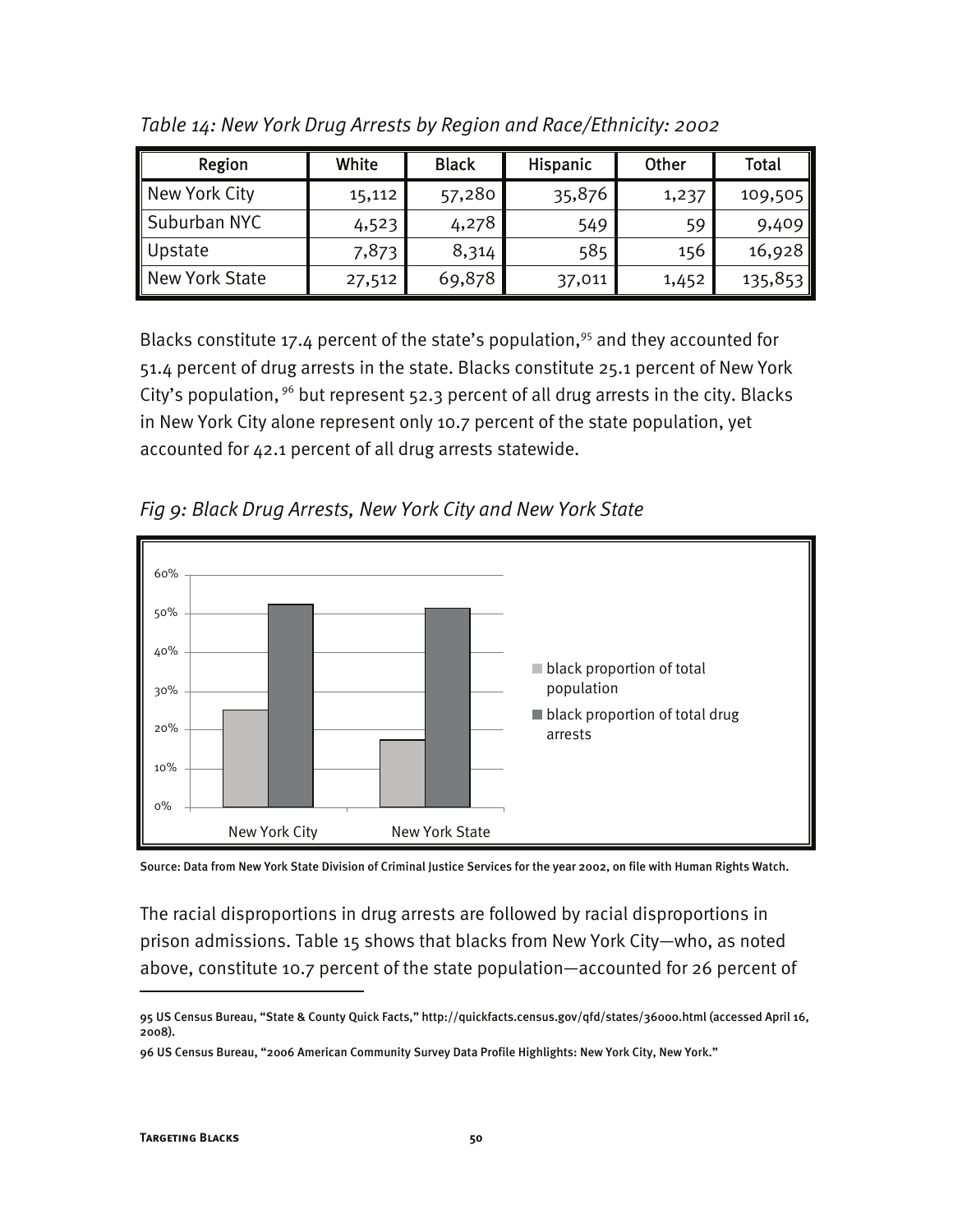*Table 14: New York Drug Arrests by Region and Race/Ethnicity: 2002*

| Region | White | Black | Hispanic | Other | Total |
|---|---|---|---|---|---|
| New York City | 15,112 | 57,280 | 35,876 | 1,237 | 109,505 |
| Suburban NYC | 4,523 | 4,278 | 549 | 59 | 9,409 |
| Upstate | 7,873 | 8,314 | 585 | 156 | 16,928 |
| New York State | 27,512 | 69,878 | 37,011 | 1,452 | 135,853 |

Blacks constitute 17.4 percent of the state's population,[95] and they accounted for 51.4 percent of drug arrests in the state. Blacks constitute 25.1 percent of New York City's population, [96] but represent 52.3 percent of all drug arrests in the city. Blacks in New York City alone represent only 10.7 percent of the state population, yet accounted for 42.1 percent of all drug arrests statewide.

*Fig 9: Black Drug Arrests, New York City and New York State*

Source: Data from New York State Division of Criminal Justice Services for the year 2002, on file with Human Rights Watch.

The racial disproportions in drug arrests are followed by racial disproportions in prison admissions. Table 15 shows that blacks from New York City—who, as noted above, constitute 10.7 percent of the state population—accounted for 26 percent of

95 US Census Bureau, "State & County Quick Facts," http://quickfacts.census.gov/qfd/states/36000.html (accessed April 16, 2008).

96 US Census Bureau, "2006 American Community Survey Data Profile Highlights: New York City, New York."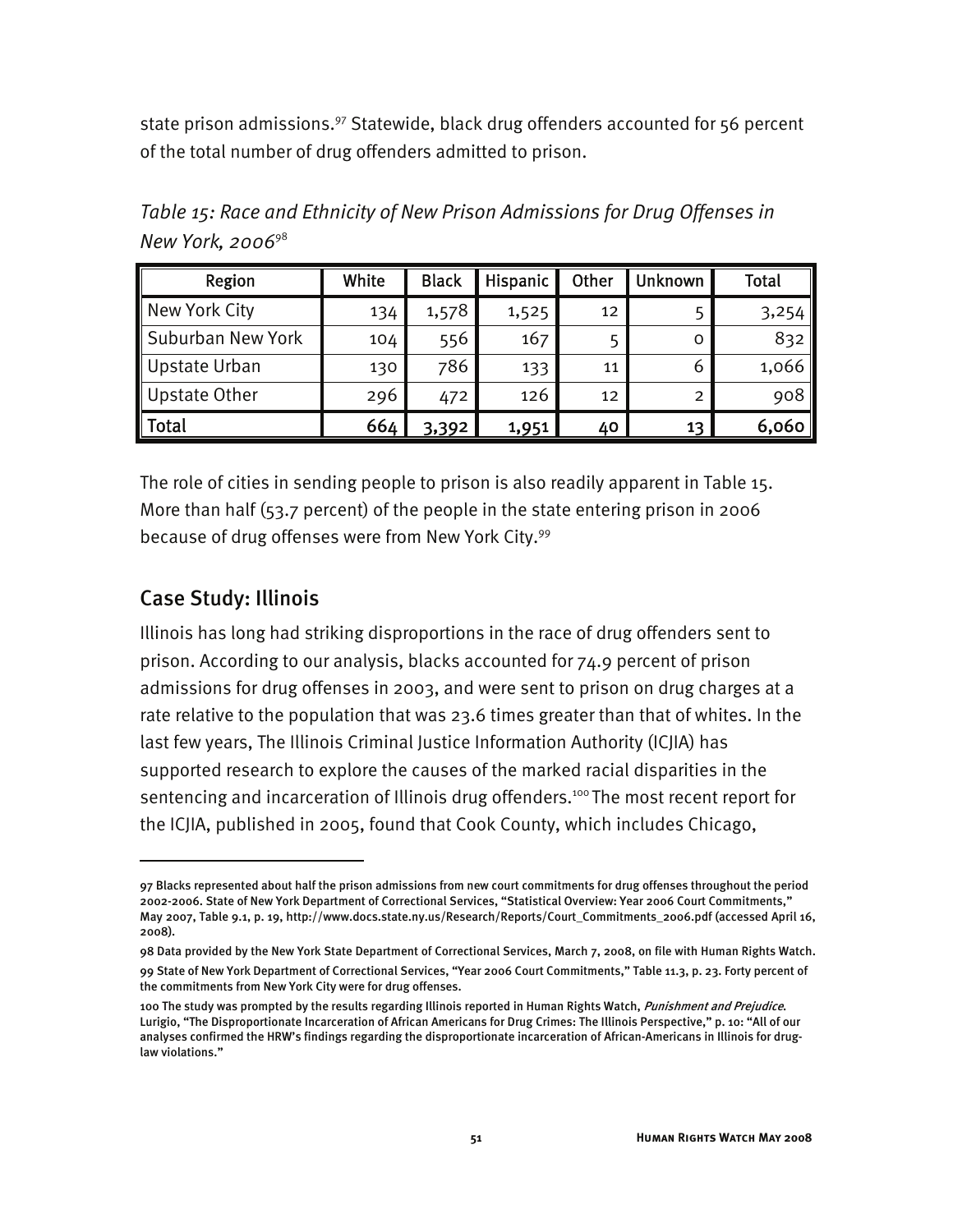state prison admissions.[97] Statewide, black drug offenders accounted for 56 percent of the total number of drug offenders admitted to prison.

*Table 15: Race and Ethnicity of New Prison Admissions for Drug Offenses in New York, 2006*[98]

| Region | White | Black | Hispanic | Other | Unknown | Total |
|---|---|---|---|---|---|---|
| New York City | 134 | 1,578 | 1,525 | 12 | 5 | 3,254 |
| Suburban New York | 104 | 556 | 167 | 5 | 0 | 832 |
| Upstate Urban | 130 | 786 | 133 | 11 | 6 | 1,066 |
| Upstate Other | 296 | 472 | 126 | 12 | 2 | 908 |
| Total | 664 | 3,392 | 1,951 | 40 | 13 | 6,060 |

The role of cities in sending people to prison is also readily apparent in Table 15. More than half (53.7 percent) of the people in the state entering prison in 2006 because of drug offenses were from New York City.[99]

## Case Study: Illinois

Illinois has long had striking disproportions in the race of drug offenders sent to prison. According to our analysis, blacks accounted for 74.9 percent of prison admissions for drug offenses in 2003, and were sent to prison on drug charges at a rate relative to the population that was 23.6 times greater than that of whites. In the last few years, The Illinois Criminal Justice Information Authority (ICJIA) has supported research to explore the causes of the marked racial disparities in the sentencing and incarceration of Illinois drug offenders.[100] The most recent report for the ICJIA, published in 2005, found that Cook County, which includes Chicago,

---

97 Blacks represented about half the prison admissions from new court commitments for drug offenses throughout the period 2002-2006. State of New York Department of Correctional Services, "Statistical Overview: Year 2006 Court Commitments," May 2007, Table 9.1, p. 19, http://www.docs.state.ny.us/Research/Reports/Court_Commitments_2006.pdf (accessed April 16, 2008).

98 Data provided by the New York State Department of Correctional Services, March 7, 2008, on file with Human Rights Watch.

99 State of New York Department of Correctional Services, "Year 2006 Court Commitments," Table 11.3, p. 23. Forty percent of the commitments from New York City were for drug offenses.

100 The study was prompted by the results regarding Illinois reported in Human Rights Watch, *Punishment and Prejudice*. Lurigio, "The Disproportionate Incarceration of African Americans for Drug Crimes: The Illinois Perspective," p. 10: "All of our analyses confirmed the HRW's findings regarding the disproportionate incarceration of African-Americans in Illinois for drug-law violations."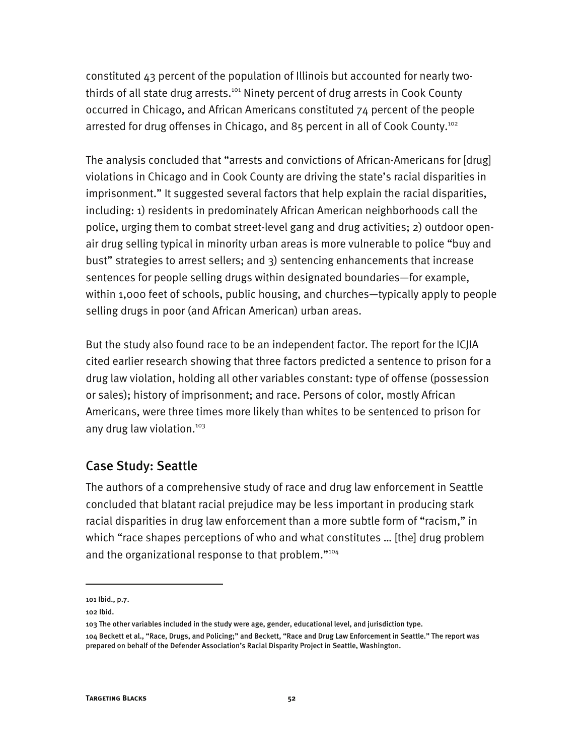constituted 43 percent of the population of Illinois but accounted for nearly two-thirds of all state drug arrests.[101] Ninety percent of drug arrests in Cook County occurred in Chicago, and African Americans constituted 74 percent of the people arrested for drug offenses in Chicago, and 85 percent in all of Cook County.[102]

The analysis concluded that "arrests and convictions of African-Americans for [drug] violations in Chicago and in Cook County are driving the state's racial disparities in imprisonment." It suggested several factors that help explain the racial disparities, including: 1) residents in predominately African American neighborhoods call the police, urging them to combat street-level gang and drug activities; 2) outdoor open-air drug selling typical in minority urban areas is more vulnerable to police "buy and bust" strategies to arrest sellers; and 3) sentencing enhancements that increase sentences for people selling drugs within designated boundaries—for example, within 1,000 feet of schools, public housing, and churches—typically apply to people selling drugs in poor (and African American) urban areas.

But the study also found race to be an independent factor. The report for the ICJIA cited earlier research showing that three factors predicted a sentence to prison for a drug law violation, holding all other variables constant: type of offense (possession or sales); history of imprisonment; and race. Persons of color, mostly African Americans, were three times more likely than whites to be sentenced to prison for any drug law violation.[103]

## Case Study: Seattle

The authors of a comprehensive study of race and drug law enforcement in Seattle concluded that blatant racial prejudice may be less important in producing stark racial disparities in drug law enforcement than a more subtle form of "racism," in which "race shapes perceptions of who and what constitutes … [the] drug problem and the organizational response to that problem."[104]

---

101 Ibid., p.7.

102 Ibid.

103 The other variables included in the study were age, gender, educational level, and jurisdiction type.

104 Beckett et al., "Race, Drugs, and Policing;" and Beckett, "Race and Drug Law Enforcement in Seattle." The report was prepared on behalf of the Defender Association's Racial Disparity Project in Seattle, Washington.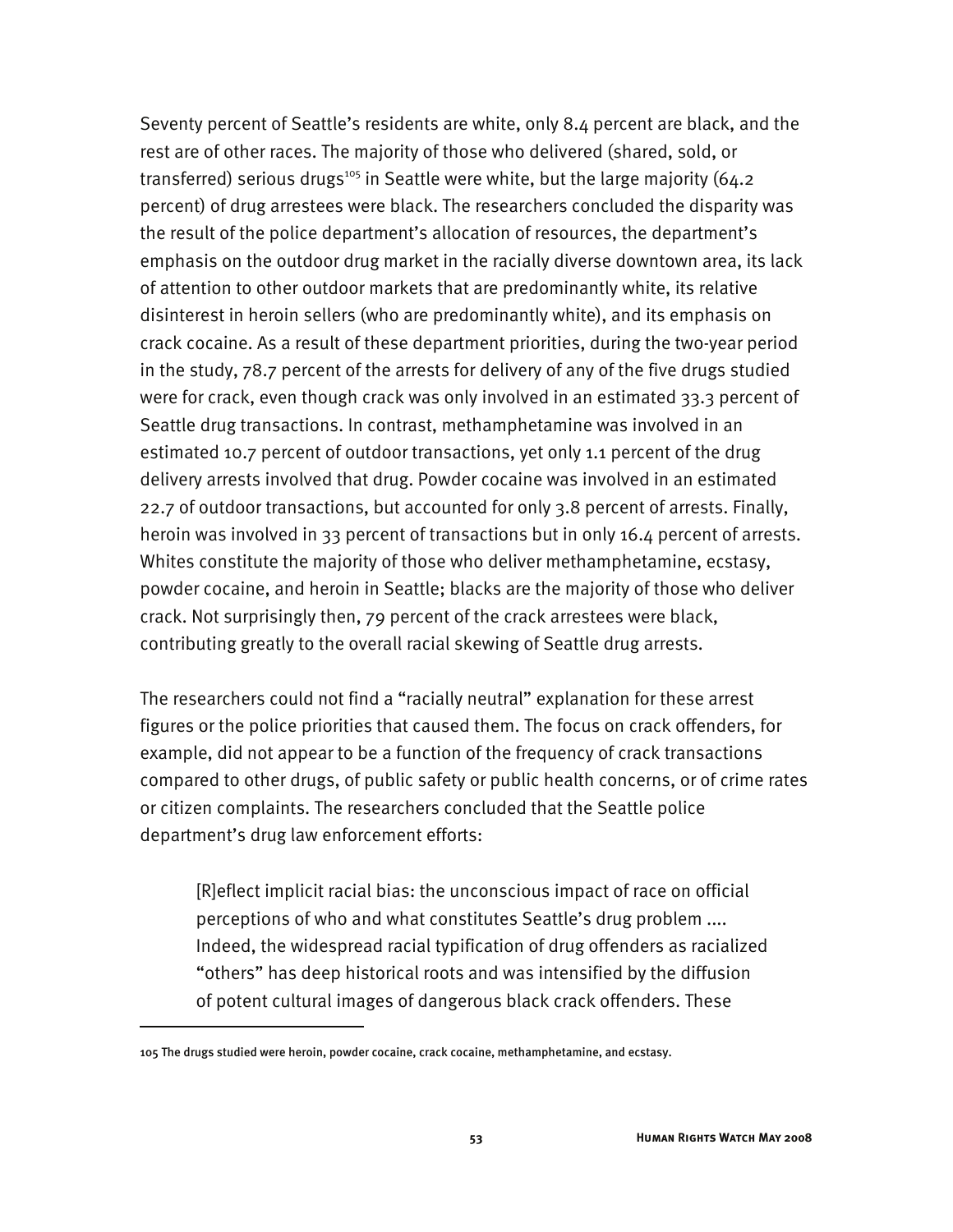Seventy percent of Seattle's residents are white, only 8.4 percent are black, and the rest are of other races. The majority of those who delivered (shared, sold, or transferred) serious drugs[105] in Seattle were white, but the large majority (64.2 percent) of drug arrestees were black. The researchers concluded the disparity was the result of the police department's allocation of resources, the department's emphasis on the outdoor drug market in the racially diverse downtown area, its lack of attention to other outdoor markets that are predominantly white, its relative disinterest in heroin sellers (who are predominantly white), and its emphasis on crack cocaine. As a result of these department priorities, during the two-year period in the study, 78.7 percent of the arrests for delivery of any of the five drugs studied were for crack, even though crack was only involved in an estimated 33.3 percent of Seattle drug transactions. In contrast, methamphetamine was involved in an estimated 10.7 percent of outdoor transactions, yet only 1.1 percent of the drug delivery arrests involved that drug. Powder cocaine was involved in an estimated 22.7 of outdoor transactions, but accounted for only 3.8 percent of arrests. Finally, heroin was involved in 33 percent of transactions but in only 16.4 percent of arrests. Whites constitute the majority of those who deliver methamphetamine, ecstasy, powder cocaine, and heroin in Seattle; blacks are the majority of those who deliver crack. Not surprisingly then, 79 percent of the crack arrestees were black, contributing greatly to the overall racial skewing of Seattle drug arrests.

The researchers could not find a "racially neutral" explanation for these arrest figures or the police priorities that caused them. The focus on crack offenders, for example, did not appear to be a function of the frequency of crack transactions compared to other drugs, of public safety or public health concerns, or of crime rates or citizen complaints. The researchers concluded that the Seattle police department's drug law enforcement efforts:

> [R]eflect implicit racial bias: the unconscious impact of race on official perceptions of who and what constitutes Seattle's drug problem .... Indeed, the widespread racial typification of drug offenders as racialized "others" has deep historical roots and was intensified by the diffusion of potent cultural images of dangerous black crack offenders. These

---

105 The drugs studied were heroin, powder cocaine, crack cocaine, methamphetamine, and ecstasy.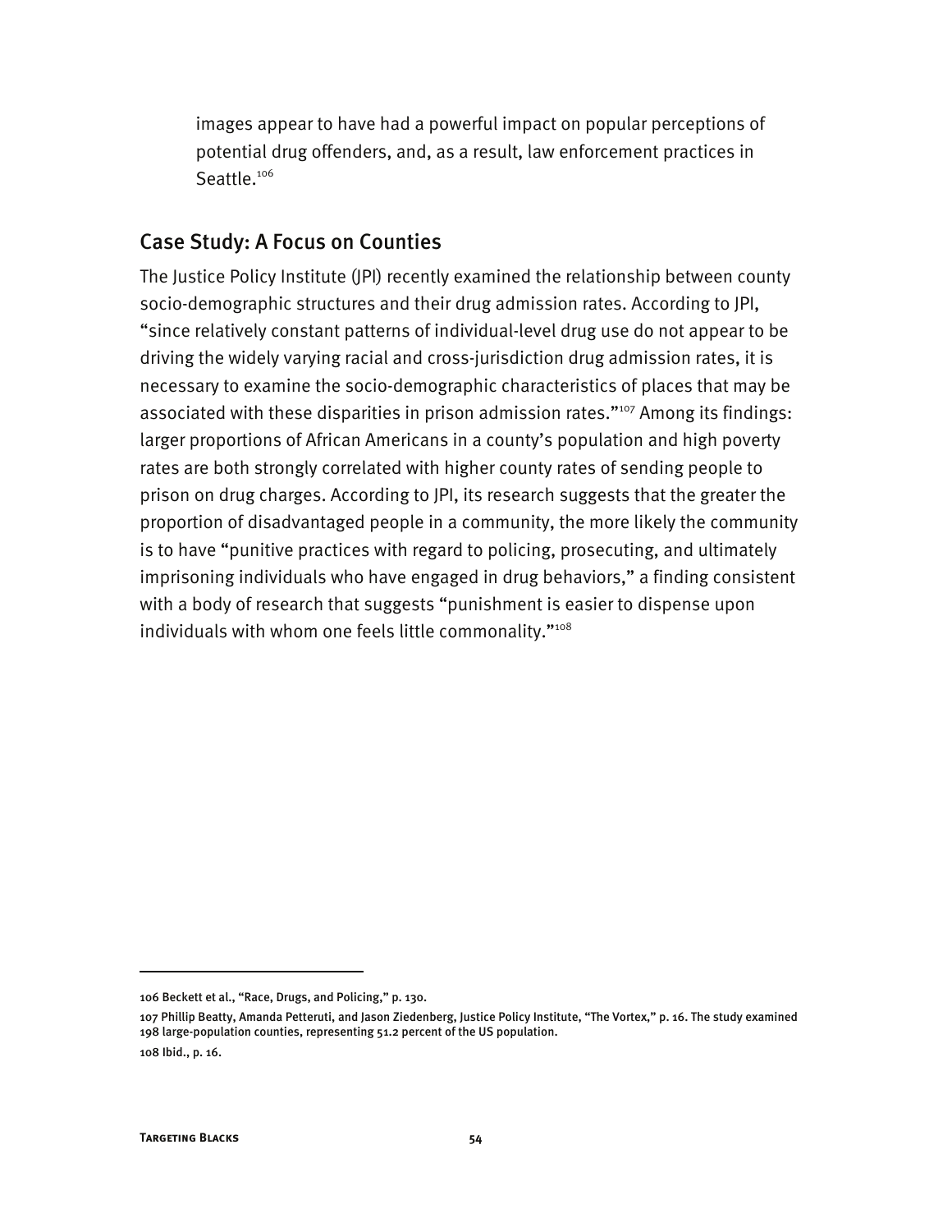images appear to have had a powerful impact on popular perceptions of potential drug offenders, and, as a result, law enforcement practices in Seattle.[106]

## Case Study: A Focus on Counties

The Justice Policy Institute (JPI) recently examined the relationship between county socio-demographic structures and their drug admission rates. According to JPI, "since relatively constant patterns of individual-level drug use do not appear to be driving the widely varying racial and cross-jurisdiction drug admission rates, it is necessary to examine the socio-demographic characteristics of places that may be associated with these disparities in prison admission rates."[107] Among its findings: larger proportions of African Americans in a county's population and high poverty rates are both strongly correlated with higher county rates of sending people to prison on drug charges. According to JPI, its research suggests that the greater the proportion of disadvantaged people in a community, the more likely the community is to have "punitive practices with regard to policing, prosecuting, and ultimately imprisoning individuals who have engaged in drug behaviors," a finding consistent with a body of research that suggests "punishment is easier to dispense upon individuals with whom one feels little commonality."[108]

---

106 Beckett et al., "Race, Drugs, and Policing," p. 130.

107 Phillip Beatty, Amanda Petteruti, and Jason Ziedenberg, Justice Policy Institute, "The Vortex," p. 16. The study examined 198 large-population counties, representing 51.2 percent of the US population.

108 Ibid., p. 16.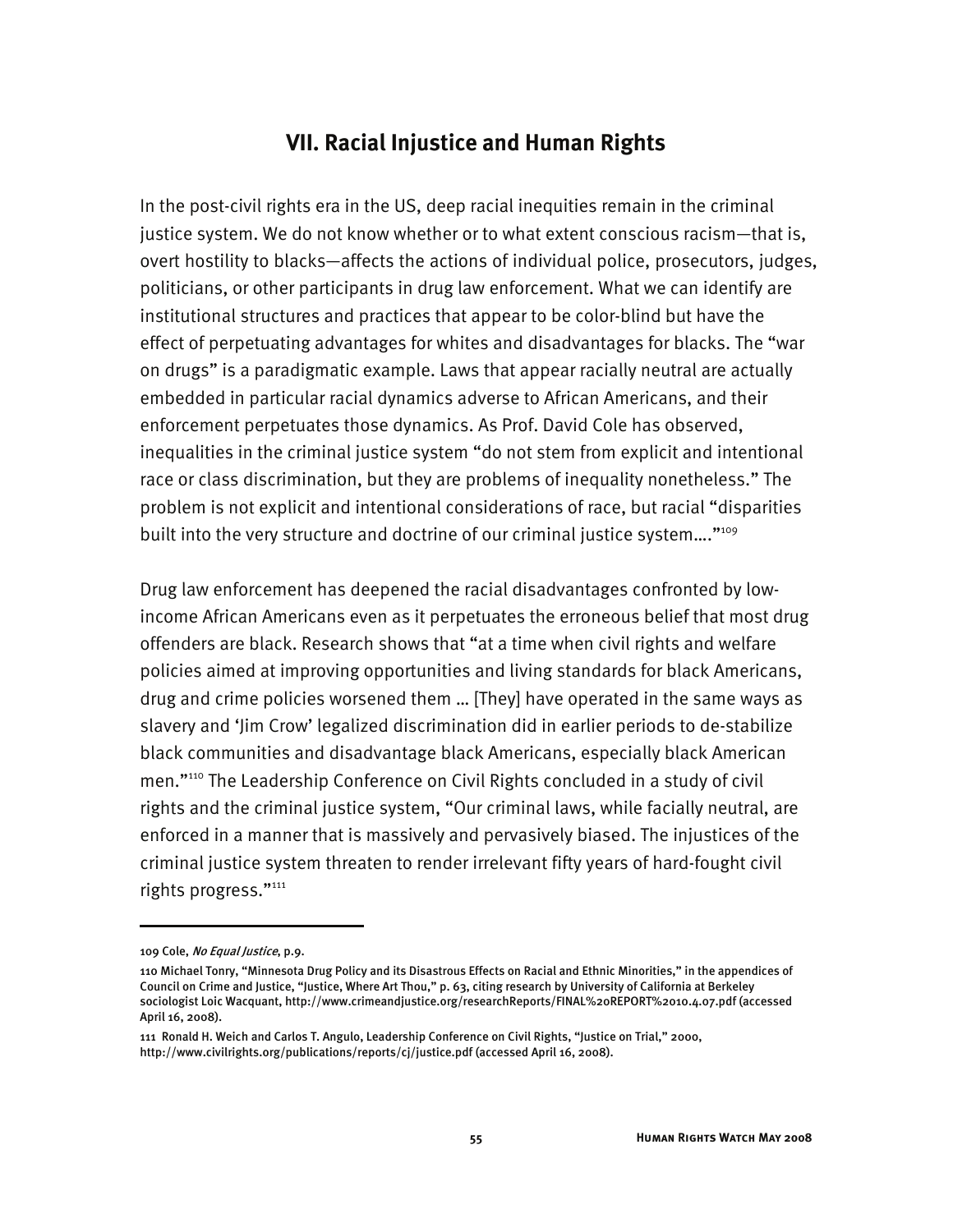## VII. Racial Injustice and Human Rights

In the post-civil rights era in the US, deep racial inequities remain in the criminal justice system. We do not know whether or to what extent conscious racism—that is, overt hostility to blacks—affects the actions of individual police, prosecutors, judges, politicians, or other participants in drug law enforcement. What we can identify are institutional structures and practices that appear to be color-blind but have the effect of perpetuating advantages for whites and disadvantages for blacks. The "war on drugs" is a paradigmatic example. Laws that appear racially neutral are actually embedded in particular racial dynamics adverse to African Americans, and their enforcement perpetuates those dynamics. As Prof. David Cole has observed, inequalities in the criminal justice system "do not stem from explicit and intentional race or class discrimination, but they are problems of inequality nonetheless." The problem is not explicit and intentional considerations of race, but racial "disparities built into the very structure and doctrine of our criminal justice system…."[109]

Drug law enforcement has deepened the racial disadvantages confronted by low-income African Americans even as it perpetuates the erroneous belief that most drug offenders are black. Research shows that "at a time when civil rights and welfare policies aimed at improving opportunities and living standards for black Americans, drug and crime policies worsened them … [They] have operated in the same ways as slavery and 'Jim Crow' legalized discrimination did in earlier periods to de-stabilize black communities and disadvantage black Americans, especially black American men."[110] The Leadership Conference on Civil Rights concluded in a study of civil rights and the criminal justice system, "Our criminal laws, while facially neutral, are enforced in a manner that is massively and pervasively biased. The injustices of the criminal justice system threaten to render irrelevant fifty years of hard-fought civil rights progress."[111]

---

109 Cole, *No Equal Justice*, p.9.

110 Michael Tonry, "Minnesota Drug Policy and its Disastrous Effects on Racial and Ethnic Minorities," in the appendices of Council on Crime and Justice, "Justice, Where Art Thou," p. 63, citing research by University of California at Berkeley sociologist Loic Wacquant, http://www.crimeandjustice.org/researchReports/FINAL%20REPORT%2010.4.07.pdf (accessed April 16, 2008).

111 Ronald H. Weich and Carlos T. Angulo, Leadership Conference on Civil Rights, "Justice on Trial," 2000, http://www.civilrights.org/publications/reports/cj/justice.pdf (accessed April 16, 2008).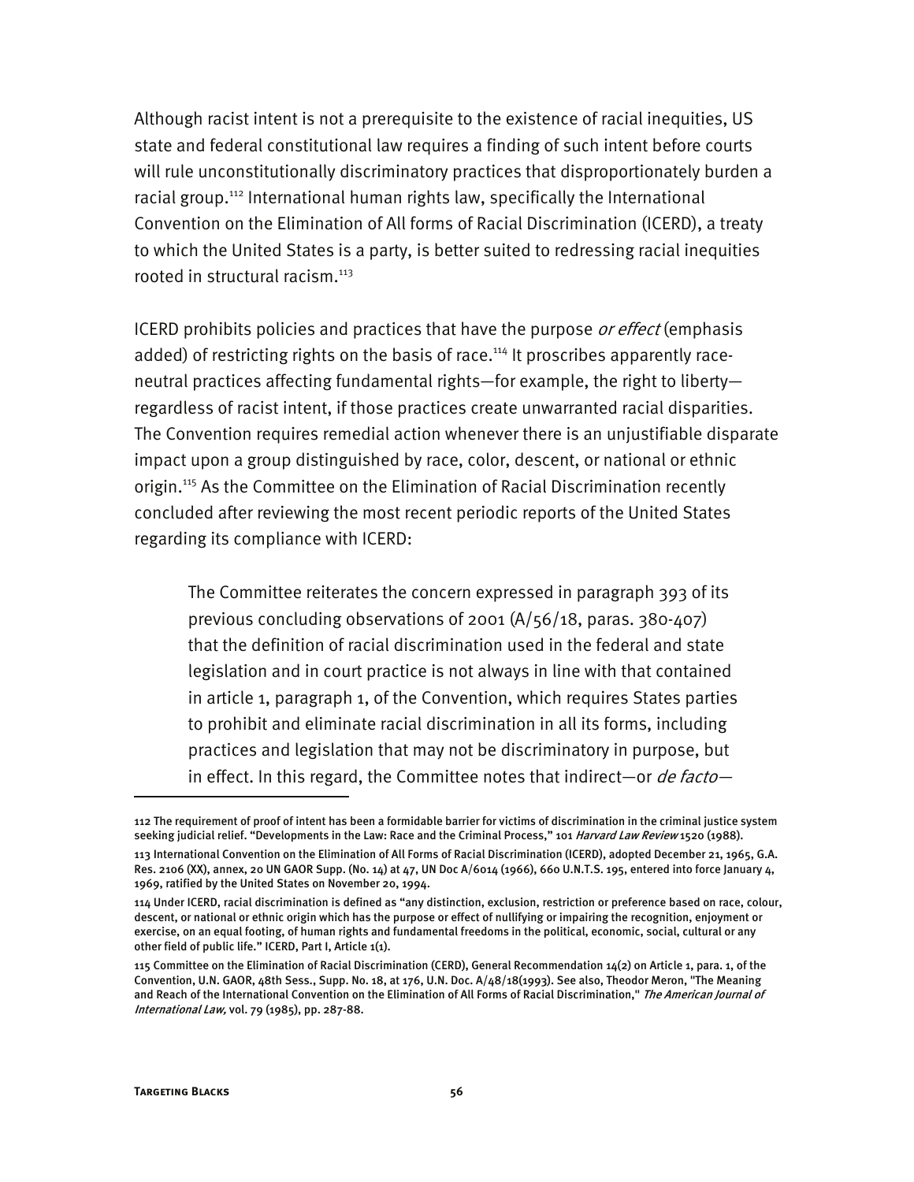Although racist intent is not a prerequisite to the existence of racial inequities, US state and federal constitutional law requires a finding of such intent before courts will rule unconstitutionally discriminatory practices that disproportionately burden a racial group.[112] International human rights law, specifically the International Convention on the Elimination of All forms of Racial Discrimination (ICERD), a treaty to which the United States is a party, is better suited to redressing racial inequities rooted in structural racism.[113]

ICERD prohibits policies and practices that have the purpose *or effect* (emphasis added) of restricting rights on the basis of race.[114] It proscribes apparently race-neutral practices affecting fundamental rights—for example, the right to liberty—regardless of racist intent, if those practices create unwarranted racial disparities. The Convention requires remedial action whenever there is an unjustifiable disparate impact upon a group distinguished by race, color, descent, or national or ethnic origin.[115] As the Committee on the Elimination of Racial Discrimination recently concluded after reviewing the most recent periodic reports of the United States regarding its compliance with ICERD:

> The Committee reiterates the concern expressed in paragraph 393 of its previous concluding observations of 2001 (A/56/18, paras. 380-407) that the definition of racial discrimination used in the federal and state legislation and in court practice is not always in line with that contained in article 1, paragraph 1, of the Convention, which requires States parties to prohibit and eliminate racial discrimination in all its forms, including practices and legislation that may not be discriminatory in purpose, but in effect. In this regard, the Committee notes that indirect—or *de facto*—

---

112 The requirement of proof of intent has been a formidable barrier for victims of discrimination in the criminal justice system seeking judicial relief. "Developments in the Law: Race and the Criminal Process," 101 *Harvard Law Review* 1520 (1988).

113 International Convention on the Elimination of All Forms of Racial Discrimination (ICERD), adopted December 21, 1965, G.A. Res. 2106 (XX), annex, 20 UN GAOR Supp. (No. 14) at 47, UN Doc A/6014 (1966), 660 U.N.T.S. 195, entered into force January 4, 1969, ratified by the United States on November 20, 1994.

114 Under ICERD, racial discrimination is defined as "any distinction, exclusion, restriction or preference based on race, colour, descent, or national or ethnic origin which has the purpose or effect of nullifying or impairing the recognition, enjoyment or exercise, on an equal footing, of human rights and fundamental freedoms in the political, economic, social, cultural or any other field of public life." ICERD, Part I, Article 1(1).

115 Committee on the Elimination of Racial Discrimination (CERD), General Recommendation 14(2) on Article 1, para. 1, of the Convention, U.N. GAOR, 48th Sess., Supp. No. 18, at 176, U.N. Doc. A/48/18(1993). See also, Theodor Meron, "The Meaning and Reach of the International Convention on the Elimination of All Forms of Racial Discrimination," *The American Journal of International Law,* vol. 79 (1985), pp. 287-88.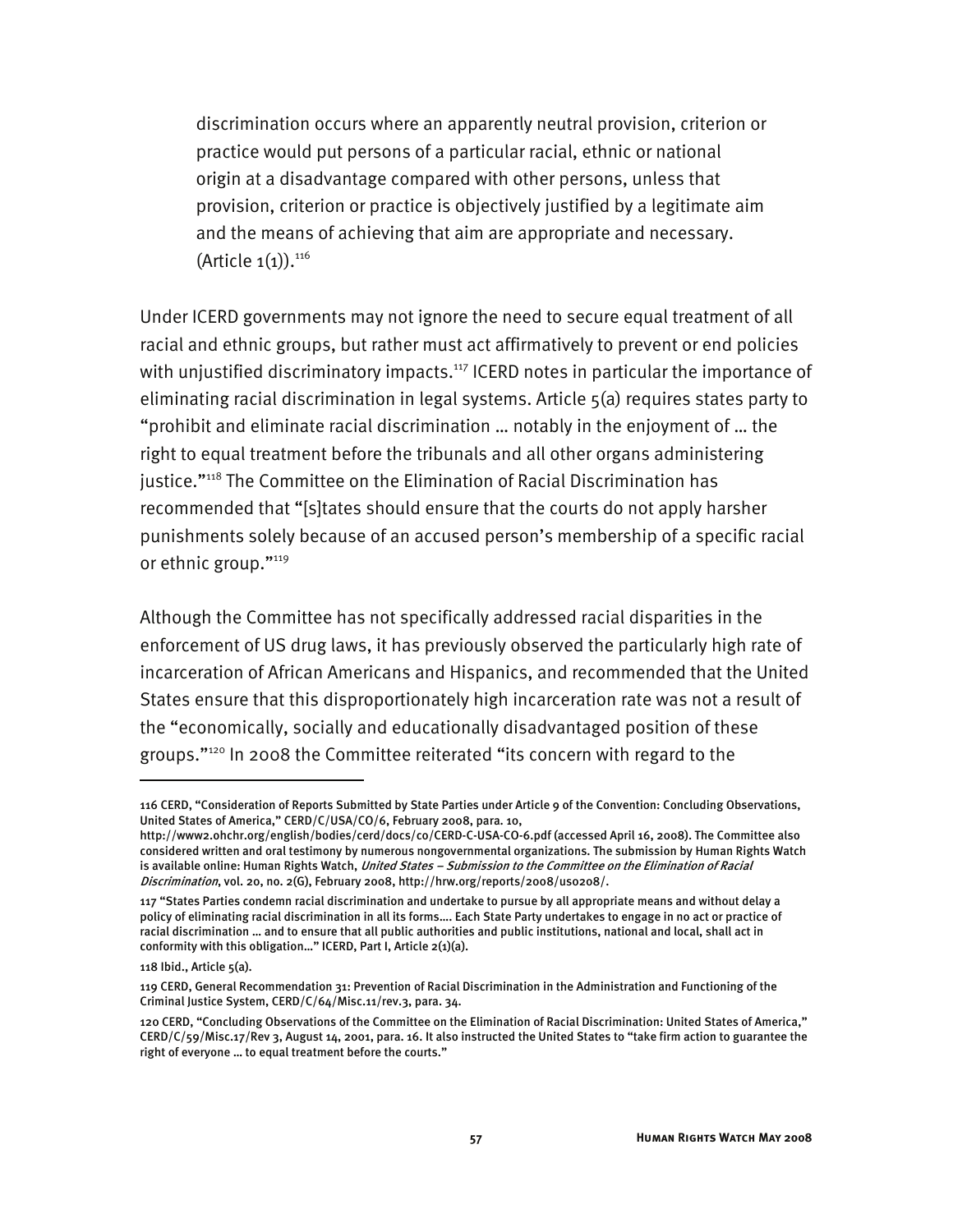discrimination occurs where an apparently neutral provision, criterion or practice would put persons of a particular racial, ethnic or national origin at a disadvantage compared with other persons, unless that provision, criterion or practice is objectively justified by a legitimate aim and the means of achieving that aim are appropriate and necessary. (Article 1(1)).[116]

Under ICERD governments may not ignore the need to secure equal treatment of all racial and ethnic groups, but rather must act affirmatively to prevent or end policies with unjustified discriminatory impacts.[117] ICERD notes in particular the importance of eliminating racial discrimination in legal systems. Article 5(a) requires states party to "prohibit and eliminate racial discrimination … notably in the enjoyment of … the right to equal treatment before the tribunals and all other organs administering justice."[118] The Committee on the Elimination of Racial Discrimination has recommended that "[s]tates should ensure that the courts do not apply harsher punishments solely because of an accused person's membership of a specific racial or ethnic group."[119]

Although the Committee has not specifically addressed racial disparities in the enforcement of US drug laws, it has previously observed the particularly high rate of incarceration of African Americans and Hispanics, and recommended that the United States ensure that this disproportionately high incarceration rate was not a result of the "economically, socially and educationally disadvantaged position of these groups."[120] In 2008 the Committee reiterated "its concern with regard to the

---

116 CERD, "Consideration of Reports Submitted by State Parties under Article 9 of the Convention: Concluding Observations, United States of America," CERD/C/USA/CO/6, February 2008, para. 10, http://www2.ohchr.org/english/bodies/cerd/docs/co/CERD-C-USA-CO-6.pdf (accessed April 16, 2008). The Committee also considered written and oral testimony by numerous nongovernmental organizations. The submission by Human Rights Watch is available online: Human Rights Watch, *United States – Submission to the Committee on the Elimination of Racial Discrimination*, vol. 20, no. 2(G), February 2008, http://hrw.org/reports/2008/us0208/.

117 "States Parties condemn racial discrimination and undertake to pursue by all appropriate means and without delay a policy of eliminating racial discrimination in all its forms…. Each State Party undertakes to engage in no act or practice of racial discrimination … and to ensure that all public authorities and public institutions, national and local, shall act in conformity with this obligation…" ICERD, Part I, Article 2(1)(a).

118 Ibid., Article 5(a).

119 CERD, General Recommendation 31: Prevention of Racial Discrimination in the Administration and Functioning of the Criminal Justice System, CERD/C/64/Misc.11/rev.3, para. 34.

120 CERD, "Concluding Observations of the Committee on the Elimination of Racial Discrimination: United States of America," CERD/C/59/Misc.17/Rev 3, August 14, 2001, para. 16. It also instructed the United States to "take firm action to guarantee the right of everyone … to equal treatment before the courts."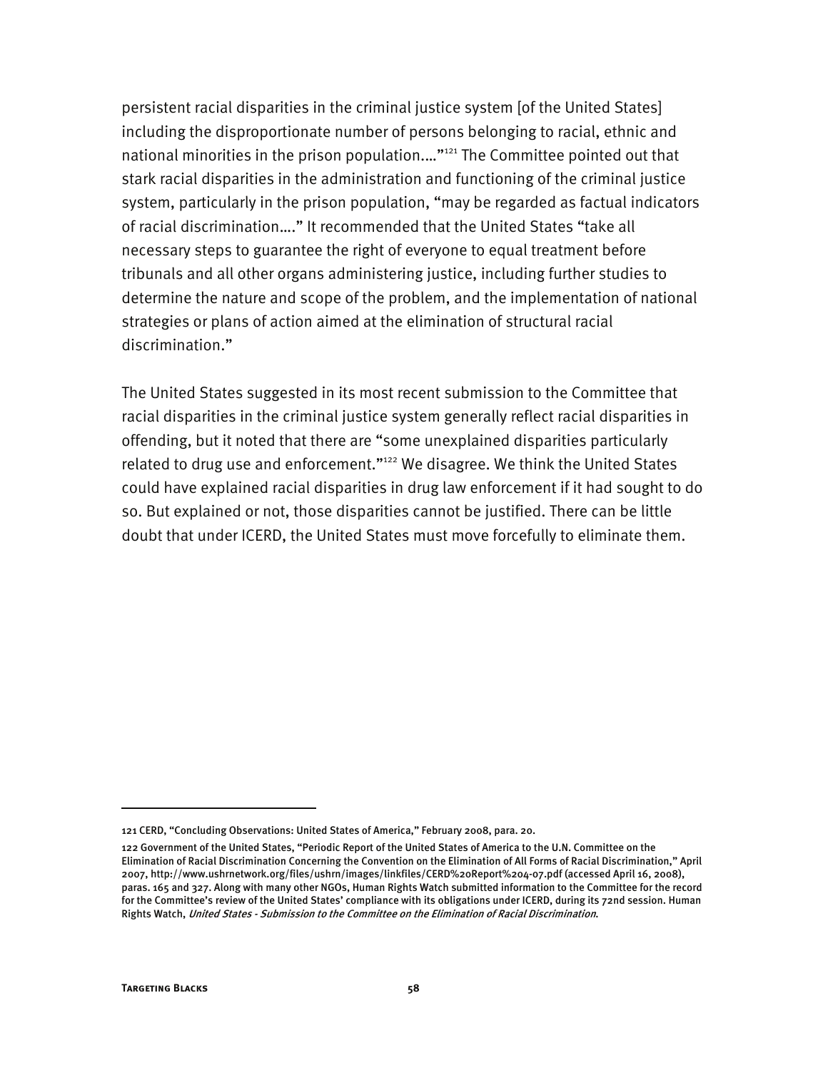persistent racial disparities in the criminal justice system [of the United States] including the disproportionate number of persons belonging to racial, ethnic and national minorities in the prison population...."[121] The Committee pointed out that stark racial disparities in the administration and functioning of the criminal justice system, particularly in the prison population, "may be regarded as factual indicators of racial discrimination…." It recommended that the United States "take all necessary steps to guarantee the right of everyone to equal treatment before tribunals and all other organs administering justice, including further studies to determine the nature and scope of the problem, and the implementation of national strategies or plans of action aimed at the elimination of structural racial discrimination."

The United States suggested in its most recent submission to the Committee that racial disparities in the criminal justice system generally reflect racial disparities in offending, but it noted that there are "some unexplained disparities particularly related to drug use and enforcement."[122] We disagree. We think the United States could have explained racial disparities in drug law enforcement if it had sought to do so. But explained or not, those disparities cannot be justified. There can be little doubt that under ICERD, the United States must move forcefully to eliminate them.

---

121 CERD, "Concluding Observations: United States of America," February 2008, para. 20.

122 Government of the United States, "Periodic Report of the United States of America to the U.N. Committee on the Elimination of Racial Discrimination Concerning the Convention on the Elimination of All Forms of Racial Discrimination," April 2007, http://www.ushrnetwork.org/files/ushrn/images/linkfiles/CERD%20Report%204-07.pdf (accessed April 16, 2008), paras. 165 and 327. Along with many other NGOs, Human Rights Watch submitted information to the Committee for the record for the Committee's review of the United States' compliance with its obligations under ICERD, during its 72nd session. Human Rights Watch, *United States - Submission to the Committee on the Elimination of Racial Discrimination*.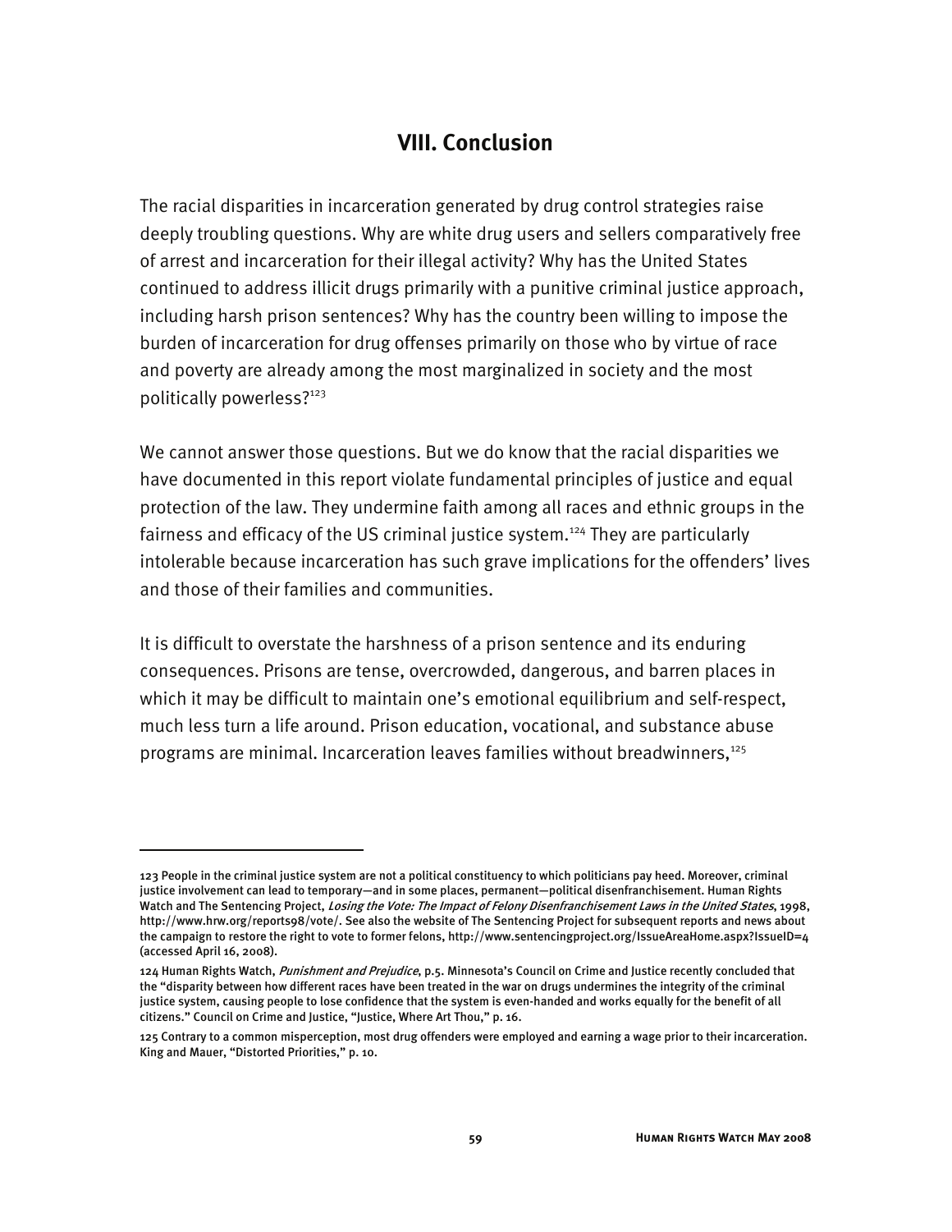## VIII. Conclusion

The racial disparities in incarceration generated by drug control strategies raise deeply troubling questions. Why are white drug users and sellers comparatively free of arrest and incarceration for their illegal activity? Why has the United States continued to address illicit drugs primarily with a punitive criminal justice approach, including harsh prison sentences? Why has the country been willing to impose the burden of incarceration for drug offenses primarily on those who by virtue of race and poverty are already among the most marginalized in society and the most politically powerless?[123]

We cannot answer those questions. But we do know that the racial disparities we have documented in this report violate fundamental principles of justice and equal protection of the law. They undermine faith among all races and ethnic groups in the fairness and efficacy of the US criminal justice system.[124] They are particularly intolerable because incarceration has such grave implications for the offenders' lives and those of their families and communities.

It is difficult to overstate the harshness of a prison sentence and its enduring consequences. Prisons are tense, overcrowded, dangerous, and barren places in which it may be difficult to maintain one's emotional equilibrium and self-respect, much less turn a life around. Prison education, vocational, and substance abuse programs are minimal. Incarceration leaves families without breadwinners,[125]

---

123 People in the criminal justice system are not a political constituency to which politicians pay heed. Moreover, criminal justice involvement can lead to temporary—and in some places, permanent—political disenfranchisement. Human Rights Watch and The Sentencing Project, *Losing the Vote: The Impact of Felony Disenfranchisement Laws in the United States*, 1998, http://www.hrw.org/reports98/vote/. See also the website of The Sentencing Project for subsequent reports and news about the campaign to restore the right to vote to former felons, http://www.sentencingproject.org/IssueAreaHome.aspx?IssueID=4 (accessed April 16, 2008).

124 Human Rights Watch, *Punishment and Prejudice*, p.5. Minnesota's Council on Crime and Justice recently concluded that the "disparity between how different races have been treated in the war on drugs undermines the integrity of the criminal justice system, causing people to lose confidence that the system is even-handed and works equally for the benefit of all citizens." Council on Crime and Justice, "Justice, Where Art Thou," p. 16.

125 Contrary to a common misperception, most drug offenders were employed and earning a wage prior to their incarceration. King and Mauer, "Distorted Priorities," p. 10.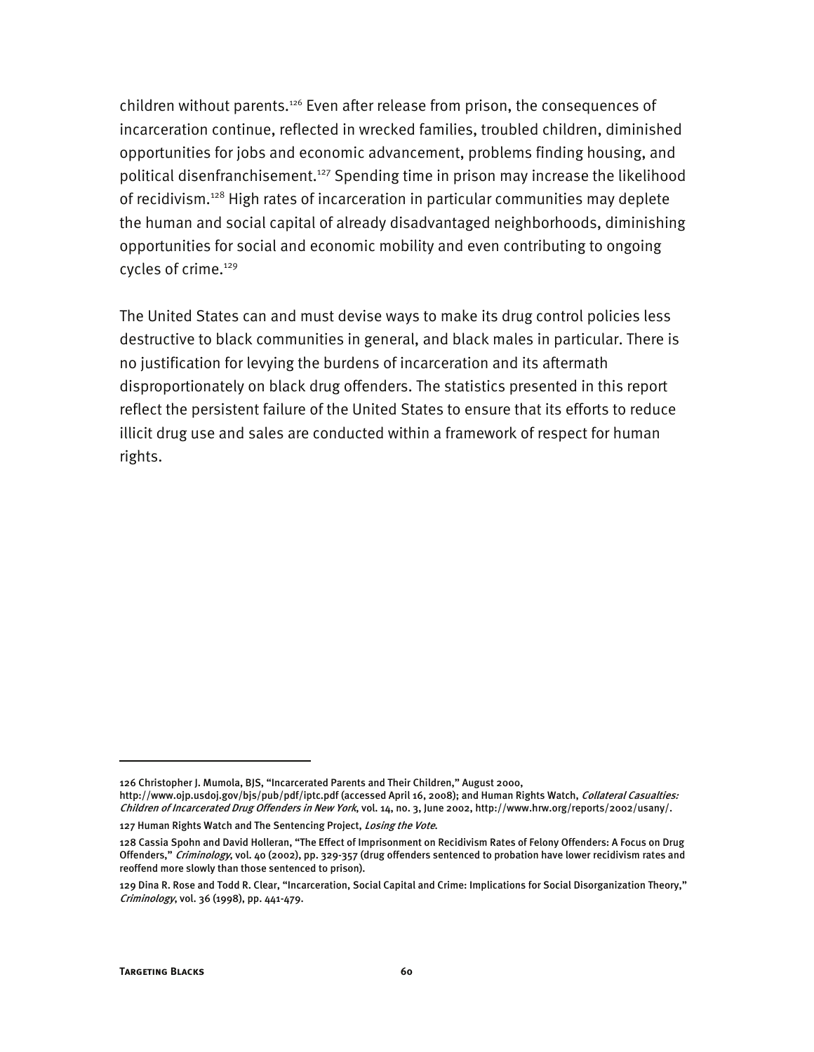children without parents.[126] Even after release from prison, the consequences of incarceration continue, reflected in wrecked families, troubled children, diminished opportunities for jobs and economic advancement, problems finding housing, and political disenfranchisement.[127] Spending time in prison may increase the likelihood of recidivism.[128] High rates of incarceration in particular communities may deplete the human and social capital of already disadvantaged neighborhoods, diminishing opportunities for social and economic mobility and even contributing to ongoing cycles of crime.[129]

The United States can and must devise ways to make its drug control policies less destructive to black communities in general, and black males in particular. There is no justification for levying the burdens of incarceration and its aftermath disproportionately on black drug offenders. The statistics presented in this report reflect the persistent failure of the United States to ensure that its efforts to reduce illicit drug use and sales are conducted within a framework of respect for human rights.

---

126 Christopher J. Mumola, BJS, "Incarcerated Parents and Their Children," August 2000, http://www.ojp.usdoj.gov/bjs/pub/pdf/iptc.pdf (accessed April 16, 2008); and Human Rights Watch, *Collateral Casualties: Children of Incarcerated Drug Offenders in New York*, vol. 14, no. 3, June 2002, http://www.hrw.org/reports/2002/usany/.

127 Human Rights Watch and The Sentencing Project, *Losing the Vote*.

128 Cassia Spohn and David Holleran, "The Effect of Imprisonment on Recidivism Rates of Felony Offenders: A Focus on Drug Offenders," *Criminology*, vol. 40 (2002), pp. 329-357 (drug offenders sentenced to probation have lower recidivism rates and reoffend more slowly than those sentenced to prison).

129 Dina R. Rose and Todd R. Clear, "Incarceration, Social Capital and Crime: Implications for Social Disorganization Theory," *Criminology*, vol. 36 (1998), pp. 441-479.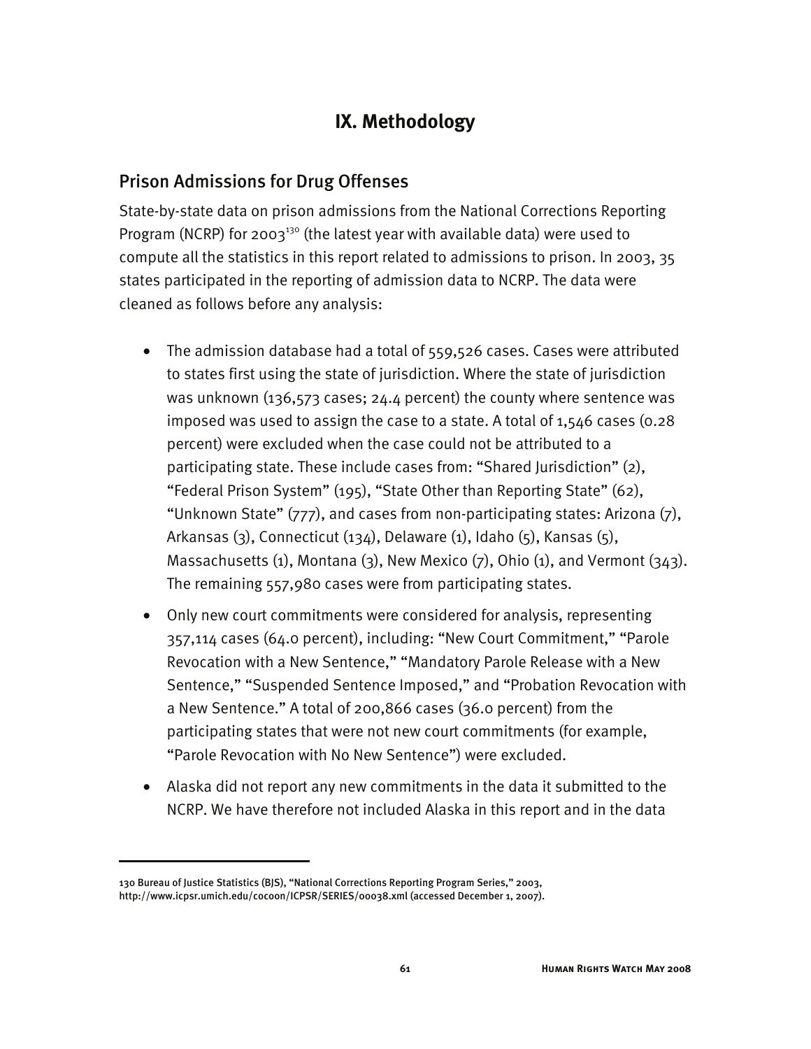# IX. Methodology

## Prison Admissions for Drug Offenses

State-by-state data on prison admissions from the National Corrections Reporting Program (NCRP) for 2003[130] (the latest year with available data) were used to compute all the statistics in this report related to admissions to prison. In 2003, 35 states participated in the reporting of admission data to NCRP. The data were cleaned as follows before any analysis:

- The admission database had a total of 559,526 cases. Cases were attributed to states first using the state of jurisdiction. Where the state of jurisdiction was unknown (136,573 cases; 24.4 percent) the county where sentence was imposed was used to assign the case to a state. A total of 1,546 cases (0.28 percent) were excluded when the case could not be attributed to a participating state. These include cases from: "Shared Jurisdiction" (2), "Federal Prison System" (195), "State Other than Reporting State" (62), "Unknown State" (777), and cases from non-participating states: Arizona (7), Arkansas (3), Connecticut (134), Delaware (1), Idaho (5), Kansas (5), Massachusetts (1), Montana (3), New Mexico (7), Ohio (1), and Vermont (343). The remaining 557,980 cases were from participating states.
- Only new court commitments were considered for analysis, representing 357,114 cases (64.0 percent), including: "New Court Commitment," "Parole Revocation with a New Sentence," "Mandatory Parole Release with a New Sentence," "Suspended Sentence Imposed," and "Probation Revocation with a New Sentence." A total of 200,866 cases (36.0 percent) from the participating states that were not new court commitments (for example, "Parole Revocation with No New Sentence") were excluded.
- Alaska did not report any new commitments in the data it submitted to the NCRP. We have therefore not included Alaska in this report and in the data

---

130 Bureau of Justice Statistics (BJS), "National Corrections Reporting Program Series," 2003, http://www.icpsr.umich.edu/cocoon/ICPSR/SERIES/00038.xml (accessed December 1, 2007).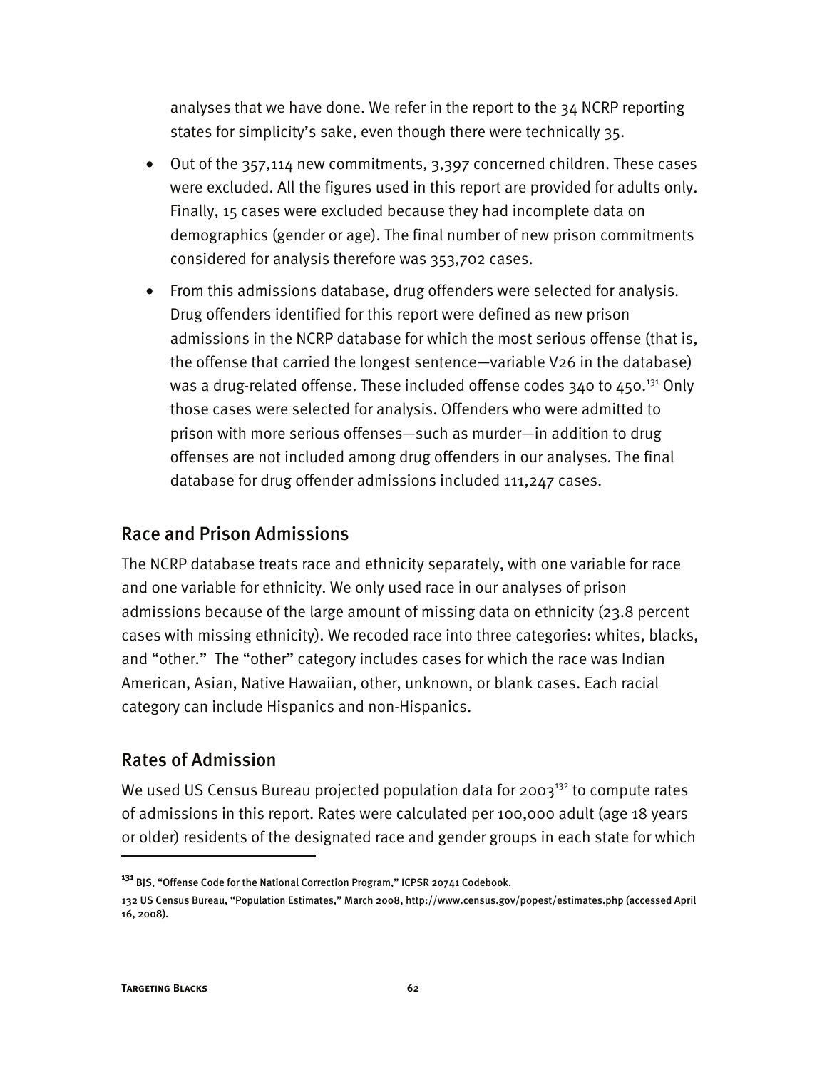analyses that we have done. We refer in the report to the 34 NCRP reporting states for simplicity's sake, even though there were technically 35.

- Out of the 357,114 new commitments, 3,397 concerned children. These cases were excluded. All the figures used in this report are provided for adults only. Finally, 15 cases were excluded because they had incomplete data on demographics (gender or age). The final number of new prison commitments considered for analysis therefore was 353,702 cases.
- From this admissions database, drug offenders were selected for analysis. Drug offenders identified for this report were defined as new prison admissions in the NCRP database for which the most serious offense (that is, the offense that carried the longest sentence—variable V26 in the database) was a drug-related offense. These included offense codes 340 to 450.[131] Only those cases were selected for analysis. Offenders who were admitted to prison with more serious offenses—such as murder—in addition to drug offenses are not included among drug offenders in our analyses. The final database for drug offender admissions included 111,247 cases.

## Race and Prison Admissions

The NCRP database treats race and ethnicity separately, with one variable for race and one variable for ethnicity. We only used race in our analyses of prison admissions because of the large amount of missing data on ethnicity (23.8 percent cases with missing ethnicity). We recoded race into three categories: whites, blacks, and "other." The "other" category includes cases for which the race was Indian American, Asian, Native Hawaiian, other, unknown, or blank cases. Each racial category can include Hispanics and non-Hispanics.

## Rates of Admission

We used US Census Bureau projected population data for 2003[132] to compute rates of admissions in this report. Rates were calculated per 100,000 adult (age 18 years or older) residents of the designated race and gender groups in each state for which

---

[131] BJS, "Offense Code for the National Correction Program," ICPSR 20741 Codebook.

[132] US Census Bureau, "Population Estimates," March 2008, http://www.census.gov/popest/estimates.php (accessed April 16, 2008).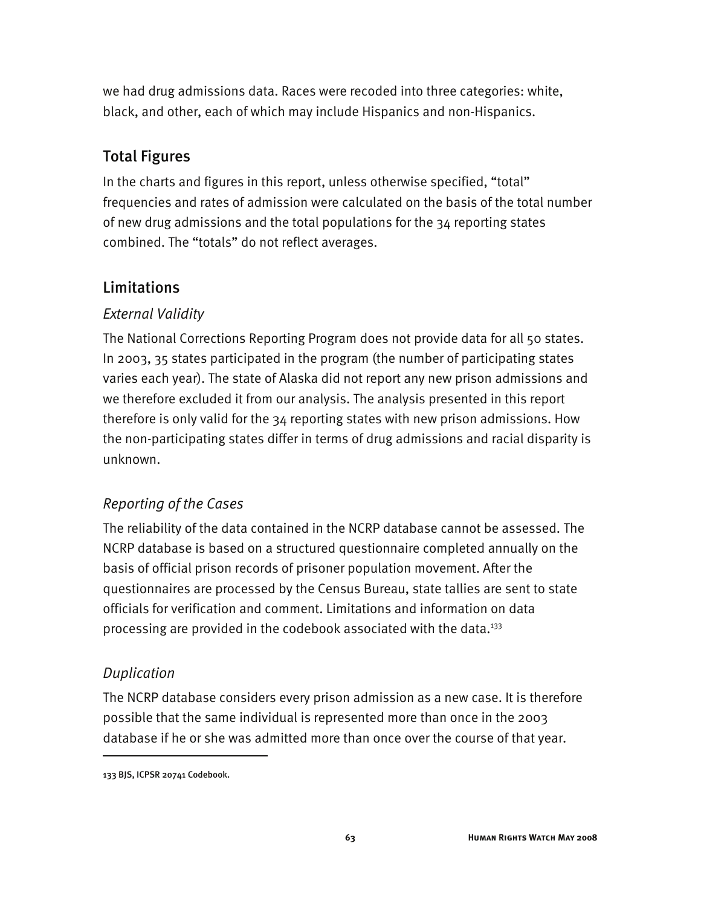we had drug admissions data. Races were recoded into three categories: white, black, and other, each of which may include Hispanics and non-Hispanics.

## Total Figures

In the charts and figures in this report, unless otherwise specified, "total" frequencies and rates of admission were calculated on the basis of the total number of new drug admissions and the total populations for the 34 reporting states combined. The "totals" do not reflect averages.

## Limitations

### *External Validity*

The National Corrections Reporting Program does not provide data for all 50 states. In 2003, 35 states participated in the program (the number of participating states varies each year). The state of Alaska did not report any new prison admissions and we therefore excluded it from our analysis. The analysis presented in this report therefore is only valid for the 34 reporting states with new prison admissions. How the non-participating states differ in terms of drug admissions and racial disparity is unknown.

### *Reporting of the Cases*

The reliability of the data contained in the NCRP database cannot be assessed. The NCRP database is based on a structured questionnaire completed annually on the basis of official prison records of prisoner population movement. After the questionnaires are processed by the Census Bureau, state tallies are sent to state officials for verification and comment. Limitations and information on data processing are provided in the codebook associated with the data.[133]

### *Duplication*

The NCRP database considers every prison admission as a new case. It is therefore possible that the same individual is represented more than once in the 2003 database if he or she was admitted more than once over the course of that year.

---

133 BJS, ICPSR 20741 Codebook.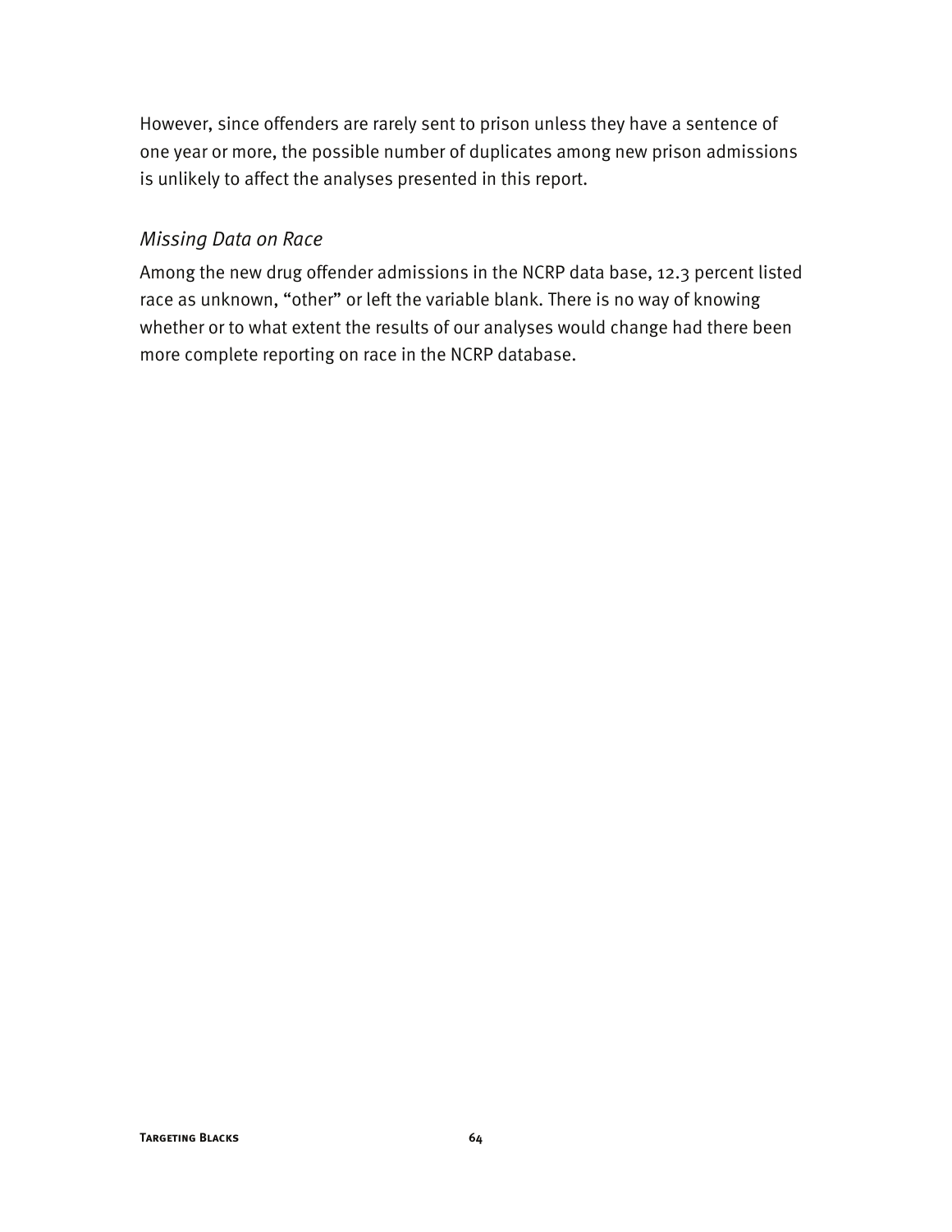However, since offenders are rarely sent to prison unless they have a sentence of one year or more, the possible number of duplicates among new prison admissions is unlikely to affect the analyses presented in this report.

### *Missing Data on Race*

Among the new drug offender admissions in the NCRP data base, 12.3 percent listed race as unknown, "other" or left the variable blank. There is no way of knowing whether or to what extent the results of our analyses would change had there been more complete reporting on race in the NCRP database.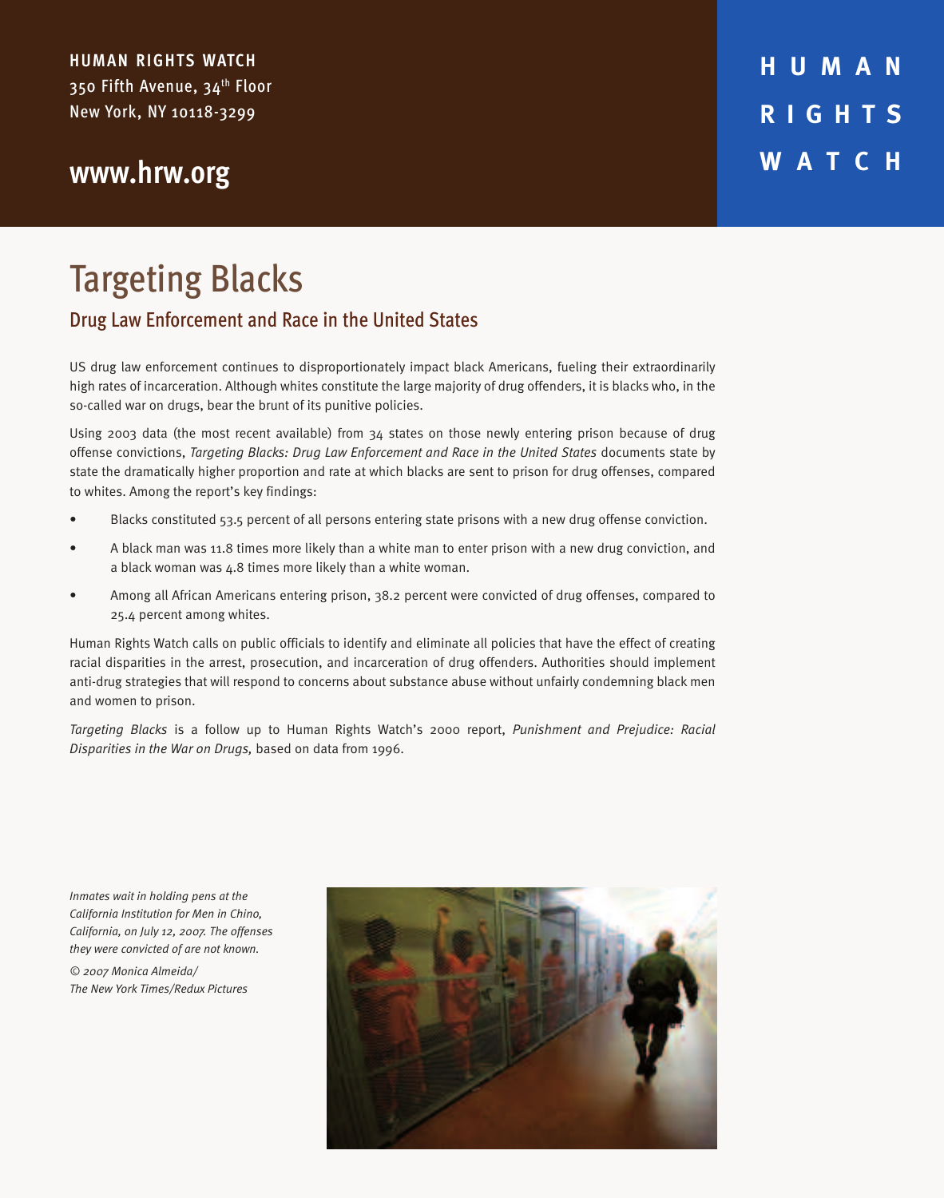**HUMAN RIGHTS WATCH**
350 Fifth Avenue, 34th Floor
New York, NY 10118-3299

**www.hrw.org**

**HUMAN RIGHTS WATCH**

# Targeting Blacks

## Drug Law Enforcement and Race in the United States

US drug law enforcement continues to disproportionately impact black Americans, fueling their extraordinarily high rates of incarceration. Although whites constitute the large majority of drug offenders, it is blacks who, in the so-called war on drugs, bear the brunt of its punitive policies.

Using 2003 data (the most recent available) from 34 states on those newly entering prison because of drug offense convictions, *Targeting Blacks: Drug Law Enforcement and Race in the United States* documents state by state the dramatically higher proportion and rate at which blacks are sent to prison for drug offenses, compared to whites. Among the report's key findings:

- Blacks constituted 53.5 percent of all persons entering state prisons with a new drug offense conviction.
- A black man was 11.8 times more likely than a white man to enter prison with a new drug conviction, and a black woman was 4.8 times more likely than a white woman.
- Among all African Americans entering prison, 38.2 percent were convicted of drug offenses, compared to 25.4 percent among whites.

Human Rights Watch calls on public officials to identify and eliminate all policies that have the effect of creating racial disparities in the arrest, prosecution, and incarceration of drug offenders. Authorities should implement anti-drug strategies that will respond to concerns about substance abuse without unfairly condemning black men and women to prison.

*Targeting Blacks* is a follow up to Human Rights Watch's 2000 report, *Punishment and Prejudice: Racial Disparities in the War on Drugs,* based on data from 1996.

*Inmates wait in holding pens at the California Institution for Men in Chino, California, on July 12, 2007. The offenses they were convicted of are not known.*

*© 2007 Monica Almeida/ The New York Times/Redux Pictures*